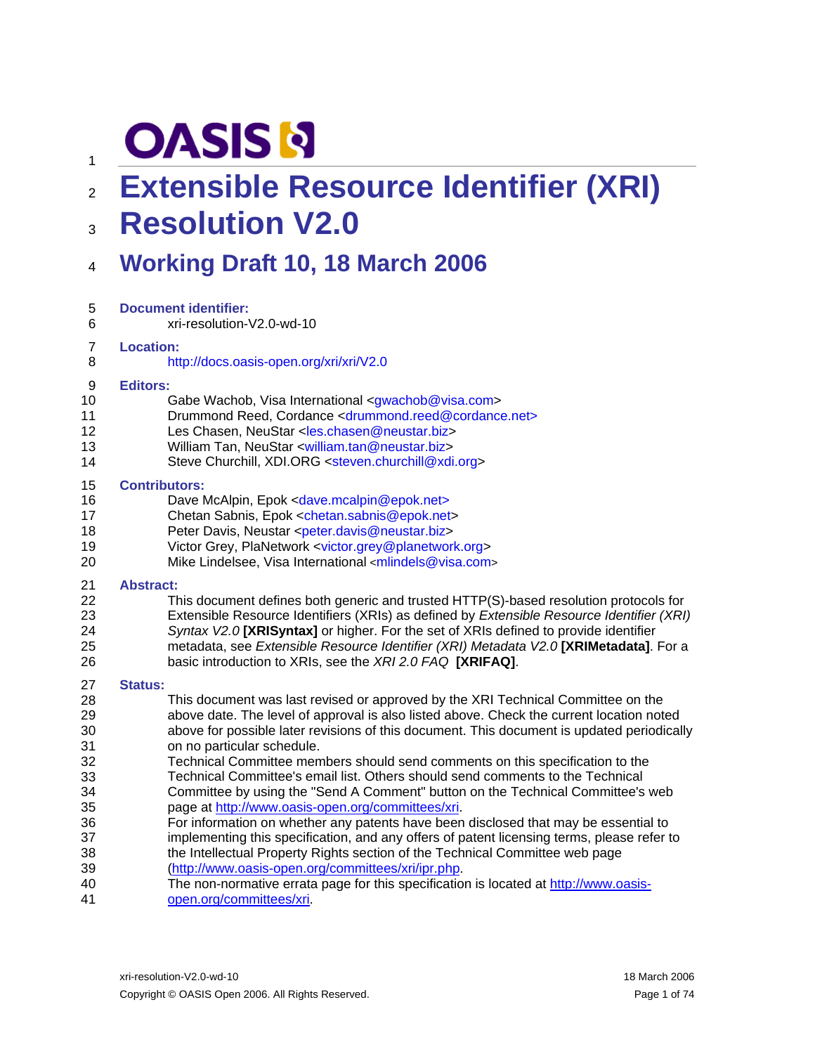OASIS

# Extensible Resource Identifier (XRI) Resolution V2.0

## Working Draft 10, 18 March 2006

**Document identifier:**

xri-resolution-V2.0-wd-10

**Location:**

http://docs.oasis-open.org/xri/xri/V2.0

**Editors:**

Gabe Wachob, Visa International <gwachob@visa.com>
Drummond Reed, Cordance <drummond.reed@cordance.net>
Les Chasen, NeuStar <les.chasen@neustar.biz>
William Tan, NeuStar <william.tan@neustar.biz>
Steve Churchill, XDI.ORG <steven.churchill@xdi.org>

**Contributors:**

Dave McAlpin, Epok <dave.mcalpin@epok.net>
Chetan Sabnis, Epok <chetan.sabnis@epok.net>
Peter Davis, Neustar <peter.davis@neustar.biz>
Victor Grey, PlaNetwork <victor.grey@planetwork.org>
Mike Lindelsee, Visa International <mlindels@visa.com>

**Abstract:**

This document defines both generic and trusted HTTP(S)-based resolution protocols for Extensible Resource Identifiers (XRIs) as defined by *Extensible Resource Identifier (XRI) Syntax V2.0* **[XRISyntax]** or higher. For the set of XRIs defined to provide identifier metadata, see *Extensible Resource Identifier (XRI) Metadata V2.0* **[XRIMetadata]**. For a basic introduction to XRIs, see the *XRI 2.0 FAQ* **[XRIFAQ]**.

**Status:**

This document was last revised or approved by the XRI Technical Committee on the above date. The level of approval is also listed above. Check the current location noted above for possible later revisions of this document. This document is updated periodically on no particular schedule.

Technical Committee members should send comments on this specification to the Technical Committee's email list. Others should send comments to the Technical Committee by using the "Send A Comment" button on the Technical Committee's web page at http://www.oasis-open.org/committees/xri.

For information on whether any patents have been disclosed that may be essential to implementing this specification, and any offers of patent licensing terms, please refer to the Intellectual Property Rights section of the Technical Committee web page (http://www.oasis-open.org/committees/xri/ipr.php).

The non-normative errata page for this specification is located at http://www.oasis-open.org/committees/xri.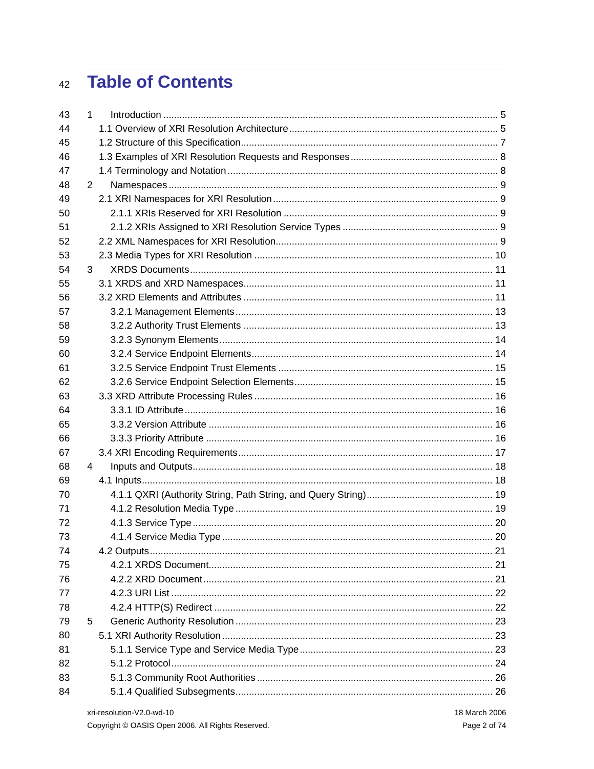# Table of Contents

1 Introduction ... 5
- 1.1 Overview of XRI Resolution Architecture ... 5
- 1.2 Structure of this Specification ... 7
- 1.3 Examples of XRI Resolution Requests and Responses ... 8
- 1.4 Terminology and Notation ... 8

2 Namespaces ... 9
- 2.1 XRI Namespaces for XRI Resolution ... 9
  - 2.1.1 XRIs Reserved for XRI Resolution ... 9
  - 2.1.2 XRIs Assigned to XRI Resolution Service Types ... 9
- 2.2 XML Namespaces for XRI Resolution ... 9
- 2.3 Media Types for XRI Resolution ... 10

3 XRDS Documents ... 11
- 3.1 XRDS and XRD Namespaces ... 11
- 3.2 XRD Elements and Attributes ... 11
  - 3.2.1 Management Elements ... 13
  - 3.2.2 Authority Trust Elements ... 13
  - 3.2.3 Synonym Elements ... 14
  - 3.2.4 Service Endpoint Elements ... 14
  - 3.2.5 Service Endpoint Trust Elements ... 15
  - 3.2.6 Service Endpoint Selection Elements ... 15
- 3.3 XRD Attribute Processing Rules ... 16
  - 3.3.1 ID Attribute ... 16
  - 3.3.2 Version Attribute ... 16
  - 3.3.3 Priority Attribute ... 16
- 3.4 XRI Encoding Requirements ... 17

4 Inputs and Outputs ... 18
- 4.1 Inputs ... 18
  - 4.1.1 QXRI (Authority String, Path String, and Query String) ... 19
  - 4.1.2 Resolution Media Type ... 19
  - 4.1.3 Service Type ... 20
  - 4.1.4 Service Media Type ... 20
- 4.2 Outputs ... 21
  - 4.2.1 XRDS Document ... 21
  - 4.2.2 XRD Document ... 21
  - 4.2.3 URI List ... 22
  - 4.2.4 HTTP(S) Redirect ... 22

5 Generic Authority Resolution ... 23
- 5.1 XRI Authority Resolution ... 23
  - 5.1.1 Service Type and Service Media Type ... 23
  - 5.1.2 Protocol ... 24
  - 5.1.3 Community Root Authorities ... 26
  - 5.1.4 Qualified Subsegments ... 26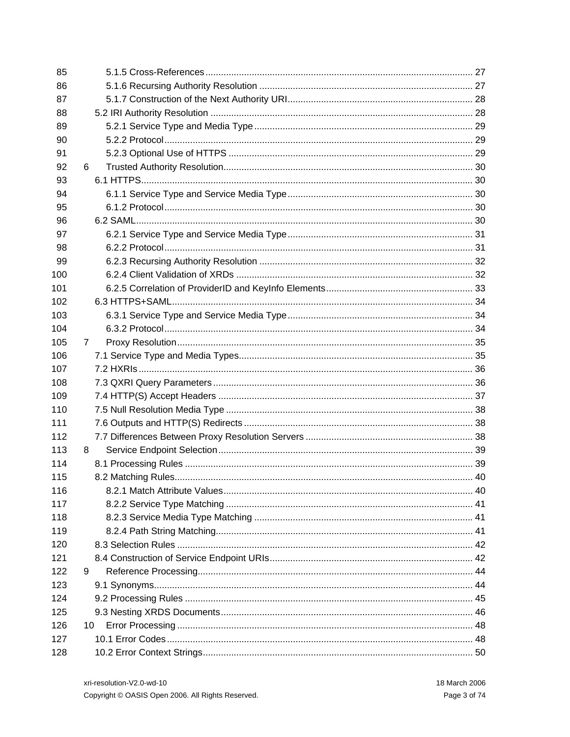85 5.1.5 Cross-References ........................................................................................................ 27
86 5.1.6 Recursing Authority Resolution ................................................................................... 27
87 5.1.7 Construction of the Next Authority URI........................................................................ 28
88 5.2 IRI Authority Resolution ...................................................................................................... 28
89 5.2.1 Service Type and Media Type ..................................................................................... 29
90 5.2.2 Protocol ........................................................................................................................ 29
91 5.2.3 Optional Use of HTTPS ............................................................................................... 29
92 6 Trusted Authority Resolution................................................................................................. 30
93 6.1 HTTPS................................................................................................................................. 30
94 6.1.1 Service Type and Service Media Type ........................................................................ 30
95 6.1.2 Protocol ........................................................................................................................ 30
96 6.2 SAML................................................................................................................................... 30
97 6.2.1 Service Type and Service Media Type ........................................................................ 31
98 6.2.2 Protocol ........................................................................................................................ 31
99 6.2.3 Recursing Authority Resolution ................................................................................... 32
100 6.2.4 Client Validation of XRDs ............................................................................................ 32
101 6.2.5 Correlation of ProviderID and KeyInfo Elements ......................................................... 33
102 6.3 HTTPS+SAML ..................................................................................................................... 34
103 6.3.1 Service Type and Service Media Type ........................................................................ 34
104 6.3.2 Protocol ........................................................................................................................ 34
105 7 Proxy Resolution ................................................................................................................... 35
106 7.1 Service Type and Media Types ........................................................................................... 35
107 7.2 HXRIs .................................................................................................................................. 36
108 7.3 QXRI Query Parameters ..................................................................................................... 36
109 7.4 HTTP(S) Accept Headers ................................................................................................... 37
110 7.5 Null Resolution Media Type ................................................................................................ 38
111 7.6 Outputs and HTTP(S) Redirects ......................................................................................... 38
112 7.7 Differences Between Proxy Resolution Servers ................................................................. 38
113 8 Service Endpoint Selection ................................................................................................... 39
114 8.1 Processing Rules ................................................................................................................ 39
115 8.2 Matching Rules.................................................................................................................... 40
116 8.2.1 Match Attribute Values ................................................................................................. 40
117 8.2.2 Service Type Matching ................................................................................................ 41
118 8.2.3 Service Media Type Matching ..................................................................................... 41
119 8.2.4 Path String Matching.................................................................................................... 41
120 8.3 Selection Rules ................................................................................................................... 42
121 8.4 Construction of Service Endpoint URIs ............................................................................... 42
122 9 Reference Processing........................................................................................................... 44
123 9.1 Synonyms............................................................................................................................ 44
124 9.2 Processing Rules ................................................................................................................ 45
125 9.3 Nesting XRDS Documents .................................................................................................. 46
126 10 Error Processing ................................................................................................................. 48
127 10.1 Error Codes ....................................................................................................................... 48
128 10.2 Error Context Strings ......................................................................................................... 50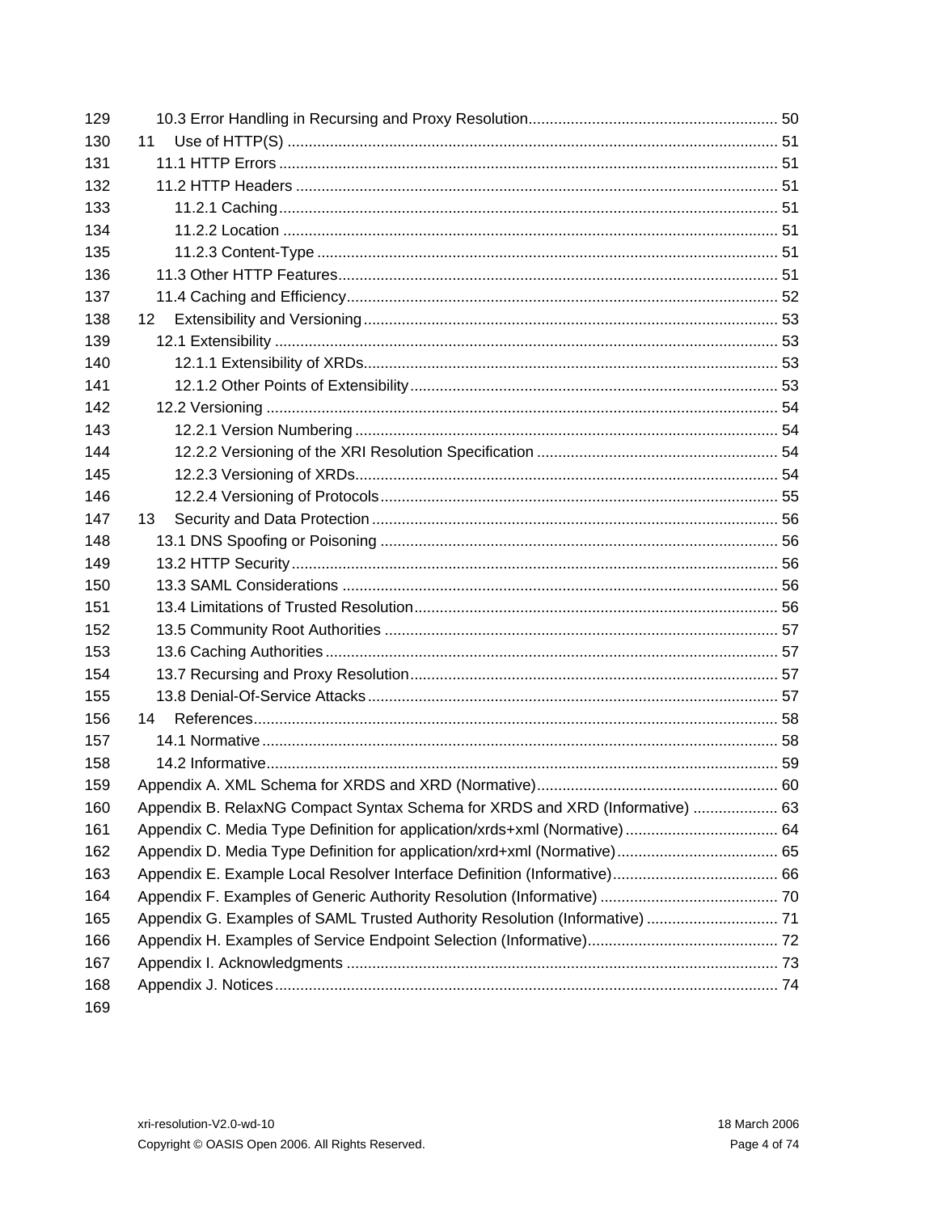10.3 Error Handling in Recursing and Proxy Resolution ........................................................ 50
11 Use of HTTP(S) ........................................................................................................ 51
11.1 HTTP Errors .......................................................................................................... 51
11.2 HTTP Headers ....................................................................................................... 51
11.2.1 Caching ............................................................................................................ 51
11.2.2 Location ........................................................................................................... 51
11.2.3 Content-Type ................................................................................................... 51
11.3 Other HTTP Features ............................................................................................. 51
11.4 Caching and Efficiency ........................................................................................... 52
12 Extensibility and Versioning ....................................................................................... 53
12.1 Extensibility ........................................................................................................... 53
12.1.1 Extensibility of XRDs ........................................................................................ 53
12.1.2 Other Points of Extensibility ............................................................................. 53
12.2 Versioning .............................................................................................................. 54
12.2.1 Version Numbering .......................................................................................... 54
12.2.2 Versioning of the XRI Resolution Specification ................................................ 54
12.2.3 Versioning of XRDs .......................................................................................... 54
12.2.4 Versioning of Protocols .................................................................................... 55
13 Security and Data Protection ..................................................................................... 56
13.1 DNS Spoofing or Poisoning ................................................................................... 56
13.2 HTTP Security ........................................................................................................ 56
13.3 SAML Considerations ............................................................................................ 56
13.4 Limitations of Trusted Resolution ........................................................................... 56
13.5 Community Root Authorities .................................................................................. 57
13.6 Caching Authorities ................................................................................................ 57
13.7 Recursing and Proxy Resolution ............................................................................ 57
13.8 Denial-Of-Service Attacks ...................................................................................... 57
14 References ................................................................................................................ 58
14.1 Normative .............................................................................................................. 58
14.2 Informative ............................................................................................................. 59
Appendix A. XML Schema for XRDS and XRD (Normative) ............................................... 60
Appendix B. RelaxNG Compact Syntax Schema for XRDS and XRD (Informative) ............ 63
Appendix C. Media Type Definition for application/xrds+xml (Normative) .......................... 64
Appendix D. Media Type Definition for application/xrd+xml (Normative) ............................ 65
Appendix E. Example Local Resolver Interface Definition (Informative) .............................. 66
Appendix F. Examples of Generic Authority Resolution (Informative) ................................. 70
Appendix G. Examples of SAML Trusted Authority Resolution (Informative) ...................... 71
Appendix H. Examples of Service Endpoint Selection (Informative) ................................... 72
Appendix I. Acknowledgments ............................................................................................ 73
Appendix J. Notices ............................................................................................................. 74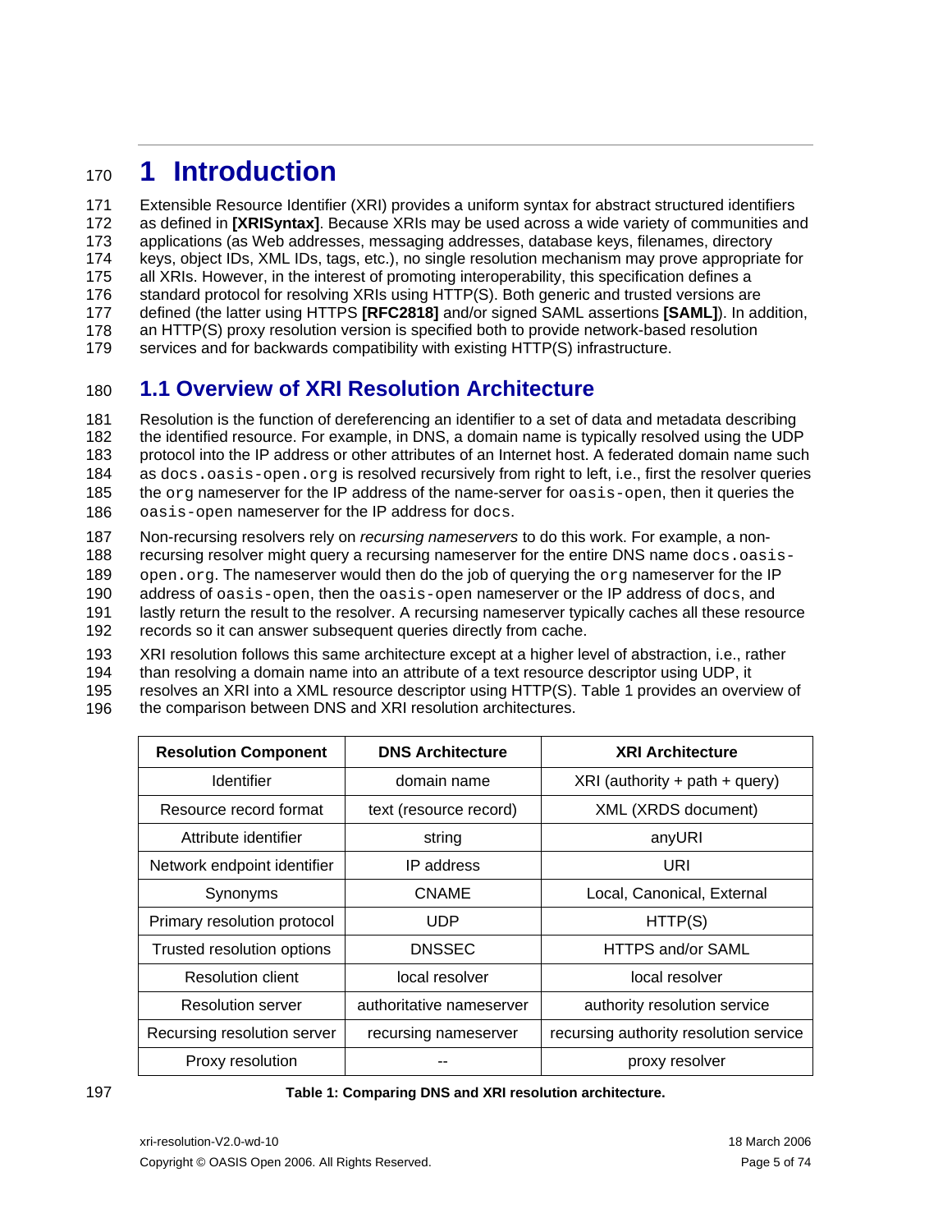# 1 Introduction

Extensible Resource Identifier (XRI) provides a uniform syntax for abstract structured identifiers as defined in **[XRISyntax]**. Because XRIs may be used across a wide variety of communities and applications (as Web addresses, messaging addresses, database keys, filenames, directory keys, object IDs, XML IDs, tags, etc.), no single resolution mechanism may prove appropriate for all XRIs. However, in the interest of promoting interoperability, this specification defines a standard protocol for resolving XRIs using HTTP(S). Both generic and trusted versions are defined (the latter using HTTPS **[RFC2818]** and/or signed SAML assertions **[SAML]**). In addition, an HTTP(S) proxy resolution version is specified both to provide network-based resolution services and for backwards compatibility with existing HTTP(S) infrastructure.

## 1.1 Overview of XRI Resolution Architecture

Resolution is the function of dereferencing an identifier to a set of data and metadata describing the identified resource. For example, in DNS, a domain name is typically resolved using the UDP protocol into the IP address or other attributes of an Internet host. A federated domain name such as `docs.oasis-open.org` is resolved recursively from right to left, i.e., first the resolver queries the `org` nameserver for the IP address of the name-server for `oasis-open`, then it queries the `oasis-open` nameserver for the IP address for `docs`.

Non-recursing resolvers rely on *recursing nameservers* to do this work. For example, a non-recursing resolver might query a recursing nameserver for the entire DNS name `docs.oasis-open.org`. The nameserver would then do the job of querying the `org` nameserver for the IP address of `oasis-open`, then the `oasis-open` nameserver or the IP address of `docs`, and lastly return the result to the resolver. A recursing nameserver typically caches all these resource records so it can answer subsequent queries directly from cache.

XRI resolution follows this same architecture except at a higher level of abstraction, i.e., rather than resolving a domain name into an attribute of a text resource descriptor using UDP, it resolves an XRI into a XML resource descriptor using HTTP(S). Table 1 provides an overview of the comparison between DNS and XRI resolution architectures.

| Resolution Component | DNS Architecture | XRI Architecture |
|---|---|---|
| Identifier | domain name | XRI (authority + path + query) |
| Resource record format | text (resource record) | XML (XRDS document) |
| Attribute identifier | string | anyURI |
| Network endpoint identifier | IP address | URI |
| Synonyms | CNAME | Local, Canonical, External |
| Primary resolution protocol | UDP | HTTP(S) |
| Trusted resolution options | DNSSEC | HTTPS and/or SAML |
| Resolution client | local resolver | local resolver |
| Resolution server | authoritative nameserver | authority resolution service |
| Recursing resolution server | recursing nameserver | recursing authority resolution service |
| Proxy resolution | -- | proxy resolver |

**Table 1: Comparing DNS and XRI resolution architecture.**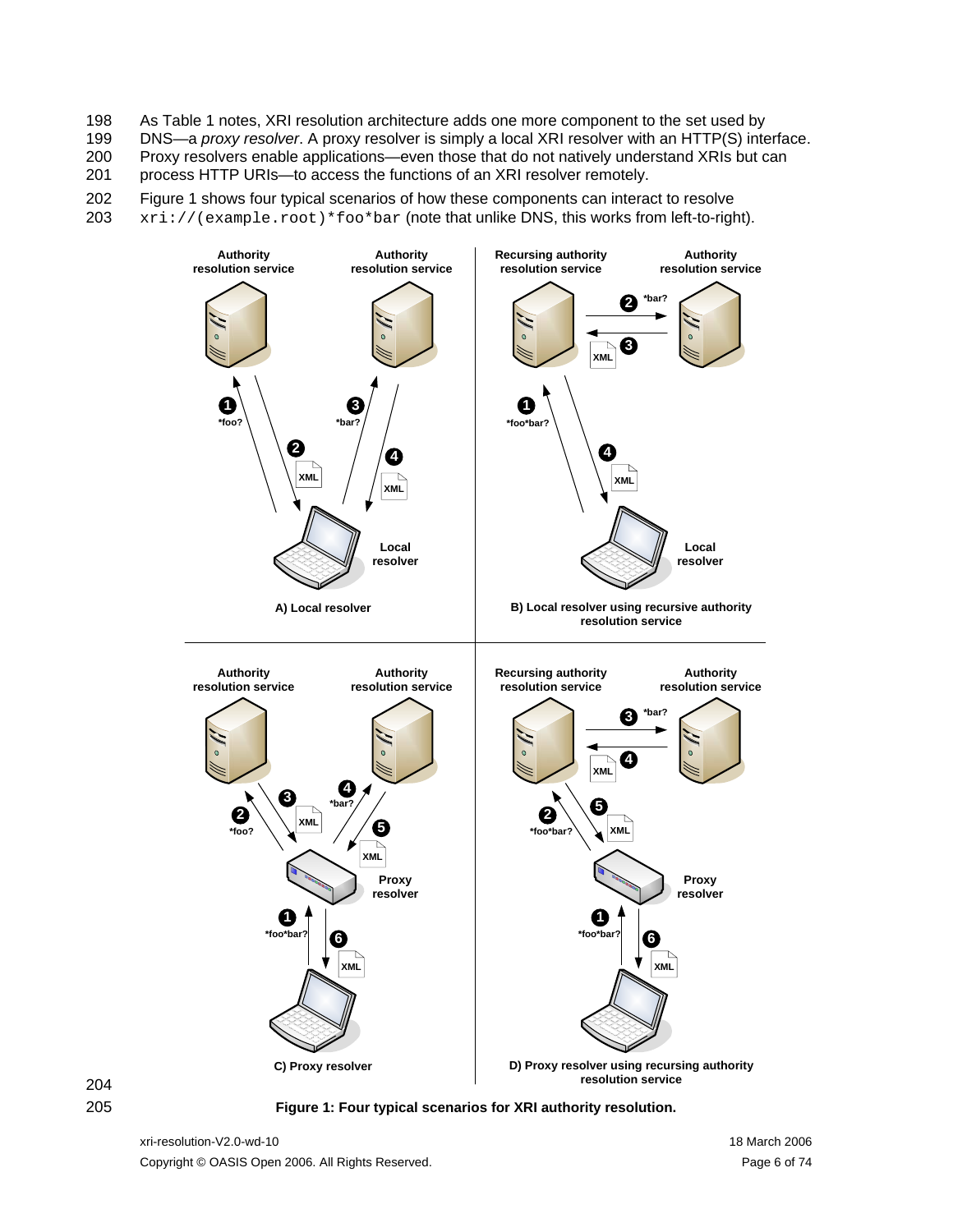As Table 1 notes, XRI resolution architecture adds one more component to the set used by DNS—a *proxy resolver*. A proxy resolver is simply a local XRI resolver with an HTTP(S) interface. Proxy resolvers enable applications—even those that do not natively understand XRIs but can process HTTP URIs—to access the functions of an XRI resolver remotely.

Figure 1 shows four typical scenarios of how these components can interact to resolve `xri://(example.root)*foo*bar` (note that unlike DNS, this works from left-to-right).

**Figure 1: Four typical scenarios for XRI authority resolution.**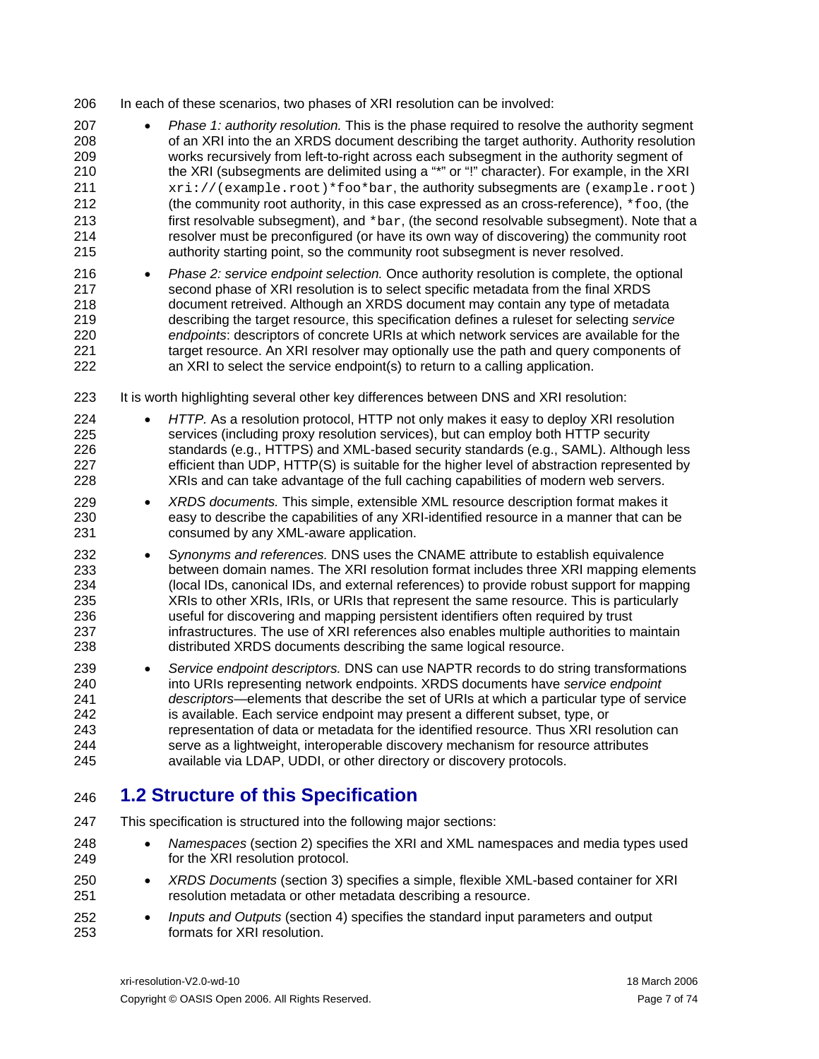In each of these scenarios, two phases of XRI resolution can be involved:

- *Phase 1: authority resolution.* This is the phase required to resolve the authority segment of an XRI into the an XRDS document describing the target authority. Authority resolution works recursively from left-to-right across each subsegment in the authority segment of the XRI (subsegments are delimited using a "*" or "!" character). For example, in the XRI `xri://(example.root)*foo*bar`, the authority subsegments are `(example.root)` (the community root authority, in this case expressed as an cross-reference), `*foo`, (the first resolvable subsegment), and `*bar`, (the second resolvable subsegment). Note that a resolver must be preconfigured (or have its own way of discovering) the community root authority starting point, so the community root subsegment is never resolved.
- *Phase 2: service endpoint selection.* Once authority resolution is complete, the optional second phase of XRI resolution is to select specific metadata from the final XRDS document retreived. Although an XRDS document may contain any type of metadata describing the target resource, this specification defines a ruleset for selecting *service endpoints*: descriptors of concrete URIs at which network services are available for the target resource. An XRI resolver may optionally use the path and query components of an XRI to select the service endpoint(s) to return to a calling application.

It is worth highlighting several other key differences between DNS and XRI resolution:

- *HTTP.* As a resolution protocol, HTTP not only makes it easy to deploy XRI resolution services (including proxy resolution services), but can employ both HTTP security standards (e.g., HTTPS) and XML-based security standards (e.g., SAML). Although less efficient than UDP, HTTP(S) is suitable for the higher level of abstraction represented by XRIs and can take advantage of the full caching capabilities of modern web servers.
- *XRDS documents.* This simple, extensible XML resource description format makes it easy to describe the capabilities of any XRI-identified resource in a manner that can be consumed by any XML-aware application.
- *Synonyms and references.* DNS uses the CNAME attribute to establish equivalence between domain names. The XRI resolution format includes three XRI mapping elements (local IDs, canonical IDs, and external references) to provide robust support for mapping XRIs to other XRIs, IRIs, or URIs that represent the same resource. This is particularly useful for discovering and mapping persistent identifiers often required by trust infrastructures. The use of XRI references also enables multiple authorities to maintain distributed XRDS documents describing the same logical resource.
- *Service endpoint descriptors.* DNS can use NAPTR records to do string transformations into URIs representing network endpoints. XRDS documents have *service endpoint descriptors*—elements that describe the set of URIs at which a particular type of service is available. Each service endpoint may present a different subset, type, or representation of data or metadata for the identified resource. Thus XRI resolution can serve as a lightweight, interoperable discovery mechanism for resource attributes available via LDAP, UDDI, or other directory or discovery protocols.

## 1.2 Structure of this Specification

This specification is structured into the following major sections:

- *Namespaces* (section 2) specifies the XRI and XML namespaces and media types used for the XRI resolution protocol.
- *XRDS Documents* (section 3) specifies a simple, flexible XML-based container for XRI resolution metadata or other metadata describing a resource.
- *Inputs and Outputs* (section 4) specifies the standard input parameters and output formats for XRI resolution.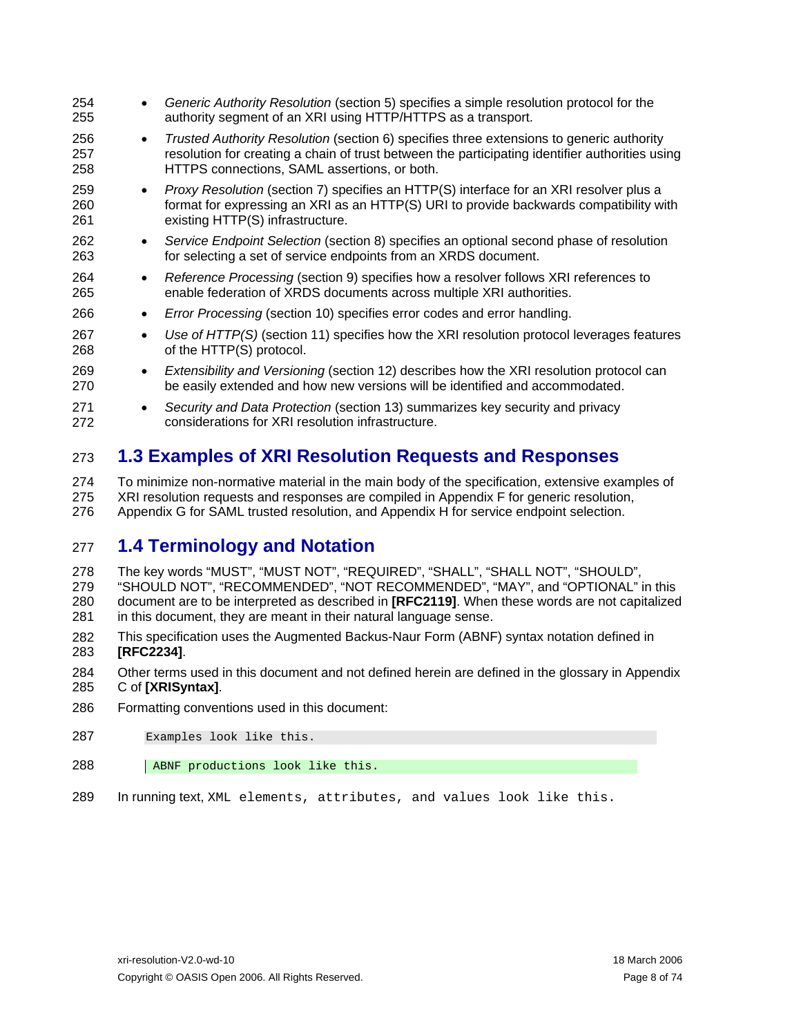- *Generic Authority Resolution* (section 5) specifies a simple resolution protocol for the authority segment of an XRI using HTTP/HTTPS as a transport.
- *Trusted Authority Resolution* (section 6) specifies three extensions to generic authority resolution for creating a chain of trust between the participating identifier authorities using HTTPS connections, SAML assertions, or both.
- *Proxy Resolution* (section 7) specifies an HTTP(S) interface for an XRI resolver plus a format for expressing an XRI as an HTTP(S) URI to provide backwards compatibility with existing HTTP(S) infrastructure.
- *Service Endpoint Selection* (section 8) specifies an optional second phase of resolution for selecting a set of service endpoints from an XRDS document.
- *Reference Processing* (section 9) specifies how a resolver follows XRI references to enable federation of XRDS documents across multiple XRI authorities.
- *Error Processing* (section 10) specifies error codes and error handling.
- *Use of HTTP(S)* (section 11) specifies how the XRI resolution protocol leverages features of the HTTP(S) protocol.
- *Extensibility and Versioning* (section 12) describes how the XRI resolution protocol can be easily extended and how new versions will be identified and accommodated.
- *Security and Data Protection* (section 13) summarizes key security and privacy considerations for XRI resolution infrastructure.

## 1.3 Examples of XRI Resolution Requests and Responses

To minimize non-normative material in the main body of the specification, extensive examples of XRI resolution requests and responses are compiled in Appendix F for generic resolution, Appendix G for SAML trusted resolution, and Appendix H for service endpoint selection.

## 1.4 Terminology and Notation

The key words "MUST", "MUST NOT", "REQUIRED", "SHALL", "SHALL NOT", "SHOULD", "SHOULD NOT", "RECOMMENDED", "NOT RECOMMENDED", "MAY", and "OPTIONAL" in this document are to be interpreted as described in **[RFC2119]**. When these words are not capitalized in this document, they are meant in their natural language sense.

This specification uses the Augmented Backus-Naur Form (ABNF) syntax notation defined in **[RFC2234]**.

Other terms used in this document and not defined herein are defined in the glossary in Appendix C of **[XRISyntax]**.

Formatting conventions used in this document:

```
Examples look like this.
```

```
ABNF productions look like this.
```

In running text, `XML elements, attributes, and values look like this.`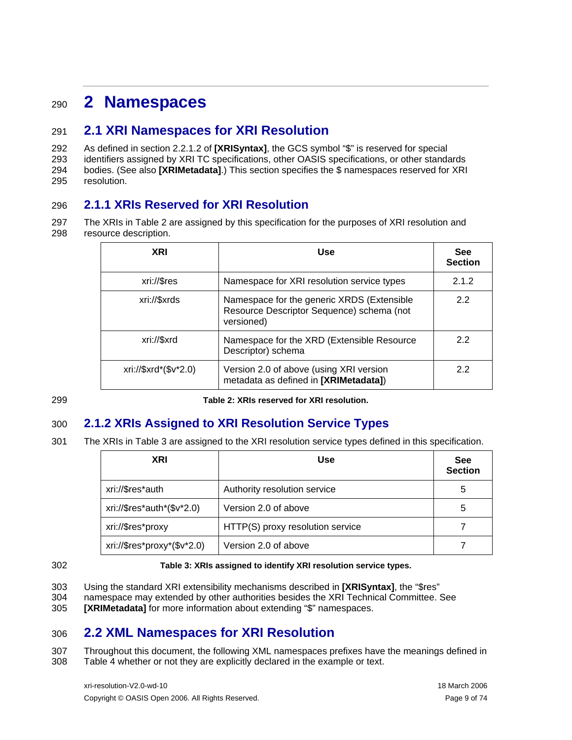# 2 Namespaces

## 2.1 XRI Namespaces for XRI Resolution

As defined in section 2.2.1.2 of **[XRISyntax]**, the GCS symbol "$" is reserved for special identifiers assigned by XRI TC specifications, other OASIS specifications, or other standards bodies. (See also **[XRIMetadata]**.) This section specifies the $ namespaces reserved for XRI resolution.

### 2.1.1 XRIs Reserved for XRI Resolution

The XRIs in Table 2 are assigned by this specification for the purposes of XRI resolution and resource description.

| XRI | Use | See Section |
|---|---|---|
| xri://$res | Namespace for XRI resolution service types | 2.1.2 |
| xri://$xrds | Namespace for the generic XRDS (Extensible Resource Descriptor Sequence) schema (not versioned) | 2.2 |
| xri://$xrd | Namespace for the XRD (Extensible Resource Descriptor) schema | 2.2 |
| xri://$xrd*($v*2.0) | Version 2.0 of above (using XRI version metadata as defined in **[XRIMetadata]**) | 2.2 |

**Table 2: XRIs reserved for XRI resolution.**

### 2.1.2 XRIs Assigned to XRI Resolution Service Types

The XRIs in Table 3 are assigned to the XRI resolution service types defined in this specification.

| XRI | Use | See Section |
|---|---|---|
| xri://$res*auth | Authority resolution service | 5 |
| xri://$res*auth*($v*2.0) | Version 2.0 of above | 5 |
| xri://$res*proxy | HTTP(S) proxy resolution service | 7 |
| xri://$res*proxy*($v*2.0) | Version 2.0 of above | 7 |

**Table 3: XRIs assigned to identify XRI resolution service types.**

Using the standard XRI extensibility mechanisms described in **[XRISyntax]**, the "$res" namespace may extended by other authorities besides the XRI Technical Committee. See **[XRIMetadata]** for more information about extending "$" namespaces.

## 2.2 XML Namespaces for XRI Resolution

Throughout this document, the following XML namespaces prefixes have the meanings defined in Table 4 whether or not they are explicitly declared in the example or text.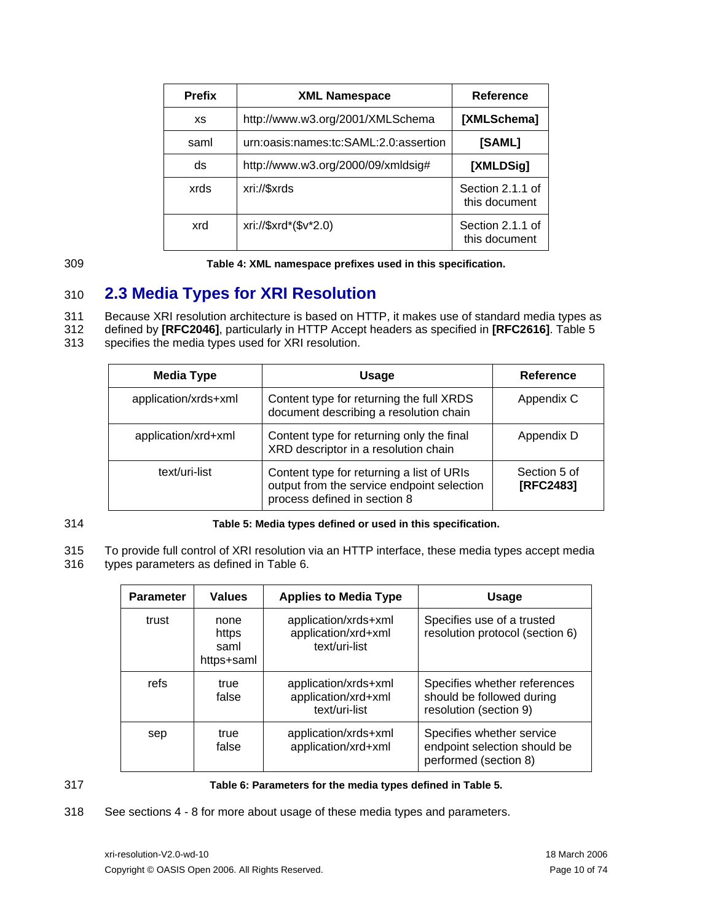| Prefix | XML Namespace | Reference |
| --- | --- | --- |
| xs | http://www.w3.org/2001/XMLSchema | **[XMLSchema]** |
| saml | urn:oasis:names:tc:SAML:2.0:assertion | **[SAML]** |
| ds | http://www.w3.org/2000/09/xmldsig# | **[XMLDSig]** |
| xrds | xri://$xrds | Section 2.1.1 of this document |
| xrd | xri://$xrd*($v*2.0) | Section 2.1.1 of this document |

**Table 4: XML namespace prefixes used in this specification.**

## 2.3 Media Types for XRI Resolution

Because XRI resolution architecture is based on HTTP, it makes use of standard media types as defined by **[RFC2046]**, particularly in HTTP Accept headers as specified in **[RFC2616]**. Table 5 specifies the media types used for XRI resolution.

| Media Type | Usage | Reference |
| --- | --- | --- |
| application/xrds+xml | Content type for returning the full XRDS document describing a resolution chain | Appendix C |
| application/xrd+xml | Content type for returning only the final XRD descriptor in a resolution chain | Appendix D |
| text/uri-list | Content type for returning a list of URIs output from the service endpoint selection process defined in section 8 | Section 5 of **[RFC2483]** |

**Table 5: Media types defined or used in this specification.**

To provide full control of XRI resolution via an HTTP interface, these media types accept media types parameters as defined in Table 6.

| Parameter | Values | Applies to Media Type | Usage |
| --- | --- | --- | --- |
| trust | none<br>https<br>saml<br>https+saml | application/xrds+xml<br>application/xrd+xml<br>text/uri-list | Specifies use of a trusted resolution protocol (section 6) |
| refs | true<br>false | application/xrds+xml<br>application/xrd+xml<br>text/uri-list | Specifies whether references should be followed during resolution (section 9) |
| sep | true<br>false | application/xrds+xml<br>application/xrd+xml | Specifies whether service endpoint selection should be performed (section 8) |

**Table 6: Parameters for the media types defined in Table 5.**

See sections 4 - 8 for more about usage of these media types and parameters.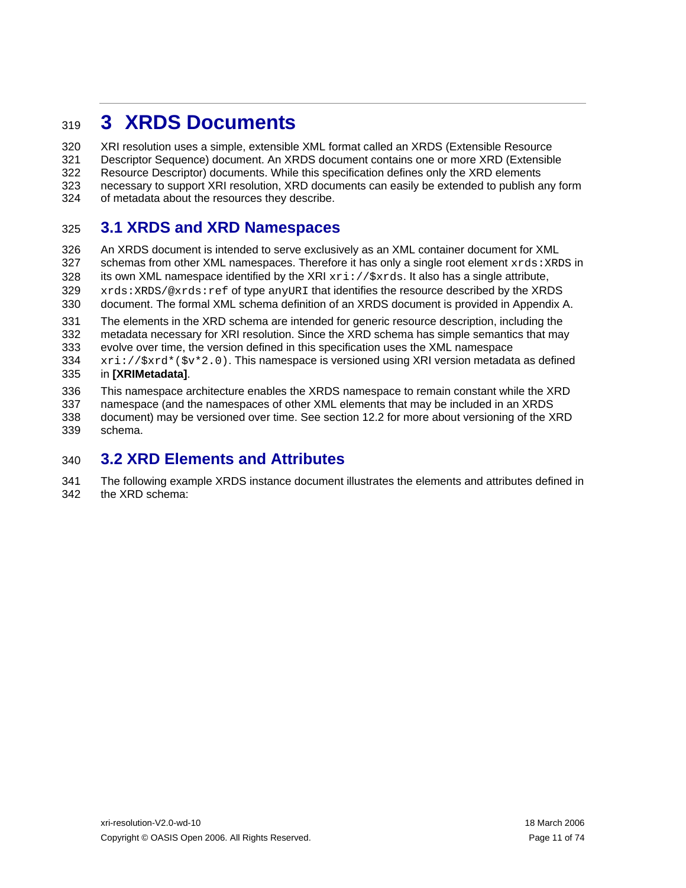# 3 XRDS Documents

XRI resolution uses a simple, extensible XML format called an XRDS (Extensible Resource Descriptor Sequence) document. An XRDS document contains one or more XRD (Extensible Resource Descriptor) documents. While this specification defines only the XRD elements necessary to support XRI resolution, XRD documents can easily be extended to publish any form of metadata about the resources they describe.

## 3.1 XRDS and XRD Namespaces

An XRDS document is intended to serve exclusively as an XML container document for XML schemas from other XML namespaces. Therefore it has only a single root element `xrds:XRDS` in its own XML namespace identified by the XRI `xri://$xrds`. It also has a single attribute, `xrds:XRDS/@xrds:ref` of type `anyURI` that identifies the resource described by the XRDS document. The formal XML schema definition of an XRDS document is provided in Appendix A.

The elements in the XRD schema are intended for generic resource description, including the metadata necessary for XRI resolution. Since the XRD schema has simple semantics that may evolve over time, the version defined in this specification uses the XML namespace `xri://$xrd*($v*2.0)`. This namespace is versioned using XRI version metadata as defined in **[XRIMetadata]**.

This namespace architecture enables the XRDS namespace to remain constant while the XRD namespace (and the namespaces of other XML elements that may be included in an XRDS document) may be versioned over time. See section 12.2 for more about versioning of the XRD schema.

## 3.2 XRD Elements and Attributes

The following example XRDS instance document illustrates the elements and attributes defined in the XRD schema: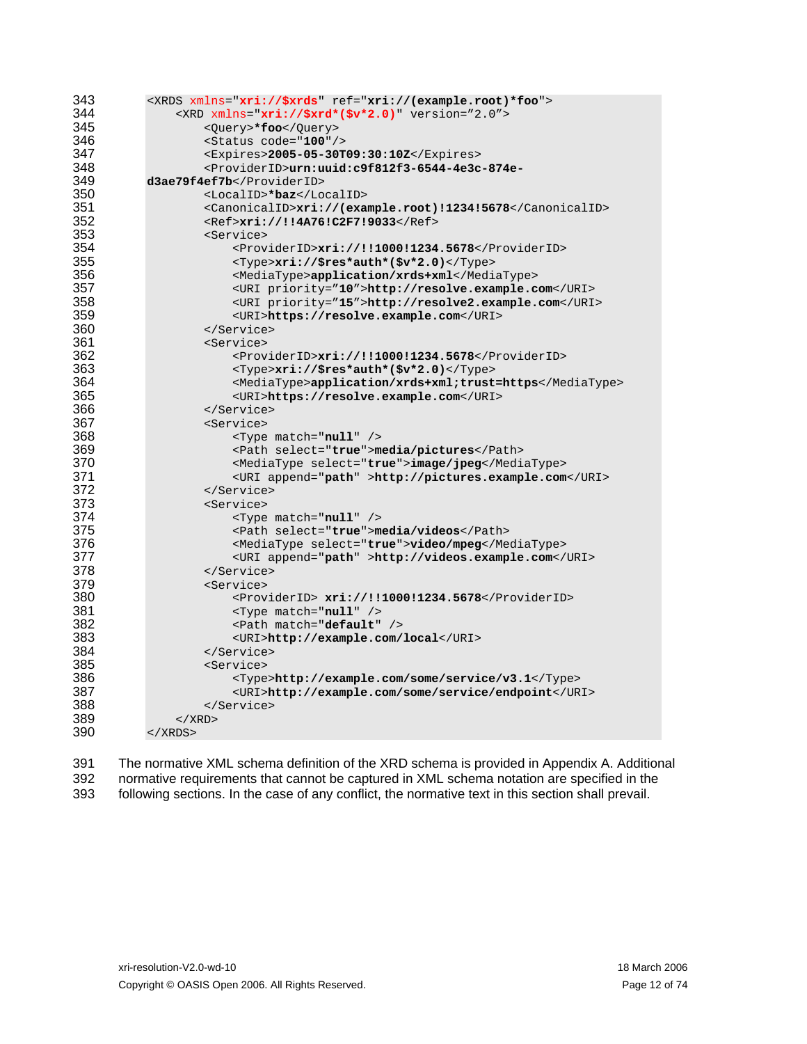```
<XRDS xmlns="xri://$xrds" ref="xri://(example.root)*foo">
    <XRD xmlns="xri://$xrd*($v*2.0)" version="2.0">
        <Query>*foo</Query>
        <Status code="100"/>
        <Expires>2005-05-30T09:30:10Z</Expires>
        <ProviderID>urn:uuid:c9f812f3-6544-4e3c-874e-
d3ae79f4ef7b</ProviderID>
        <LocalID>*baz</LocalID>
        <CanonicalID>xri://(example.root)!1234!5678</CanonicalID>
        <Ref>xri://!!4A76!C2F7!9033</Ref>
        <Service>
            <ProviderID>xri://!!1000!1234.5678</ProviderID>
            <Type>xri://$res*auth*($v*2.0)</Type>
            <MediaType>application/xrds+xml</MediaType>
            <URI priority="10">http://resolve.example.com</URI>
            <URI priority="15">http://resolve2.example.com</URI>
            <URI>https://resolve.example.com</URI>
        </Service>
        <Service>
            <ProviderID>xri://!!1000!1234.5678</ProviderID>
            <Type>xri://$res*auth*($v*2.0)</Type>
            <MediaType>application/xrds+xml;trust=https</MediaType>
            <URI>https://resolve.example.com</URI>
        </Service>
        <Service>
            <Type match="null" />
            <Path select="true">media/pictures</Path>
            <MediaType select="true">image/jpeg</MediaType>
            <URI append="path" >http://pictures.example.com</URI>
        </Service>
        <Service>
            <Type match="null" />
            <Path select="true">media/videos</Path>
            <MediaType select="true">video/mpeg</MediaType>
            <URI append="path" >http://videos.example.com</URI>
        </Service>
        <Service>
            <ProviderID> xri://!!1000!1234.5678</ProviderID>
            <Type match="null" />
            <Path match="default" />
            <URI>http://example.com/local</URI>
        </Service>
        <Service>
            <Type>http://example.com/some/service/v3.1</Type>
            <URI>http://example.com/some/service/endpoint</URI>
        </Service>
    </XRD>
</XRDS>
```

The normative XML schema definition of the XRD schema is provided in Appendix A. Additional normative requirements that cannot be captured in XML schema notation are specified in the following sections. In the case of any conflict, the normative text in this section shall prevail.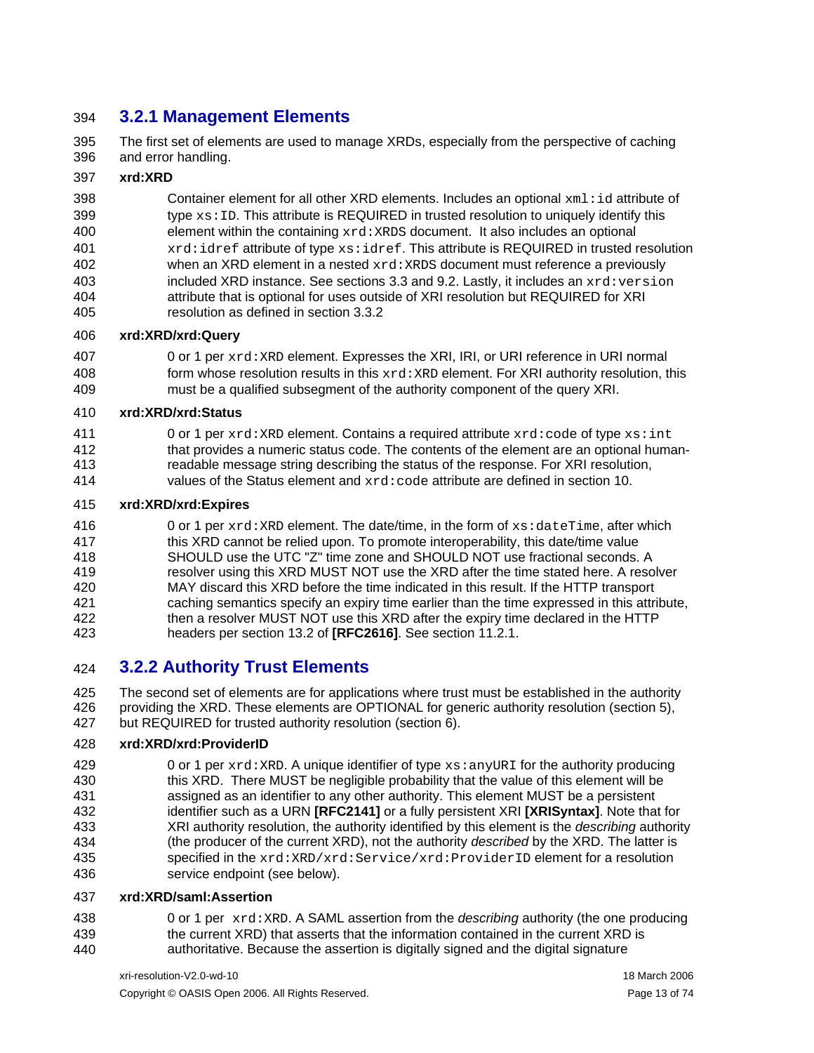### 3.2.1 Management Elements

The first set of elements are used to manage XRDs, especially from the perspective of caching and error handling.

**xrd:XRD**

Container element for all other XRD elements. Includes an optional `xml:id` attribute of type `xs:ID`. This attribute is REQUIRED in trusted resolution to uniquely identify this element within the containing `xrd:XRDS` document. It also includes an optional `xrd:idref` attribute of type `xs:idref`. This attribute is REQUIRED in trusted resolution when an XRD element in a nested `xrd:XRDS` document must reference a previously included XRD instance. See sections 3.3 and 9.2. Lastly, it includes an `xrd:version` attribute that is optional for uses outside of XRI resolution but REQUIRED for XRI resolution as defined in section 3.3.2

**xrd:XRD/xrd:Query**

0 or 1 per `xrd:XRD` element. Expresses the XRI, IRI, or URI reference in URI normal form whose resolution results in this `xrd:XRD` element. For XRI authority resolution, this must be a qualified subsegment of the authority component of the query XRI.

**xrd:XRD/xrd:Status**

0 or 1 per `xrd:XRD` element. Contains a required attribute `xrd:code` of type `xs:int` that provides a numeric status code. The contents of the element are an optional human-readable message string describing the status of the response. For XRI resolution, values of the Status element and `xrd:code` attribute are defined in section 10.

**xrd:XRD/xrd:Expires**

0 or 1 per `xrd:XRD` element. The date/time, in the form of `xs:dateTime`, after which this XRD cannot be relied upon. To promote interoperability, this date/time value SHOULD use the UTC "Z" time zone and SHOULD NOT use fractional seconds. A resolver using this XRD MUST NOT use the XRD after the time stated here. A resolver MAY discard this XRD before the time indicated in this result. If the HTTP transport caching semantics specify an expiry time earlier than the time expressed in this attribute, then a resolver MUST NOT use this XRD after the expiry time declared in the HTTP headers per section 13.2 of **[RFC2616]**. See section 11.2.1.

### 3.2.2 Authority Trust Elements

The second set of elements are for applications where trust must be established in the authority providing the XRD. These elements are OPTIONAL for generic authority resolution (section 5), but REQUIRED for trusted authority resolution (section 6).

**xrd:XRD/xrd:ProviderID**

0 or 1 per `xrd:XRD`. A unique identifier of type `xs:anyURI` for the authority producing this XRD. There MUST be negligible probability that the value of this element will be assigned as an identifier to any other authority. This element MUST be a persistent identifier such as a URN **[RFC2141]** or a fully persistent XRI **[XRISyntax]**. Note that for XRI authority resolution, the authority identified by this element is the *describing* authority (the producer of the current XRD), not the authority *described* by the XRD. The latter is specified in the `xrd:XRD/xrd:Service/xrd:ProviderID` element for a resolution service endpoint (see below).

**xrd:XRD/saml:Assertion**

0 or 1 per `xrd:XRD`. A SAML assertion from the *describing* authority (the one producing the current XRD) that asserts that the information contained in the current XRD is authoritative. Because the assertion is digitally signed and the digital signature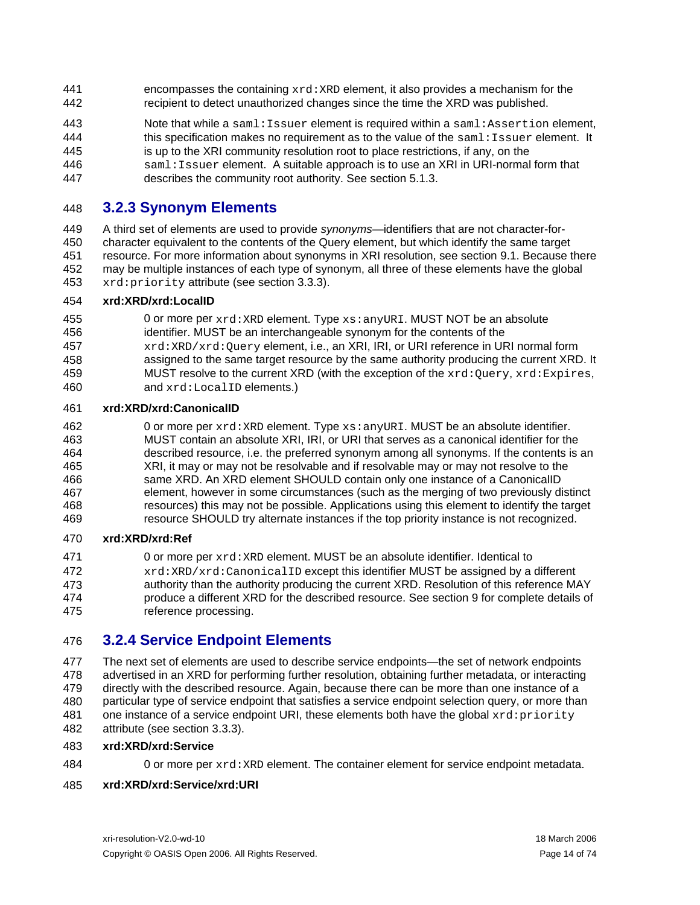encompasses the containing `xrd:XRD` element, it also provides a mechanism for the recipient to detect unauthorized changes since the time the XRD was published.

Note that while a `saml:Issuer` element is required within a `saml:Assertion` element, this specification makes no requirement as to the value of the `saml:Issuer` element. It is up to the XRI community resolution root to place restrictions, if any, on the `saml:Issuer` element. A suitable approach is to use an XRI in URI-normal form that describes the community root authority. See section 5.1.3.

### 3.2.3 Synonym Elements

A third set of elements are used to provide *synonyms*—identifiers that are not character-for-character equivalent to the contents of the Query element, but which identify the same target resource. For more information about synonyms in XRI resolution, see section 9.1. Because there may be multiple instances of each type of synonym, all three of these elements have the global `xrd:priority` attribute (see section 3.3.3).

**xrd:XRD/xrd:LocalID**

0 or more per `xrd:XRD` element. Type `xs:anyURI`. MUST NOT be an absolute identifier. MUST be an interchangeable synonym for the contents of the `xrd:XRD/xrd:Query` element, i.e., an XRI, IRI, or URI reference in URI normal form assigned to the same target resource by the same authority producing the current XRD. It MUST resolve to the current XRD (with the exception of the `xrd:Query`, `xrd:Expires`, and `xrd:LocalID` elements.)

**xrd:XRD/xrd:CanonicalID**

0 or more per `xrd:XRD` element. Type `xs:anyURI`. MUST be an absolute identifier. MUST contain an absolute XRI, IRI, or URI that serves as a canonical identifier for the described resource, i.e. the preferred synonym among all synonyms. If the contents is an XRI, it may or may not be resolvable and if resolvable may or may not resolve to the same XRD. An XRD element SHOULD contain only one instance of a CanonicalID element, however in some circumstances (such as the merging of two previously distinct resources) this may not be possible. Applications using this element to identify the target resource SHOULD try alternate instances if the top priority instance is not recognized.

**xrd:XRD/xrd:Ref**

0 or more per `xrd:XRD` element. MUST be an absolute identifier. Identical to `xrd:XRD/xrd:CanonicalID` except this identifier MUST be assigned by a different authority than the authority producing the current XRD. Resolution of this reference MAY produce a different XRD for the described resource. See section 9 for complete details of reference processing.

### 3.2.4 Service Endpoint Elements

The next set of elements are used to describe service endpoints—the set of network endpoints advertised in an XRD for performing further resolution, obtaining further metadata, or interacting directly with the described resource. Again, because there can be more than one instance of a particular type of service endpoint that satisfies a service endpoint selection query, or more than one instance of a service endpoint URI, these elements both have the global `xrd:priority` attribute (see section 3.3.3).

**xrd:XRD/xrd:Service**

0 or more per `xrd:XRD` element. The container element for service endpoint metadata.

**xrd:XRD/xrd:Service/xrd:URI**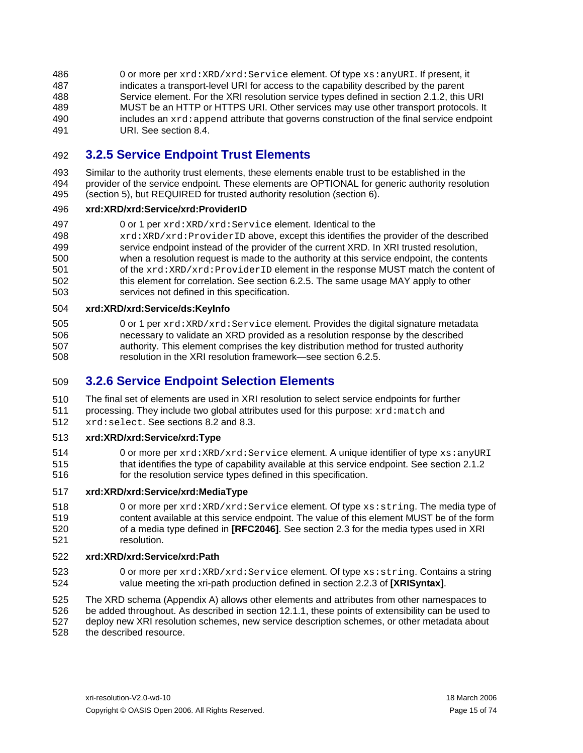0 or more per `xrd:XRD/xrd:Service` element. Of type `xs:anyURI`. If present, it indicates a transport-level URI for access to the capability described by the parent Service element. For the XRI resolution service types defined in section 2.1.2, this URI MUST be an HTTP or HTTPS URI. Other services may use other transport protocols. It includes an `xrd:append` attribute that governs construction of the final service endpoint URI. See section 8.4.

### 3.2.5 Service Endpoint Trust Elements

Similar to the authority trust elements, these elements enable trust to be established in the provider of the service endpoint. These elements are OPTIONAL for generic authority resolution (section 5), but REQUIRED for trusted authority resolution (section 6).

**xrd:XRD/xrd:Service/xrd:ProviderID**

> 0 or 1 per `xrd:XRD/xrd:Service` element. Identical to the `xrd:XRD/xrd:ProviderID` above, except this identifies the provider of the described service endpoint instead of the provider of the current XRD. In XRI trusted resolution, when a resolution request is made to the authority at this service endpoint, the contents of the `xrd:XRD/xrd:ProviderID` element in the response MUST match the content of this element for correlation. See section 6.2.5. The same usage MAY apply to other services not defined in this specification.

**xrd:XRD/xrd:Service/ds:KeyInfo**

> 0 or 1 per `xrd:XRD/xrd:Service` element. Provides the digital signature metadata necessary to validate an XRD provided as a resolution response by the described authority. This element comprises the key distribution method for trusted authority resolution in the XRI resolution framework—see section 6.2.5.

### 3.2.6 Service Endpoint Selection Elements

The final set of elements are used in XRI resolution to select service endpoints for further processing. They include two global attributes used for this purpose: `xrd:match` and `xrd:select`. See sections 8.2 and 8.3.

**xrd:XRD/xrd:Service/xrd:Type**

> 0 or more per `xrd:XRD/xrd:Service` element. A unique identifier of type `xs:anyURI` that identifies the type of capability available at this service endpoint. See section 2.1.2 for the resolution service types defined in this specification.

**xrd:XRD/xrd:Service/xrd:MediaType**

> 0 or more per `xrd:XRD/xrd:Service` element. Of type `xs:string`. The media type of content available at this service endpoint. The value of this element MUST be of the form of a media type defined in **[RFC2046]**. See section 2.3 for the media types used in XRI resolution.

**xrd:XRD/xrd:Service/xrd:Path**

> 0 or more per `xrd:XRD/xrd:Service` element. Of type `xs:string`. Contains a string value meeting the xri-path production defined in section 2.2.3 of **[XRISyntax]**.

The XRD schema (Appendix A) allows other elements and attributes from other namespaces to be added throughout. As described in section 12.1.1, these points of extensibility can be used to deploy new XRI resolution schemes, new service description schemes, or other metadata about the described resource.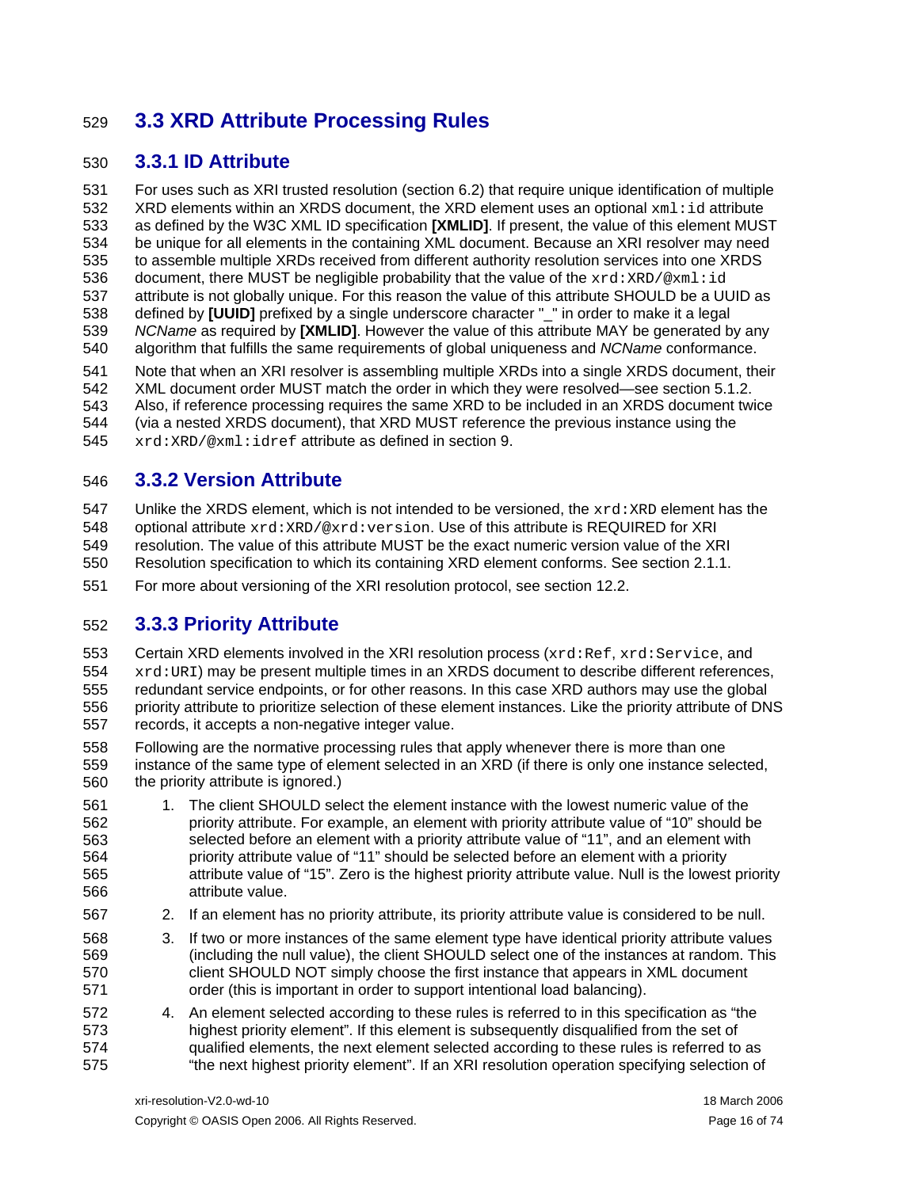## 3.3 XRD Attribute Processing Rules

### 3.3.1 ID Attribute

For uses such as XRI trusted resolution (section 6.2) that require unique identification of multiple XRD elements within an XRDS document, the XRD element uses an optional `xml:id` attribute as defined by the W3C XML ID specification **[XMLID]**. If present, the value of this element MUST be unique for all elements in the containing XML document. Because an XRI resolver may need to assemble multiple XRDs received from different authority resolution services into one XRDS document, there MUST be negligible probability that the value of the `xrd:XRD/@xml:id` attribute is not globally unique. For this reason the value of this attribute SHOULD be a UUID as defined by **[UUID]** prefixed by a single underscore character "_" in order to make it a legal *NCName* as required by **[XMLID]**. However the value of this attribute MAY be generated by any algorithm that fulfills the same requirements of global uniqueness and *NCName* conformance.

Note that when an XRI resolver is assembling multiple XRDs into a single XRDS document, their XML document order MUST match the order in which they were resolved—see section 5.1.2. Also, if reference processing requires the same XRD to be included in an XRDS document twice (via a nested XRDS document), that XRD MUST reference the previous instance using the `xrd:XRD/@xml:idref` attribute as defined in section 9.

### 3.3.2 Version Attribute

Unlike the XRDS element, which is not intended to be versioned, the `xrd:XRD` element has the optional attribute `xrd:XRD/@xrd:version`. Use of this attribute is REQUIRED for XRI resolution. The value of this attribute MUST be the exact numeric version value of the XRI Resolution specification to which its containing XRD element conforms. See section 2.1.1.

For more about versioning of the XRI resolution protocol, see section 12.2.

### 3.3.3 Priority Attribute

Certain XRD elements involved in the XRI resolution process (`xrd:Ref`, `xrd:Service`, and `xrd:URI`) may be present multiple times in an XRDS document to describe different references, redundant service endpoints, or for other reasons. In this case XRD authors may use the global priority attribute to prioritize selection of these element instances. Like the priority attribute of DNS records, it accepts a non-negative integer value.

Following are the normative processing rules that apply whenever there is more than one instance of the same type of element selected in an XRD (if there is only one instance selected, the priority attribute is ignored.)

1. The client SHOULD select the element instance with the lowest numeric value of the priority attribute. For example, an element with priority attribute value of "10" should be selected before an element with a priority attribute value of "11", and an element with priority attribute value of "11" should be selected before an element with a priority attribute value of "15". Zero is the highest priority attribute value. Null is the lowest priority attribute value.
2. If an element has no priority attribute, its priority attribute value is considered to be null.
3. If two or more instances of the same element type have identical priority attribute values (including the null value), the client SHOULD select one of the instances at random. This client SHOULD NOT simply choose the first instance that appears in XML document order (this is important in order to support intentional load balancing).
4. An element selected according to these rules is referred to in this specification as "the highest priority element". If this element is subsequently disqualified from the set of qualified elements, the next element selected according to these rules is referred to as "the next highest priority element". If an XRI resolution operation specifying selection of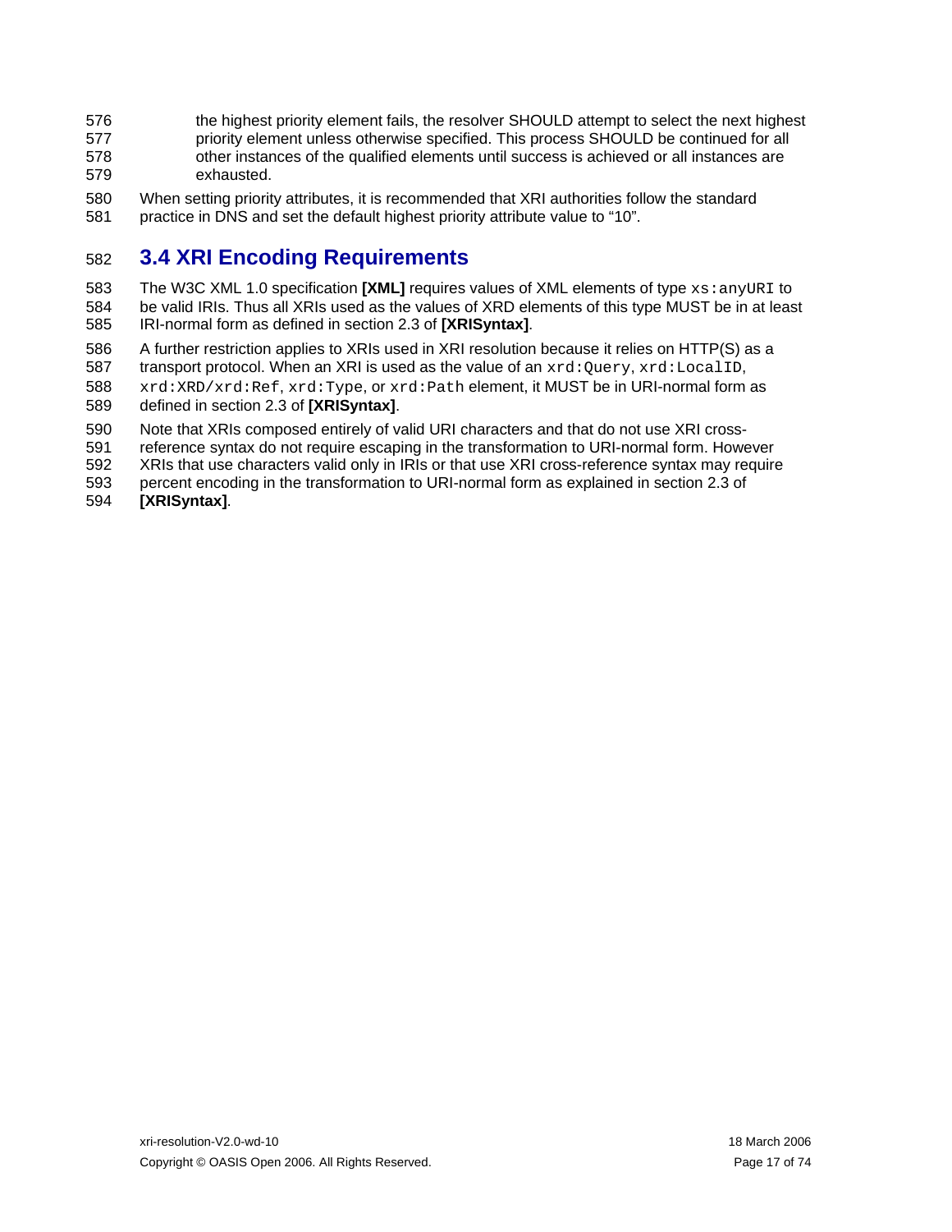the highest priority element fails, the resolver SHOULD attempt to select the next highest priority element unless otherwise specified. This process SHOULD be continued for all other instances of the qualified elements until success is achieved or all instances are exhausted.

When setting priority attributes, it is recommended that XRI authorities follow the standard practice in DNS and set the default highest priority attribute value to "10".

## 3.4 XRI Encoding Requirements

The W3C XML 1.0 specification **[XML]** requires values of XML elements of type `xs:anyURI` to be valid IRIs. Thus all XRIs used as the values of XRD elements of this type MUST be in at least IRI-normal form as defined in section 2.3 of **[XRISyntax]**.

A further restriction applies to XRIs used in XRI resolution because it relies on HTTP(S) as a transport protocol. When an XRI is used as the value of an `xrd:Query`, `xrd:LocalID`, `xrd:XRD/xrd:Ref`, `xrd:Type`, or `xrd:Path` element, it MUST be in URI-normal form as defined in section 2.3 of **[XRISyntax]**.

Note that XRIs composed entirely of valid URI characters and that do not use XRI cross-reference syntax do not require escaping in the transformation to URI-normal form. However XRIs that use characters valid only in IRIs or that use XRI cross-reference syntax may require percent encoding in the transformation to URI-normal form as explained in section 2.3 of **[XRISyntax]**.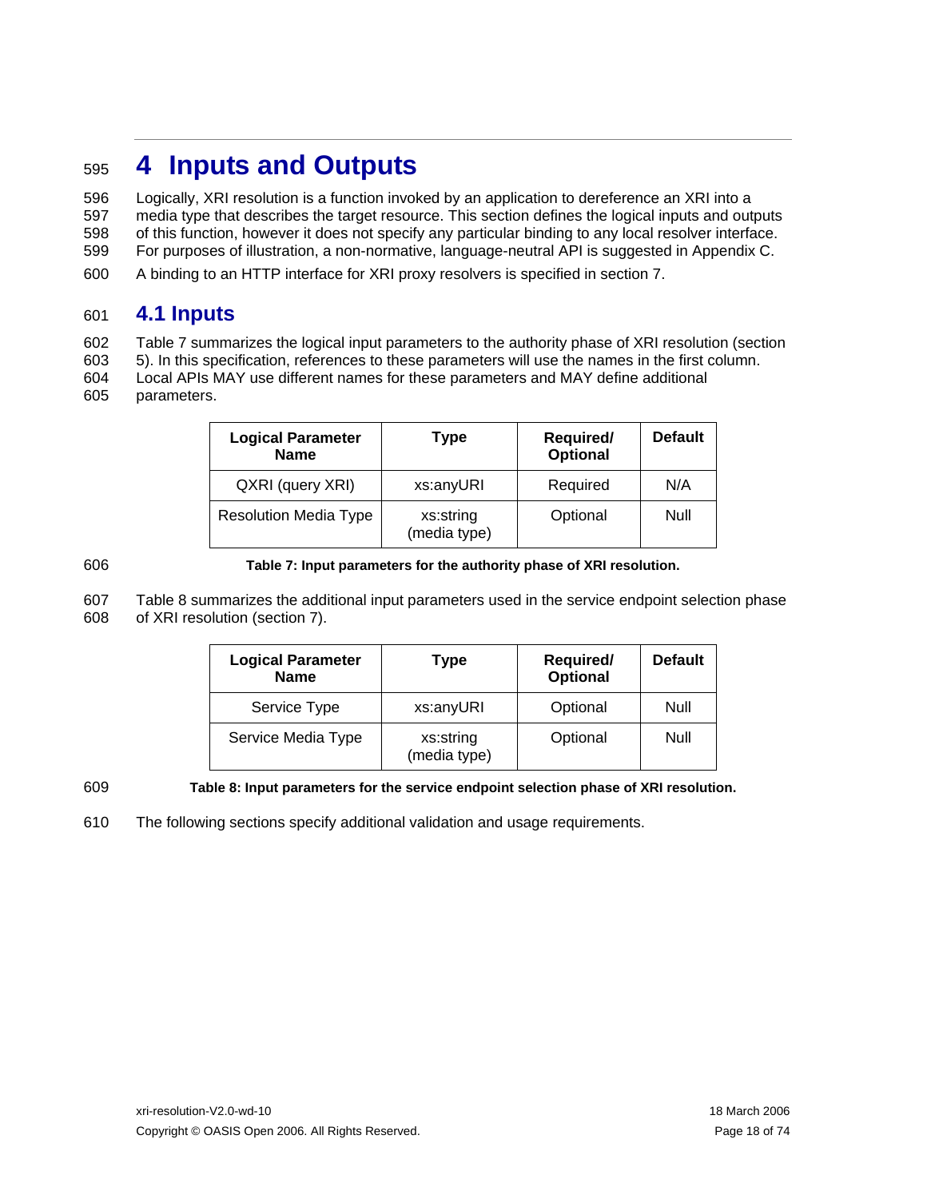# 4 Inputs and Outputs

Logically, XRI resolution is a function invoked by an application to dereference an XRI into a media type that describes the target resource. This section defines the logical inputs and outputs of this function, however it does not specify any particular binding to any local resolver interface. For purposes of illustration, a non-normative, language-neutral API is suggested in Appendix C.

A binding to an HTTP interface for XRI proxy resolvers is specified in section 7.

## 4.1 Inputs

Table 7 summarizes the logical input parameters to the authority phase of XRI resolution (section 5). In this specification, references to these parameters will use the names in the first column. Local APIs MAY use different names for these parameters and MAY define additional parameters.

| Logical Parameter Name | Type | Required/ Optional | Default |
|---|---|---|---|
| QXRI (query XRI) | xs:anyURI | Required | N/A |
| Resolution Media Type | xs:string (media type) | Optional | Null |

**Table 7: Input parameters for the authority phase of XRI resolution.**

Table 8 summarizes the additional input parameters used in the service endpoint selection phase of XRI resolution (section 7).

| Logical Parameter Name | Type | Required/ Optional | Default |
|---|---|---|---|
| Service Type | xs:anyURI | Optional | Null |
| Service Media Type | xs:string (media type) | Optional | Null |

**Table 8: Input parameters for the service endpoint selection phase of XRI resolution.**

The following sections specify additional validation and usage requirements.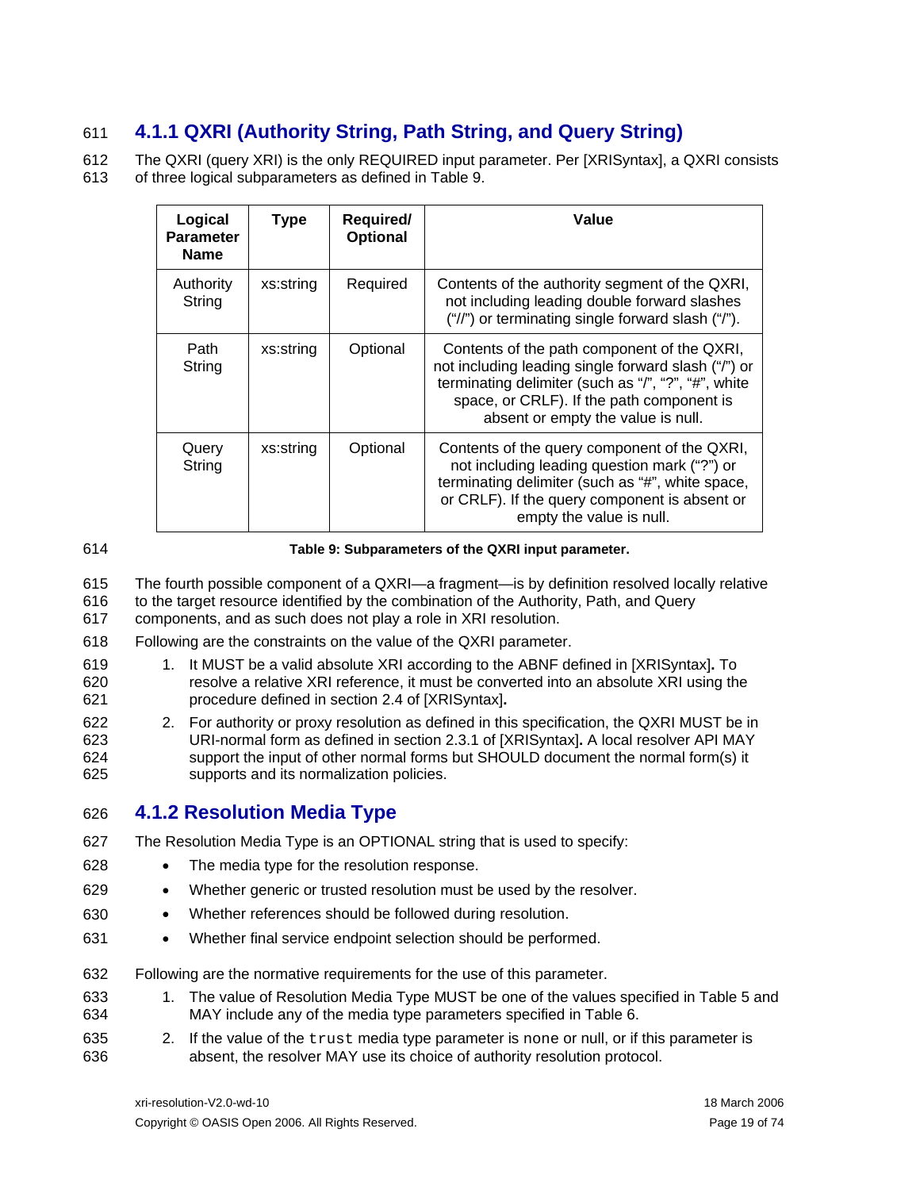### 4.1.1 QXRI (Authority String, Path String, and Query String)

The QXRI (query XRI) is the only REQUIRED input parameter. Per [XRISyntax], a QXRI consists of three logical subparameters as defined in Table 9.

| Logical Parameter Name | Type | Required/ Optional | Value |
|---|---|---|---|
| Authority String | xs:string | Required | Contents of the authority segment of the QXRI, not including leading double forward slashes ("//") or terminating single forward slash ("/"). |
| Path String | xs:string | Optional | Contents of the path component of the QXRI, not including leading single forward slash ("/") or terminating delimiter (such as "/", "?", "#", white space, or CRLF). If the path component is absent or empty the value is null. |
| Query String | xs:string | Optional | Contents of the query component of the QXRI, not including leading question mark ("?") or terminating delimiter (such as "#", white space, or CRLF). If the query component is absent or empty the value is null. |

**Table 9: Subparameters of the QXRI input parameter.**

The fourth possible component of a QXRI—a fragment—is by definition resolved locally relative to the target resource identified by the combination of the Authority, Path, and Query components, and as such does not play a role in XRI resolution.

Following are the constraints on the value of the QXRI parameter.

1. It MUST be a valid absolute XRI according to the ABNF defined in [XRISyntax]**.** To resolve a relative XRI reference, it must be converted into an absolute XRI using the procedure defined in section 2.4 of [XRISyntax]**.**
2. For authority or proxy resolution as defined in this specification, the QXRI MUST be in URI-normal form as defined in section 2.3.1 of [XRISyntax]**.** A local resolver API MAY support the input of other normal forms but SHOULD document the normal form(s) it supports and its normalization policies.

### 4.1.2 Resolution Media Type

The Resolution Media Type is an OPTIONAL string that is used to specify:

- The media type for the resolution response.
- Whether generic or trusted resolution must be used by the resolver.
- Whether references should be followed during resolution.
- Whether final service endpoint selection should be performed.

Following are the normative requirements for the use of this parameter.

1. The value of Resolution Media Type MUST be one of the values specified in Table 5 and MAY include any of the media type parameters specified in Table 6.
2. If the value of the `trust` media type parameter is `none` or null, or if this parameter is absent, the resolver MAY use its choice of authority resolution protocol.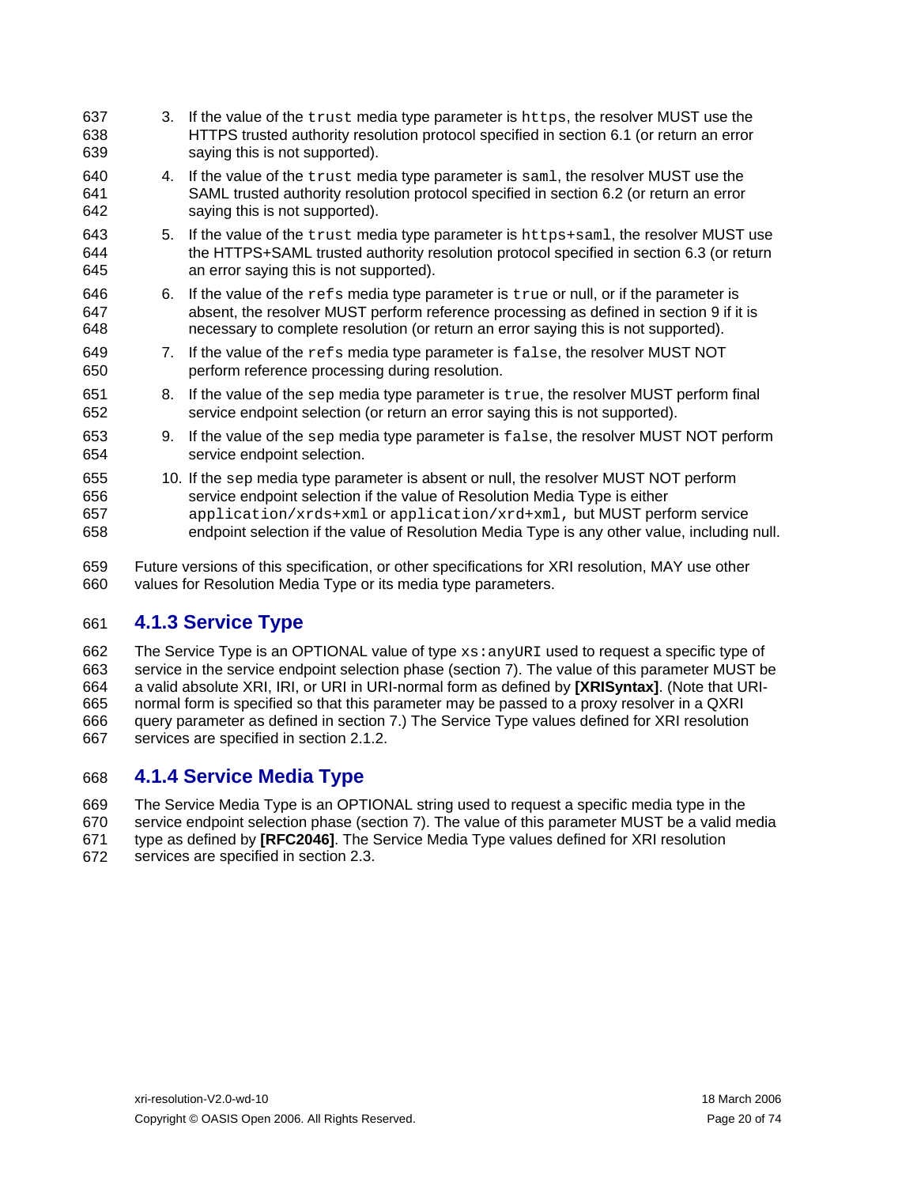3. If the value of the `trust` media type parameter is `https`, the resolver MUST use the HTTPS trusted authority resolution protocol specified in section 6.1 (or return an error saying this is not supported).
4. If the value of the `trust` media type parameter is `saml`, the resolver MUST use the SAML trusted authority resolution protocol specified in section 6.2 (or return an error saying this is not supported).
5. If the value of the `trust` media type parameter is `https+saml`, the resolver MUST use the HTTPS+SAML trusted authority resolution protocol specified in section 6.3 (or return an error saying this is not supported).
6. If the value of the `refs` media type parameter is `true` or null, or if the parameter is absent, the resolver MUST perform reference processing as defined in section 9 if it is necessary to complete resolution (or return an error saying this is not supported).
7. If the value of the `refs` media type parameter is `false`, the resolver MUST NOT perform reference processing during resolution.
8. If the value of the `sep` media type parameter is `true`, the resolver MUST perform final service endpoint selection (or return an error saying this is not supported).
9. If the value of the `sep` media type parameter is `false`, the resolver MUST NOT perform service endpoint selection.
10. If the `sep` media type parameter is absent or null, the resolver MUST NOT perform service endpoint selection if the value of Resolution Media Type is either `application/xrds+xml` or `application/xrd+xml,` but MUST perform service endpoint selection if the value of Resolution Media Type is any other value, including null.

Future versions of this specification, or other specifications for XRI resolution, MAY use other values for Resolution Media Type or its media type parameters.

### 4.1.3 Service Type

The Service Type is an OPTIONAL value of type `xs:anyURI` used to request a specific type of service in the service endpoint selection phase (section 7). The value of this parameter MUST be a valid absolute XRI, IRI, or URI in URI-normal form as defined by **[XRISyntax]**. (Note that URI-normal form is specified so that this parameter may be passed to a proxy resolver in a QXRI query parameter as defined in section 7.) The Service Type values defined for XRI resolution services are specified in section 2.1.2.

### 4.1.4 Service Media Type

The Service Media Type is an OPTIONAL string used to request a specific media type in the service endpoint selection phase (section 7). The value of this parameter MUST be a valid media type as defined by **[RFC2046]**. The Service Media Type values defined for XRI resolution services are specified in section 2.3.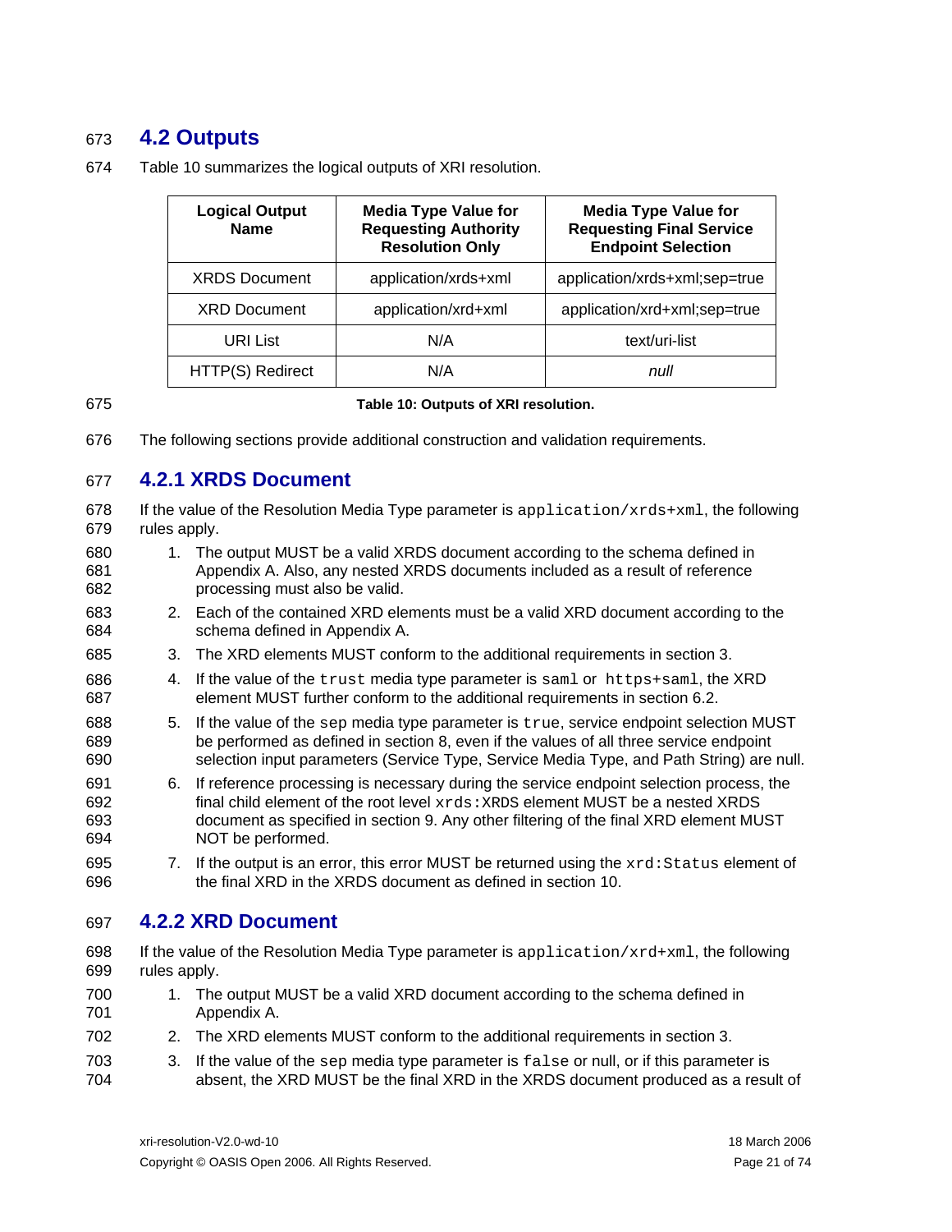## 4.2 Outputs

Table 10 summarizes the logical outputs of XRI resolution.

| Logical Output Name | Media Type Value for Requesting Authority Resolution Only | Media Type Value for Requesting Final Service Endpoint Selection |
|---|---|---|
| XRDS Document | application/xrds+xml | application/xrds+xml;sep=true |
| XRD Document | application/xrd+xml | application/xrd+xml;sep=true |
| URI List | N/A | text/uri-list |
| HTTP(S) Redirect | N/A | *null* |

**Table 10: Outputs of XRI resolution.**

The following sections provide additional construction and validation requirements.

### 4.2.1 XRDS Document

If the value of the Resolution Media Type parameter is `application/xrds+xml`, the following rules apply.

1. The output MUST be a valid XRDS document according to the schema defined in Appendix A. Also, any nested XRDS documents included as a result of reference processing must also be valid.
2. Each of the contained XRD elements must be a valid XRD document according to the schema defined in Appendix A.
3. The XRD elements MUST conform to the additional requirements in section 3.
4. If the value of the `trust` media type parameter is `saml` or `https+saml`, the XRD element MUST further conform to the additional requirements in section 6.2.
5. If the value of the `sep` media type parameter is `true`, service endpoint selection MUST be performed as defined in section 8, even if the values of all three service endpoint selection input parameters (Service Type, Service Media Type, and Path String) are null.
6. If reference processing is necessary during the service endpoint selection process, the final child element of the root level `xrds:XRDS` element MUST be a nested XRDS document as specified in section 9. Any other filtering of the final XRD element MUST NOT be performed.
7. If the output is an error, this error MUST be returned using the `xrd:Status` element of the final XRD in the XRDS document as defined in section 10.

### 4.2.2 XRD Document

If the value of the Resolution Media Type parameter is `application/xrd+xml`, the following rules apply.

1. The output MUST be a valid XRD document according to the schema defined in Appendix A.
2. The XRD elements MUST conform to the additional requirements in section 3.
3. If the value of the `sep` media type parameter is `false` or null, or if this parameter is absent, the XRD MUST be the final XRD in the XRDS document produced as a result of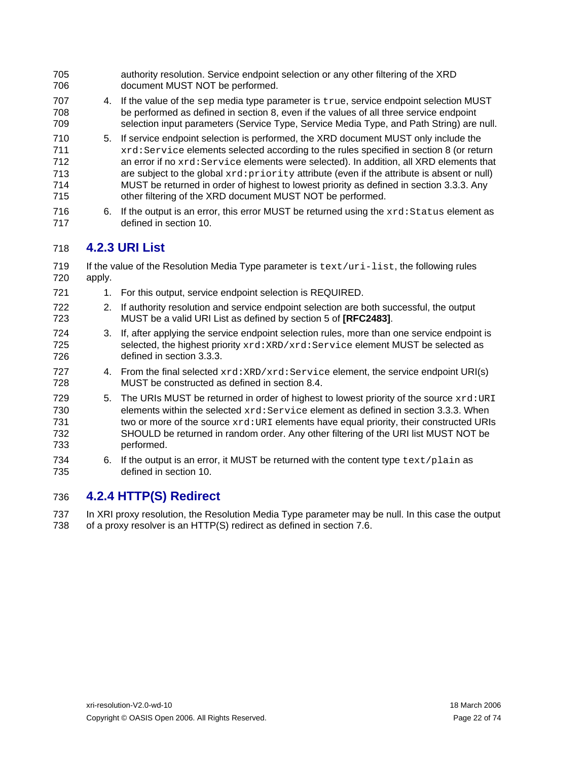authority resolution. Service endpoint selection or any other filtering of the XRD document MUST NOT be performed.

4. If the value of the `sep` media type parameter is `true`, service endpoint selection MUST be performed as defined in section 8, even if the values of all three service endpoint selection input parameters (Service Type, Service Media Type, and Path String) are null.
5. If service endpoint selection is performed, the XRD document MUST only include the `xrd:Service` elements selected according to the rules specified in section 8 (or return an error if no `xrd:Service` elements were selected). In addition, all XRD elements that are subject to the global `xrd:priority` attribute (even if the attribute is absent or null) MUST be returned in order of highest to lowest priority as defined in section 3.3.3. Any other filtering of the XRD document MUST NOT be performed.
6. If the output is an error, this error MUST be returned using the `xrd:Status` element as defined in section 10.

### 4.2.3 URI List

If the value of the Resolution Media Type parameter is `text/uri-list`, the following rules apply.

1. For this output, service endpoint selection is REQUIRED.
2. If authority resolution and service endpoint selection are both successful, the output MUST be a valid URI List as defined by section 5 of **[RFC2483]**.
3. If, after applying the service endpoint selection rules, more than one service endpoint is selected, the highest priority `xrd:XRD/xrd:Service` element MUST be selected as defined in section 3.3.3.
4. From the final selected `xrd:XRD/xrd:Service` element, the service endpoint URI(s) MUST be constructed as defined in section 8.4.
5. The URIs MUST be returned in order of highest to lowest priority of the source `xrd:URI` elements within the selected `xrd:Service` element as defined in section 3.3.3. When two or more of the source `xrd:URI` elements have equal priority, their constructed URIs SHOULD be returned in random order. Any other filtering of the URI list MUST NOT be performed.
6. If the output is an error, it MUST be returned with the content type `text/plain` as defined in section 10.

### 4.2.4 HTTP(S) Redirect

In XRI proxy resolution, the Resolution Media Type parameter may be null. In this case the output of a proxy resolver is an HTTP(S) redirect as defined in section 7.6.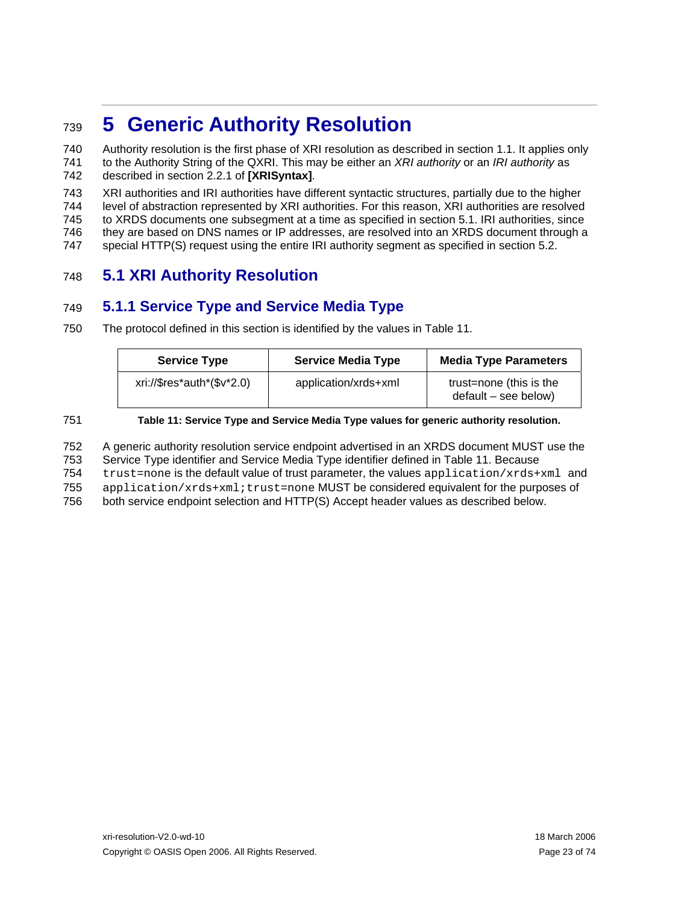# 5 Generic Authority Resolution

Authority resolution is the first phase of XRI resolution as described in section 1.1. It applies only to the Authority String of the QXRI. This may be either an *XRI authority* or an *IRI authority* as described in section 2.2.1 of **[XRISyntax]**.

XRI authorities and IRI authorities have different syntactic structures, partially due to the higher level of abstraction represented by XRI authorities. For this reason, XRI authorities are resolved to XRDS documents one subsegment at a time as specified in section 5.1. IRI authorities, since they are based on DNS names or IP addresses, are resolved into an XRDS document through a special HTTP(S) request using the entire IRI authority segment as specified in section 5.2.

## 5.1 XRI Authority Resolution

### 5.1.1 Service Type and Service Media Type

The protocol defined in this section is identified by the values in Table 11.

| Service Type | Service Media Type | Media Type Parameters |
|---|---|---|
| xri://$res*auth*($v*2.0) | application/xrds+xml | trust=none (this is the default – see below) |

**Table 11: Service Type and Service Media Type values for generic authority resolution.**

A generic authority resolution service endpoint advertised in an XRDS document MUST use the Service Type identifier and Service Media Type identifier defined in Table 11. Because `trust=none` is the default value of trust parameter, the values `application/xrds+xml` and `application/xrds+xml;trust=none` MUST be considered equivalent for the purposes of both service endpoint selection and HTTP(S) Accept header values as described below.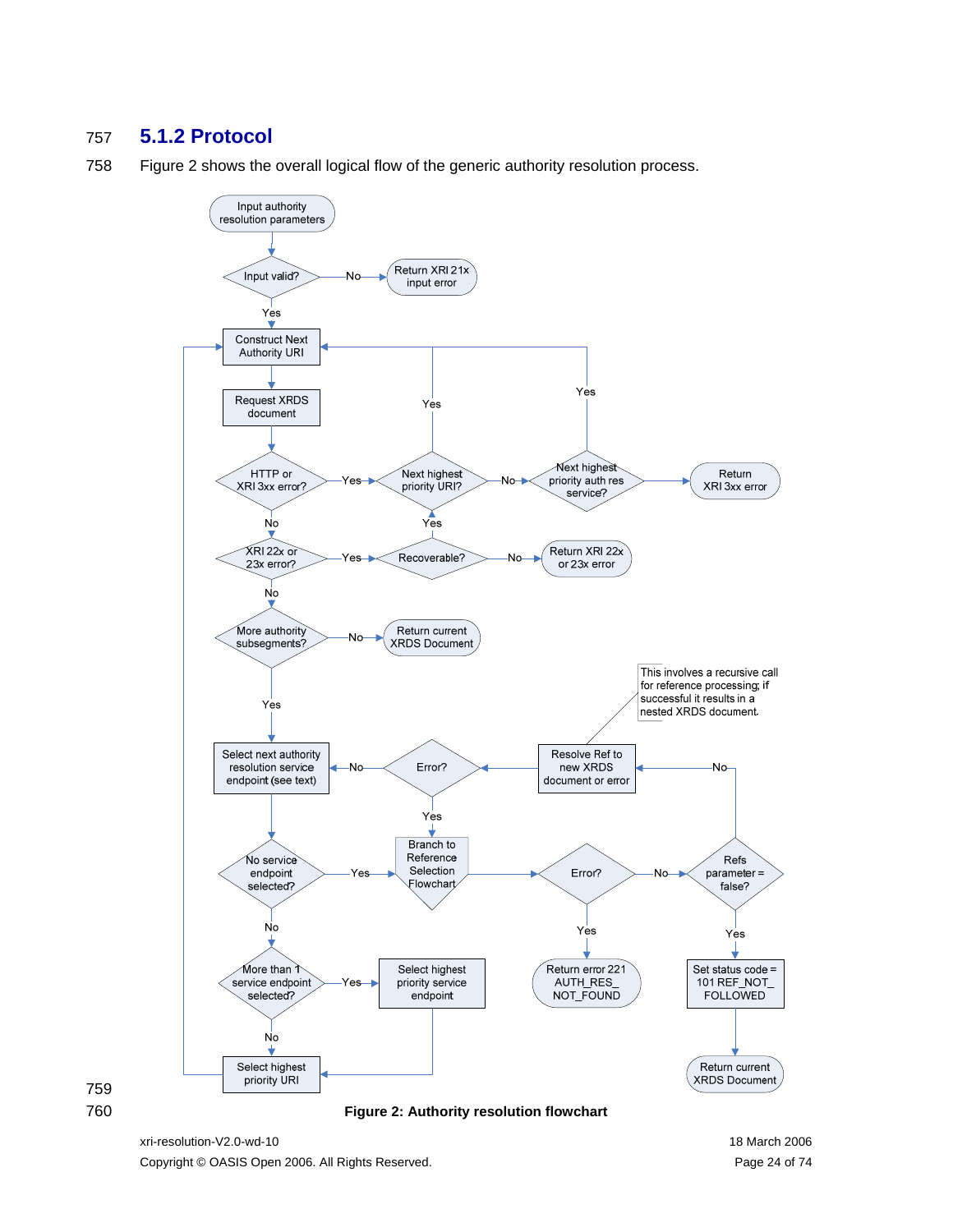### 5.1.2 Protocol

Figure 2 shows the overall logical flow of the generic authority resolution process.

**Figure 2: Authority resolution flowchart**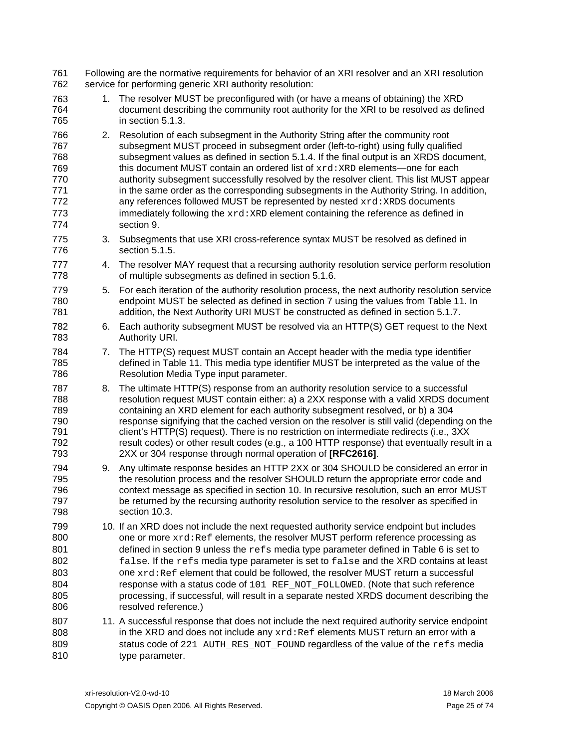Following are the normative requirements for behavior of an XRI resolver and an XRI resolution service for performing generic XRI authority resolution:

1. The resolver MUST be preconfigured with (or have a means of obtaining) the XRD document describing the community root authority for the XRI to be resolved as defined in section 5.1.3.
2. Resolution of each subsegment in the Authority String after the community root subsegment MUST proceed in subsegment order (left-to-right) using fully qualified subsegment values as defined in section 5.1.4. If the final output is an XRDS document, this document MUST contain an ordered list of `xrd:XRD` elements—one for each authority subsegment successfully resolved by the resolver client. This list MUST appear in the same order as the corresponding subsegments in the Authority String. In addition, any references followed MUST be represented by nested `xrd:XRDS` documents immediately following the `xrd:XRD` element containing the reference as defined in section 9.
3. Subsegments that use XRI cross-reference syntax MUST be resolved as defined in section 5.1.5.
4. The resolver MAY request that a recursing authority resolution service perform resolution of multiple subsegments as defined in section 5.1.6.
5. For each iteration of the authority resolution process, the next authority resolution service endpoint MUST be selected as defined in section 7 using the values from Table 11. In addition, the Next Authority URI MUST be constructed as defined in section 5.1.7.
6. Each authority subsegment MUST be resolved via an HTTP(S) GET request to the Next Authority URI.
7. The HTTP(S) request MUST contain an Accept header with the media type identifier defined in Table 11. This media type identifier MUST be interpreted as the value of the Resolution Media Type input parameter.
8. The ultimate HTTP(S) response from an authority resolution service to a successful resolution request MUST contain either: a) a 2XX response with a valid XRDS document containing an XRD element for each authority subsegment resolved, or b) a 304 response signifying that the cached version on the resolver is still valid (depending on the client's HTTP(S) request). There is no restriction on intermediate redirects (i.e., 3XX result codes) or other result codes (e.g., a 100 HTTP response) that eventually result in a 2XX or 304 response through normal operation of **[RFC2616]**.
9. Any ultimate response besides an HTTP 2XX or 304 SHOULD be considered an error in the resolution process and the resolver SHOULD return the appropriate error code and context message as specified in section 10. In recursive resolution, such an error MUST be returned by the recursing authority resolution service to the resolver as specified in section 10.3.
10. If an XRD does not include the next requested authority service endpoint but includes one or more `xrd:Ref` elements, the resolver MUST perform reference processing as defined in section 9 unless the `refs` media type parameter defined in Table 6 is set to `false`. If the `refs` media type parameter is set to `false` and the XRD contains at least one `xrd:Ref` element that could be followed, the resolver MUST return a successful response with a status code of `101 REF_NOT_FOLLOWED`. (Note that such reference processing, if successful, will result in a separate nested XRDS document describing the resolved reference.)
11. A successful response that does not include the next required authority service endpoint in the XRD and does not include any `xrd:Ref` elements MUST return an error with a status code of `221 AUTH_RES_NOT_FOUND` regardless of the value of the `refs` media type parameter.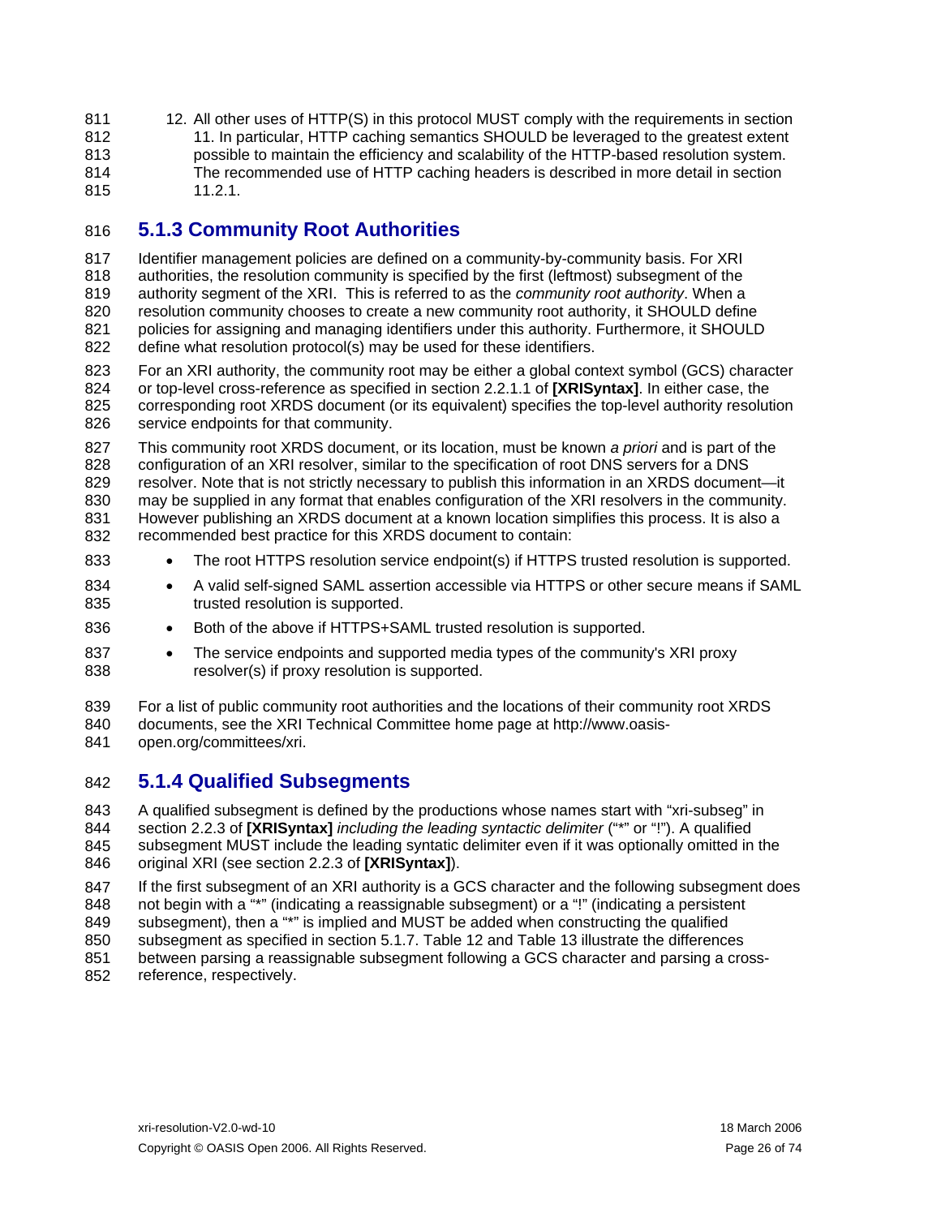12. All other uses of HTTP(S) in this protocol MUST comply with the requirements in section 11. In particular, HTTP caching semantics SHOULD be leveraged to the greatest extent possible to maintain the efficiency and scalability of the HTTP-based resolution system. The recommended use of HTTP caching headers is described in more detail in section 11.2.1.

### 5.1.3 Community Root Authorities

Identifier management policies are defined on a community-by-community basis. For XRI authorities, the resolution community is specified by the first (leftmost) subsegment of the authority segment of the XRI. This is referred to as the *community root authority*. When a resolution community chooses to create a new community root authority, it SHOULD define policies for assigning and managing identifiers under this authority. Furthermore, it SHOULD define what resolution protocol(s) may be used for these identifiers.

For an XRI authority, the community root may be either a global context symbol (GCS) character or top-level cross-reference as specified in section 2.2.1.1 of **[XRISyntax]**. In either case, the corresponding root XRDS document (or its equivalent) specifies the top-level authority resolution service endpoints for that community.

This community root XRDS document, or its location, must be known *a priori* and is part of the configuration of an XRI resolver, similar to the specification of root DNS servers for a DNS resolver. Note that is not strictly necessary to publish this information in an XRDS document—it may be supplied in any format that enables configuration of the XRI resolvers in the community. However publishing an XRDS document at a known location simplifies this process. It is also a recommended best practice for this XRDS document to contain:

- The root HTTPS resolution service endpoint(s) if HTTPS trusted resolution is supported.
- A valid self-signed SAML assertion accessible via HTTPS or other secure means if SAML trusted resolution is supported.
- Both of the above if HTTPS+SAML trusted resolution is supported.
- The service endpoints and supported media types of the community's XRI proxy resolver(s) if proxy resolution is supported.

For a list of public community root authorities and the locations of their community root XRDS documents, see the XRI Technical Committee home page at http://www.oasis-open.org/committees/xri.

### 5.1.4 Qualified Subsegments

A qualified subsegment is defined by the productions whose names start with "xri-subseg" in section 2.2.3 of **[XRISyntax]** *including the leading syntactic delimiter* ("*" or "!"). A qualified subsegment MUST include the leading syntactic delimiter even if it was optionally omitted in the original XRI (see section 2.2.3 of **[XRISyntax]**).

If the first subsegment of an XRI authority is a GCS character and the following subsegment does not begin with a "*" (indicating a reassignable subsegment) or a "!" (indicating a persistent subsegment), then a "*" is implied and MUST be added when constructing the qualified subsegment as specified in section 5.1.7. Table 12 and Table 13 illustrate the differences between parsing a reassignable subsegment following a GCS character and parsing a cross-reference, respectively.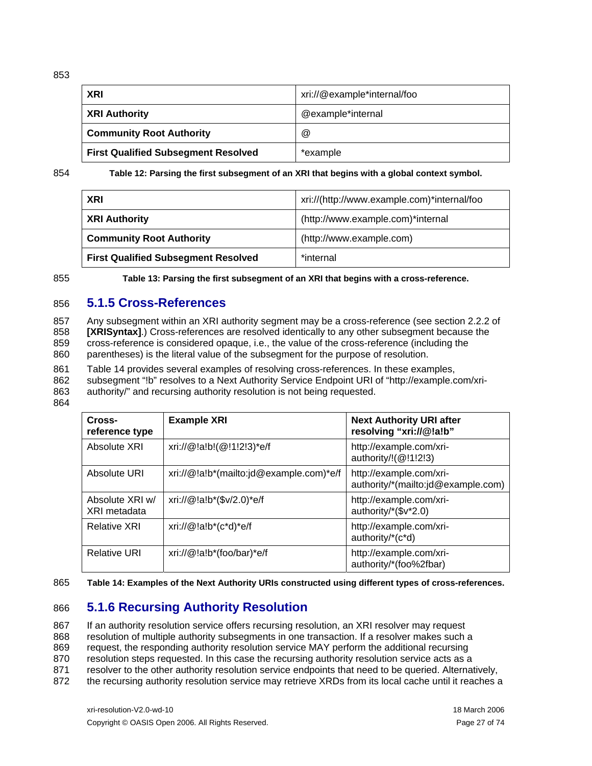| XRI | xri://@example*internal/foo |
|---|---|
| XRI Authority | @example*internal |
| Community Root Authority | @ |
| First Qualified Subsegment Resolved | *example |

**Table 12: Parsing the first subsegment of an XRI that begins with a global context symbol.**

| XRI | xri://(http://www.example.com)*internal/foo |
|---|---|
| XRI Authority | (http://www.example.com)*internal |
| Community Root Authority | (http://www.example.com) |
| First Qualified Subsegment Resolved | *internal |

**Table 13: Parsing the first subsegment of an XRI that begins with a cross-reference.**

### 5.1.5 Cross-References

Any subsegment within an XRI authority segment may be a cross-reference (see section 2.2.2 of **[XRISyntax]**.) Cross-references are resolved identically to any other subsegment because the cross-reference is considered opaque, i.e., the value of the cross-reference (including the parentheses) is the literal value of the subsegment for the purpose of resolution.

Table 14 provides several examples of resolving cross-references. In these examples, subsegment "!b" resolves to a Next Authority Service Endpoint URI of "http://example.com/xri-authority/" and recursing authority resolution is not being requested.

| Cross-reference type | Example XRI | Next Authority URI after resolving "xri://@!a!b" |
|---|---|---|
| Absolute XRI | xri://@!a!b!(@!1!2!3)*e/f | http://example.com/xri-authority/!(@!1!2!3) |
| Absolute URI | xri://@!a!b*(mailto:jd@example.com)*e/f | http://example.com/xri-authority/*(mailto:jd@example.com) |
| Absolute XRI w/ XRI metadata | xri://@!a!b*($v/2.0)*e/f | http://example.com/xri-authority/*($v*2.0) |
| Relative XRI | xri://@!a!b*(c*d)*e/f | http://example.com/xri-authority/*(c*d) |
| Relative URI | xri://@!a!b*(foo/bar)*e/f | http://example.com/xri-authority/*(foo%2fbar) |

**Table 14: Examples of the Next Authority URIs constructed using different types of cross-references.**

### 5.1.6 Recursing Authority Resolution

If an authority resolution service offers recursing resolution, an XRI resolver may request resolution of multiple authority subsegments in one transaction. If a resolver makes such a request, the responding authority resolution service MAY perform the additional recursing resolution steps requested. In this case the recursing authority resolution service acts as a resolver to the other authority resolution service endpoints that need to be queried. Alternatively, the recursing authority resolution service may retrieve XRDs from its local cache until it reaches a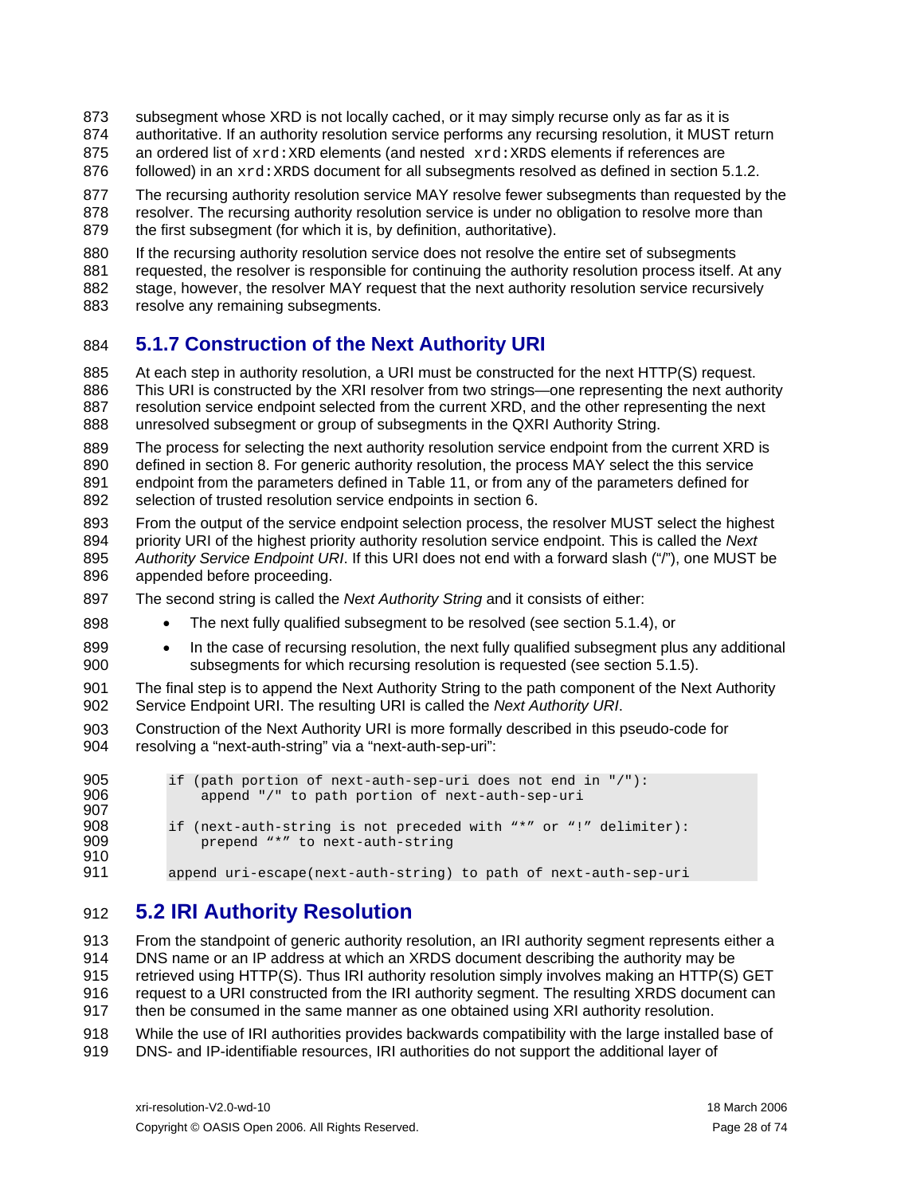subsegment whose XRD is not locally cached, or it may simply recurse only as far as it is authoritative. If an authority resolution service performs any recursing resolution, it MUST return an ordered list of `xrd:XRD` elements (and nested `xrd:XRDS` elements if references are followed) in an `xrd:XRDS` document for all subsegments resolved as defined in section 5.1.2.

The recursing authority resolution service MAY resolve fewer subsegments than requested by the resolver. The recursing authority resolution service is under no obligation to resolve more than the first subsegment (for which it is, by definition, authoritative).

If the recursing authority resolution service does not resolve the entire set of subsegments requested, the resolver is responsible for continuing the authority resolution process itself. At any stage, however, the resolver MAY request that the next authority resolution service recursively resolve any remaining subsegments.

### 5.1.7 Construction of the Next Authority URI

At each step in authority resolution, a URI must be constructed for the next HTTP(S) request. This URI is constructed by the XRI resolver from two strings—one representing the next authority resolution service endpoint selected from the current XRD, and the other representing the next unresolved subsegment or group of subsegments in the QXRI Authority String.

The process for selecting the next authority resolution service endpoint from the current XRD is defined in section 8. For generic authority resolution, the process MAY select the this service endpoint from the parameters defined in Table 11, or from any of the parameters defined for selection of trusted resolution service endpoints in section 6.

From the output of the service endpoint selection process, the resolver MUST select the highest priority URI of the highest priority authority resolution service endpoint. This is called the *Next Authority Service Endpoint URI*. If this URI does not end with a forward slash ("/"), one MUST be appended before proceeding.

The second string is called the *Next Authority String* and it consists of either:

- The next fully qualified subsegment to be resolved (see section 5.1.4), or
- In the case of recursing resolution, the next fully qualified subsegment plus any additional subsegments for which recursing resolution is requested (see section 5.1.5).

The final step is to append the Next Authority String to the path component of the Next Authority Service Endpoint URI. The resulting URI is called the *Next Authority URI*.

Construction of the Next Authority URI is more formally described in this pseudo-code for resolving a "next-auth-string" via a "next-auth-sep-uri":

```
if (path portion of next-auth-sep-uri does not end in "/"):
    append "/" to path portion of next-auth-sep-uri

if (next-auth-string is not preceded with "*" or "!" delimiter):
    prepend "*" to next-auth-string

append uri-escape(next-auth-string) to path of next-auth-sep-uri
```

## 5.2 IRI Authority Resolution

From the standpoint of generic authority resolution, an IRI authority segment represents either a DNS name or an IP address at which an XRDS document describing the authority may be retrieved using HTTP(S). Thus IRI authority resolution simply involves making an HTTP(S) GET request to a URI constructed from the IRI authority segment. The resulting XRDS document can then be consumed in the same manner as one obtained using XRI authority resolution.

While the use of IRI authorities provides backwards compatibility with the large installed base of DNS- and IP-identifiable resources, IRI authorities do not support the additional layer of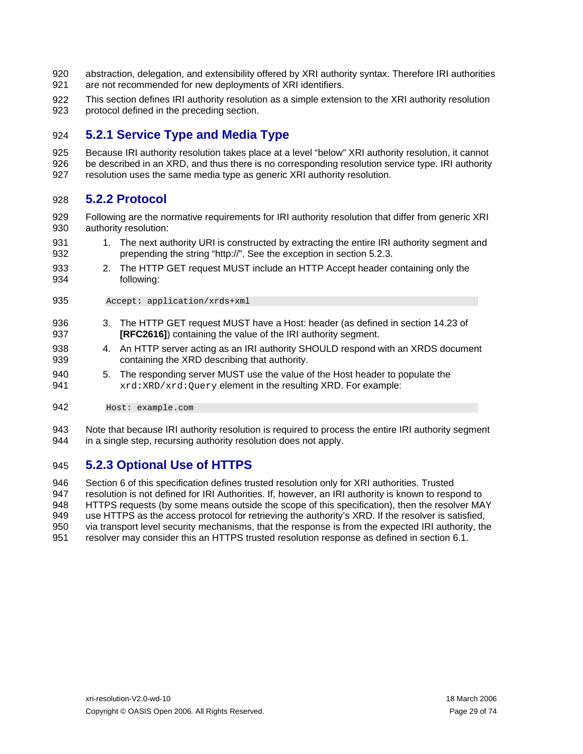abstraction, delegation, and extensibility offered by XRI authority syntax. Therefore IRI authorities are not recommended for new deployments of XRI identifiers.

This section defines IRI authority resolution as a simple extension to the XRI authority resolution protocol defined in the preceding section.

### 5.2.1 Service Type and Media Type

Because IRI authority resolution takes place at a level "below" XRI authority resolution, it cannot be described in an XRD, and thus there is no corresponding resolution service type. IRI authority resolution uses the same media type as generic XRI authority resolution.

### 5.2.2 Protocol

Following are the normative requirements for IRI authority resolution that differ from generic XRI authority resolution:

1. The next authority URI is constructed by extracting the entire IRI authority segment and prepending the string "http://". See the exception in section 5.2.3.
2. The HTTP GET request MUST include an HTTP Accept header containing only the following:

```
Accept: application/xrds+xml
```

3. The HTTP GET request MUST have a Host: header (as defined in section 14.23 of **[RFC2616]**) containing the value of the IRI authority segment.
4. An HTTP server acting as an IRI authority SHOULD respond with an XRDS document containing the XRD describing that authority.
5. The responding server MUST use the value of the Host header to populate the `xrd:XRD/xrd:Query` element in the resulting XRD. For example:

```
Host: example.com
```

Note that because IRI authority resolution is required to process the entire IRI authority segment in a single step, recursing authority resolution does not apply.

### 5.2.3 Optional Use of HTTPS

Section 6 of this specification defines trusted resolution only for XRI authorities. Trusted resolution is not defined for IRI Authorities. If, however, an IRI authority is known to respond to HTTPS requests (by some means outside the scope of this specification), then the resolver MAY use HTTPS as the access protocol for retrieving the authority's XRD. If the resolver is satisfied, via transport level security mechanisms, that the response is from the expected IRI authority, the resolver may consider this an HTTPS trusted resolution response as defined in section 6.1.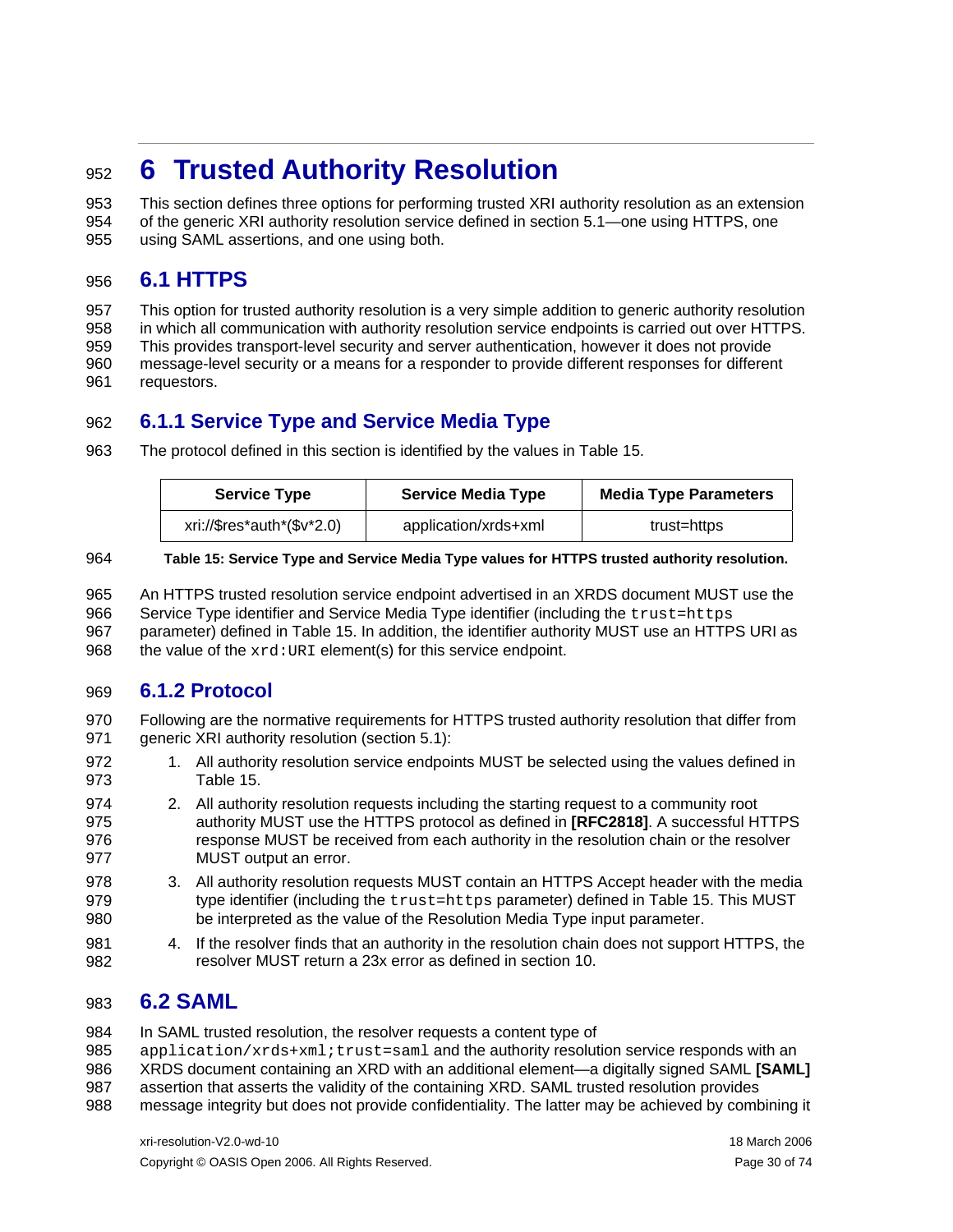# 6 Trusted Authority Resolution

This section defines three options for performing trusted XRI authority resolution as an extension of the generic XRI authority resolution service defined in section 5.1—one using HTTPS, one using SAML assertions, and one using both.

## 6.1 HTTPS

This option for trusted authority resolution is a very simple addition to generic authority resolution in which all communication with authority resolution service endpoints is carried out over HTTPS. This provides transport-level security and server authentication, however it does not provide message-level security or a means for a responder to provide different responses for different requestors.

### 6.1.1 Service Type and Service Media Type

The protocol defined in this section is identified by the values in Table 15.

| Service Type | Service Media Type | Media Type Parameters |
|---|---|---|
| xri://$res*auth*($v*2.0) | application/xrds+xml | trust=https |

**Table 15: Service Type and Service Media Type values for HTTPS trusted authority resolution.**

An HTTPS trusted resolution service endpoint advertised in an XRDS document MUST use the Service Type identifier and Service Media Type identifier (including the `trust=https` parameter) defined in Table 15. In addition, the identifier authority MUST use an HTTPS URI as the value of the `xrd:URI` element(s) for this service endpoint.

### 6.1.2 Protocol

Following are the normative requirements for HTTPS trusted authority resolution that differ from generic XRI authority resolution (section 5.1):

1. All authority resolution service endpoints MUST be selected using the values defined in Table 15.
2. All authority resolution requests including the starting request to a community root authority MUST use the HTTPS protocol as defined in **[RFC2818]**. A successful HTTPS response MUST be received from each authority in the resolution chain or the resolver MUST output an error.
3. All authority resolution requests MUST contain an HTTPS Accept header with the media type identifier (including the `trust=https` parameter) defined in Table 15. This MUST be interpreted as the value of the Resolution Media Type input parameter.
4. If the resolver finds that an authority in the resolution chain does not support HTTPS, the resolver MUST return a 23x error as defined in section 10.

## 6.2 SAML

In SAML trusted resolution, the resolver requests a content type of `application/xrds+xml;trust=saml` and the authority resolution service responds with an XRDS document containing an XRD with an additional element—a digitally signed SAML **[SAML]** assertion that asserts the validity of the containing XRD. SAML trusted resolution provides message integrity but does not provide confidentiality. The latter may be achieved by combining it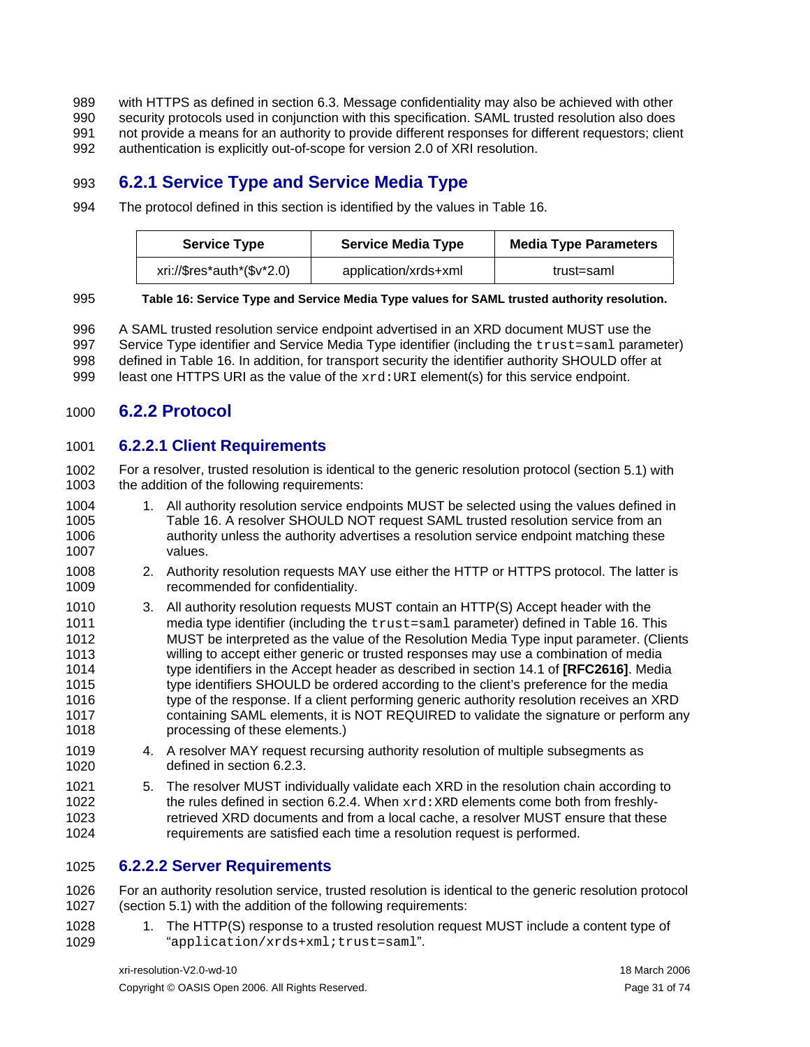with HTTPS as defined in section 6.3. Message confidentiality may also be achieved with other security protocols used in conjunction with this specification. SAML trusted resolution also does not provide a means for an authority to provide different responses for different requestors; client authentication is explicitly out-of-scope for version 2.0 of XRI resolution.

### 6.2.1 Service Type and Service Media Type

The protocol defined in this section is identified by the values in Table 16.

| Service Type | Service Media Type | Media Type Parameters |
|---|---|---|
| xri://$res*auth*($v*2.0) | application/xrds+xml | trust=saml |

**Table 16: Service Type and Service Media Type values for SAML trusted authority resolution.**

A SAML trusted resolution service endpoint advertised in an XRD document MUST use the Service Type identifier and Service Media Type identifier (including the `trust=saml` parameter) defined in Table 16. In addition, for transport security the identifier authority SHOULD offer at least one HTTPS URI as the value of the `xrd:URI` element(s) for this service endpoint.

### 6.2.2 Protocol

#### 6.2.2.1 Client Requirements

For a resolver, trusted resolution is identical to the generic resolution protocol (section 5.1) with the addition of the following requirements:

1. All authority resolution service endpoints MUST be selected using the values defined in Table 16. A resolver SHOULD NOT request SAML trusted resolution service from an authority unless the authority advertises a resolution service endpoint matching these values.
2. Authority resolution requests MAY use either the HTTP or HTTPS protocol. The latter is recommended for confidentiality.
3. All authority resolution requests MUST contain an HTTP(S) Accept header with the media type identifier (including the `trust=saml` parameter) defined in Table 16. This MUST be interpreted as the value of the Resolution Media Type input parameter. (Clients willing to accept either generic or trusted responses may use a combination of media type identifiers in the Accept header as described in section 14.1 of **[RFC2616]**. Media type identifiers SHOULD be ordered according to the client's preference for the media type of the response. If a client performing generic authority resolution receives an XRD containing SAML elements, it is NOT REQUIRED to validate the signature or perform any processing of these elements.)
4. A resolver MAY request recursing authority resolution of multiple subsegments as defined in section 6.2.3.
5. The resolver MUST individually validate each XRD in the resolution chain according to the rules defined in section 6.2.4. When `xrd:XRD` elements come both from freshly-retrieved XRD documents and from a local cache, a resolver MUST ensure that these requirements are satisfied each time a resolution request is performed.

#### 6.2.2.2 Server Requirements

For an authority resolution service, trusted resolution is identical to the generic resolution protocol (section 5.1) with the addition of the following requirements:

1. The HTTP(S) response to a trusted resolution request MUST include a content type of "`application/xrds+xml;trust=saml`".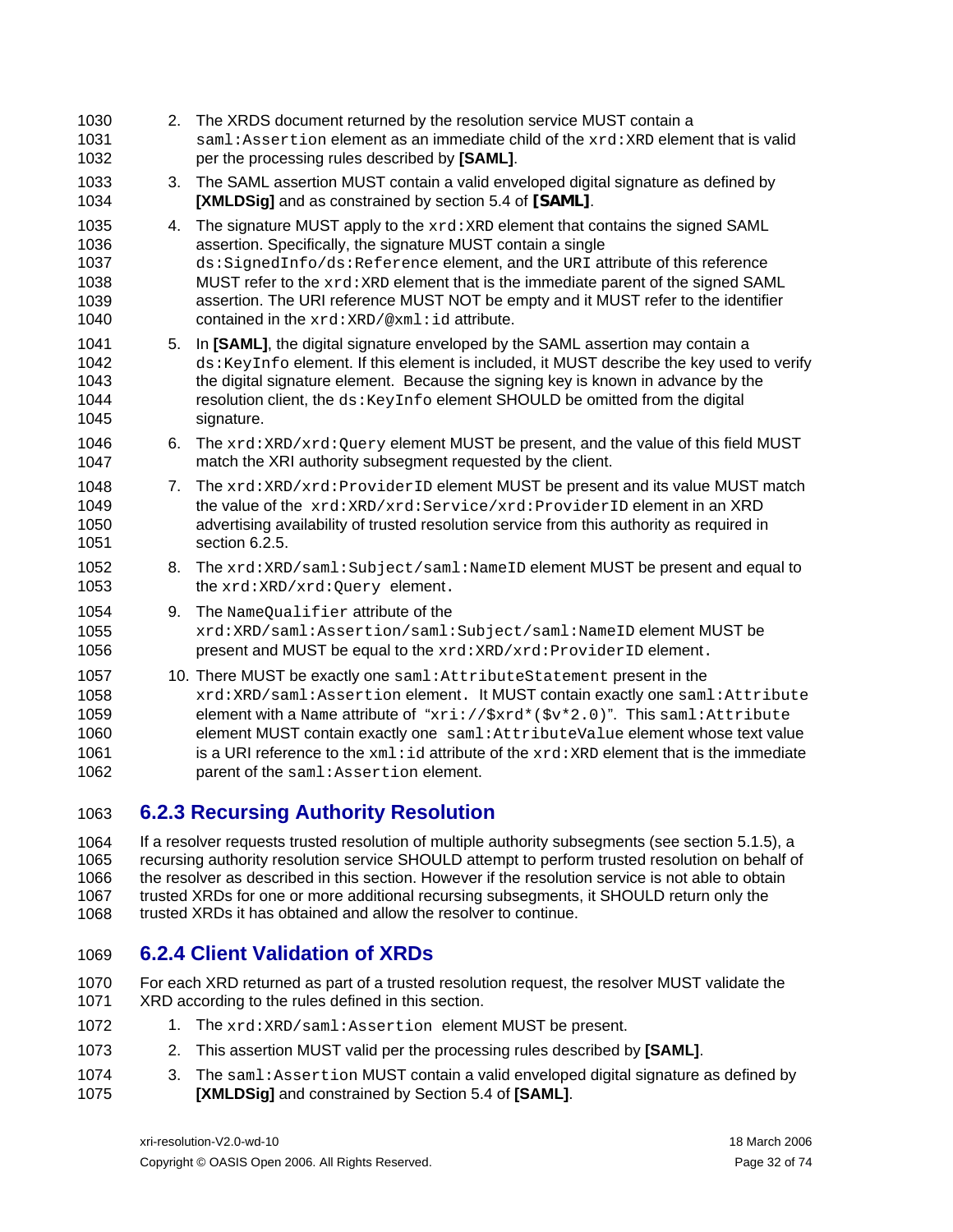2. The XRDS document returned by the resolution service MUST contain a `saml:Assertion` element as an immediate child of the `xrd:XRD` element that is valid per the processing rules described by **[SAML]**.
3. The SAML assertion MUST contain a valid enveloped digital signature as defined by **[XMLDSig]** and as constrained by section 5.4 of **[SAML]**.
4. The signature MUST apply to the `xrd:XRD` element that contains the signed SAML assertion. Specifically, the signature MUST contain a single `ds:SignedInfo/ds:Reference` element, and the `URI` attribute of this reference MUST refer to the `xrd:XRD` element that is the immediate parent of the signed SAML assertion. The URI reference MUST NOT be empty and it MUST refer to the identifier contained in the `xrd:XRD/@xml:id` attribute.
5. In **[SAML]**, the digital signature enveloped by the SAML assertion may contain a `ds:KeyInfo` element. If this element is included, it MUST describe the key used to verify the digital signature element. Because the signing key is known in advance by the resolution client, the `ds:KeyInfo` element SHOULD be omitted from the digital signature.
6. The `xrd:XRD/xrd:Query` element MUST be present, and the value of this field MUST match the XRI authority subsegment requested by the client.
7. The `xrd:XRD/xrd:ProviderID` element MUST be present and its value MUST match the value of the `xrd:XRD/xrd:Service/xrd:ProviderID` element in an XRD advertising availability of trusted resolution service from this authority as required in section 6.2.5.
8. The `xrd:XRD/saml:Subject/saml:NameID` element MUST be present and equal to the `xrd:XRD/xrd:Query` element.
9. The `NameQualifier` attribute of the `xrd:XRD/saml:Assertion/saml:Subject/saml:NameID` element MUST be present and MUST be equal to the `xrd:XRD/xrd:ProviderID` element.
10. There MUST be exactly one `saml:AttributeStatement` present in the `xrd:XRD/saml:Assertion` element. It MUST contain exactly one `saml:Attribute` element with a `Name` attribute of "`xri://$xrd*($v*2.0)`". This `saml:Attribute` element MUST contain exactly one `saml:AttributeValue` element whose text value is a URI reference to the `xml:id` attribute of the `xrd:XRD` element that is the immediate parent of the `saml:Assertion` element.

### 6.2.3 Recursing Authority Resolution

If a resolver requests trusted resolution of multiple authority subsegments (see section 5.1.5), a recursing authority resolution service SHOULD attempt to perform trusted resolution on behalf of the resolver as described in this section. However if the resolution service is not able to obtain trusted XRDs for one or more additional recursing subsegments, it SHOULD return only the trusted XRDs it has obtained and allow the resolver to continue.

### 6.2.4 Client Validation of XRDs

For each XRD returned as part of a trusted resolution request, the resolver MUST validate the XRD according to the rules defined in this section.

1. The `xrd:XRD/saml:Assertion` element MUST be present.
2. This assertion MUST valid per the processing rules described by **[SAML]**.
3. The `saml:Assertion` MUST contain a valid enveloped digital signature as defined by **[XMLDSig]** and constrained by Section 5.4 of **[SAML]**.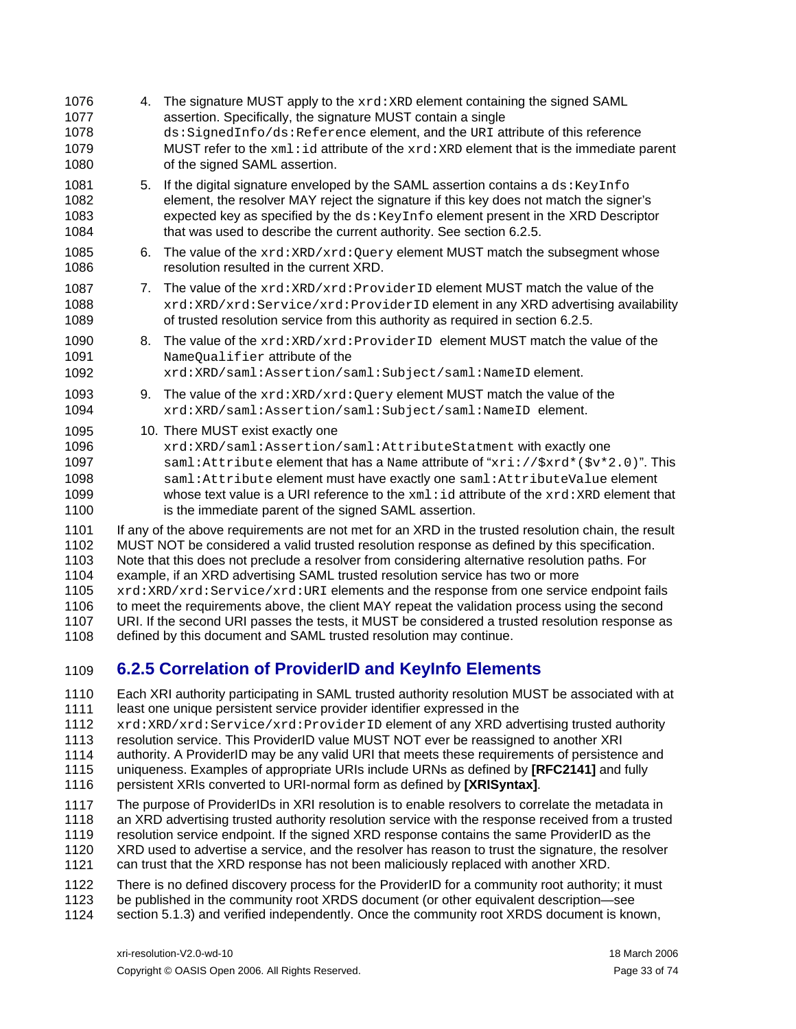4. The signature MUST apply to the `xrd:XRD` element containing the signed SAML assertion. Specifically, the signature MUST contain a single `ds:SignedInfo/ds:Reference` element, and the `URI` attribute of this reference MUST refer to the `xml:id` attribute of the `xrd:XRD` element that is the immediate parent of the signed SAML assertion.
5. If the digital signature enveloped by the SAML assertion contains a `ds:KeyInfo` element, the resolver MAY reject the signature if this key does not match the signer's expected key as specified by the `ds:KeyInfo` element present in the XRD Descriptor that was used to describe the current authority. See section 6.2.5.
6. The value of the `xrd:XRD/xrd:Query` element MUST match the subsegment whose resolution resulted in the current XRD.
7. The value of the `xrd:XRD/xrd:ProviderID` element MUST match the value of the `xrd:XRD/xrd:Service/xrd:ProviderID` element in any XRD advertising availability of trusted resolution service from this authority as required in section 6.2.5.
8. The value of the `xrd:XRD/xrd:ProviderID` element MUST match the value of the `NameQualifier` attribute of the `xrd:XRD/saml:Assertion/saml:Subject/saml:NameID` element.
9. The value of the `xrd:XRD/xrd:Query` element MUST match the value of the `xrd:XRD/saml:Assertion/saml:Subject/saml:NameID` element.
10. There MUST exist exactly one `xrd:XRD/saml:Assertion/saml:AttributeStatment` with exactly one `saml:Attribute` element that has a `Name` attribute of "`xri://$xrd*($v*2.0)`". This `saml:Attribute` element must have exactly one `saml:AttributeValue` element whose text value is a URI reference to the `xml:id` attribute of the `xrd:XRD` element that is the immediate parent of the signed SAML assertion.

If any of the above requirements are not met for an XRD in the trusted resolution chain, the result MUST NOT be considered a valid trusted resolution response as defined by this specification. Note that this does not preclude a resolver from considering alternative resolution paths. For example, if an XRD advertising SAML trusted resolution service has two or more `xrd:XRD/xrd:Service/xrd:URI` elements and the response from one service endpoint fails to meet the requirements above, the client MAY repeat the validation process using the second URI. If the second URI passes the tests, it MUST be considered a trusted resolution response as defined by this document and SAML trusted resolution may continue.

### 6.2.5 Correlation of ProviderID and KeyInfo Elements

Each XRI authority participating in SAML trusted authority resolution MUST be associated with at least one unique persistent service provider identifier expressed in the `xrd:XRD/xrd:Service/xrd:ProviderID` element of any XRD advertising trusted authority resolution service. This ProviderID value MUST NOT ever be reassigned to another XRI authority. A ProviderID may be any valid URI that meets these requirements of persistence and uniqueness. Examples of appropriate URIs include URNs as defined by **[RFC2141]** and fully persistent XRIs converted to URI-normal form as defined by **[XRISyntax]**.

The purpose of ProviderIDs in XRI resolution is to enable resolvers to correlate the metadata in an XRD advertising trusted authority resolution service with the response received from a trusted resolution service endpoint. If the signed XRD response contains the same ProviderID as the XRD used to advertise a service, and the resolver has reason to trust the signature, the resolver can trust that the XRD response has not been maliciously replaced with another XRD.

There is no defined discovery process for the ProviderID for a community root authority; it must be published in the community root XRDS document (or other equivalent description—see section 5.1.3) and verified independently. Once the community root XRDS document is known,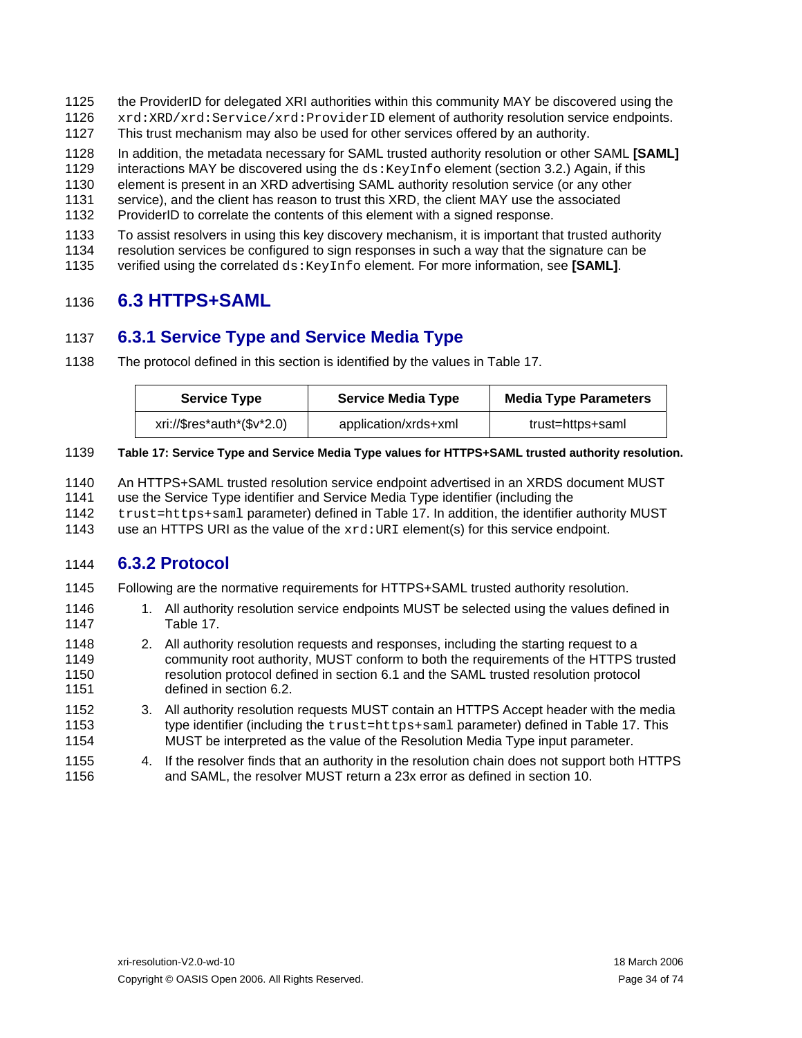the ProviderID for delegated XRI authorities within this community MAY be discovered using the `xrd:XRD/xrd:Service/xrd:ProviderID` element of authority resolution service endpoints. This trust mechanism may also be used for other services offered by an authority.

In addition, the metadata necessary for SAML trusted authority resolution or other SAML **[SAML]** interactions MAY be discovered using the `ds:KeyInfo` element (section 3.2.) Again, if this element is present in an XRD advertising SAML authority resolution service (or any other service), and the client has reason to trust this XRD, the client MAY use the associated ProviderID to correlate the contents of this element with a signed response.

To assist resolvers in using this key discovery mechanism, it is important that trusted authority resolution services be configured to sign responses in such a way that the signature can be verified using the correlated `ds:KeyInfo` element. For more information, see **[SAML]**.

## 6.3 HTTPS+SAML

### 6.3.1 Service Type and Service Media Type

The protocol defined in this section is identified by the values in Table 17.

| Service Type | Service Media Type | Media Type Parameters |
|---|---|---|
| xri://$res*auth*($v*2.0) | application/xrds+xml | trust=https+saml |

**Table 17: Service Type and Service Media Type values for HTTPS+SAML trusted authority resolution.**

An HTTPS+SAML trusted resolution service endpoint advertised in an XRDS document MUST use the Service Type identifier and Service Media Type identifier (including the `trust=https+saml` parameter) defined in Table 17. In addition, the identifier authority MUST use an HTTPS URI as the value of the `xrd:URI` element(s) for this service endpoint.

### 6.3.2 Protocol

Following are the normative requirements for HTTPS+SAML trusted authority resolution.

1. All authority resolution service endpoints MUST be selected using the values defined in Table 17.
2. All authority resolution requests and responses, including the starting request to a community root authority, MUST conform to both the requirements of the HTTPS trusted resolution protocol defined in section 6.1 and the SAML trusted resolution protocol defined in section 6.2.
3. All authority resolution requests MUST contain an HTTPS Accept header with the media type identifier (including the `trust=https+saml` parameter) defined in Table 17. This MUST be interpreted as the value of the Resolution Media Type input parameter.
4. If the resolver finds that an authority in the resolution chain does not support both HTTPS and SAML, the resolver MUST return a 23x error as defined in section 10.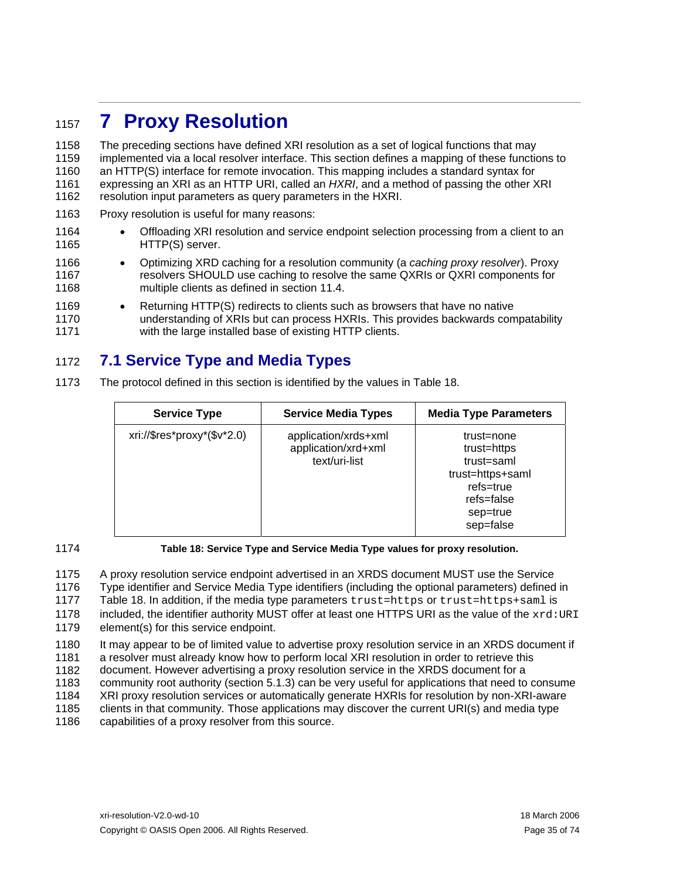# 7 Proxy Resolution

The preceding sections have defined XRI resolution as a set of logical functions that may implemented via a local resolver interface. This section defines a mapping of these functions to an HTTP(S) interface for remote invocation. This mapping includes a standard syntax for expressing an XRI as an HTTP URI, called an *HXRI*, and a method of passing the other XRI resolution input parameters as query parameters in the HXRI.

Proxy resolution is useful for many reasons:

- Offloading XRI resolution and service endpoint selection processing from a client to an HTTP(S) server.
- Optimizing XRD caching for a resolution community (a *caching proxy resolver*). Proxy resolvers SHOULD use caching to resolve the same QXRIs or QXRI components for multiple clients as defined in section 11.4.
- Returning HTTP(S) redirects to clients such as browsers that have no native understanding of XRIs but can process HXRIs. This provides backwards compatability with the large installed base of existing HTTP clients.

## 7.1 Service Type and Media Types

The protocol defined in this section is identified by the values in Table 18.

| Service Type | Service Media Types | Media Type Parameters |
|---|---|---|
| xri://$res*proxy*($v*2.0) | application/xrds+xml<br>application/xrd+xml<br>text/uri-list | trust=none<br>trust=https<br>trust=saml<br>trust=https+saml<br>refs=true<br>refs=false<br>sep=true<br>sep=false |

**Table 18: Service Type and Service Media Type values for proxy resolution.**

A proxy resolution service endpoint advertised in an XRDS document MUST use the Service Type identifier and Service Media Type identifiers (including the optional parameters) defined in Table 18. In addition, if the media type parameters `trust=https` or `trust=https+saml` is included, the identifier authority MUST offer at least one HTTPS URI as the value of the `xrd:URI` element(s) for this service endpoint.

It may appear to be of limited value to advertise proxy resolution service in an XRDS document if a resolver must already know how to perform local XRI resolution in order to retrieve this document. However advertising a proxy resolution service in the XRDS document for a community root authority (section 5.1.3) can be very useful for applications that need to consume XRI proxy resolution services or automatically generate HXRIs for resolution by non-XRI-aware clients in that community. Those applications may discover the current URI(s) and media type capabilities of a proxy resolver from this source.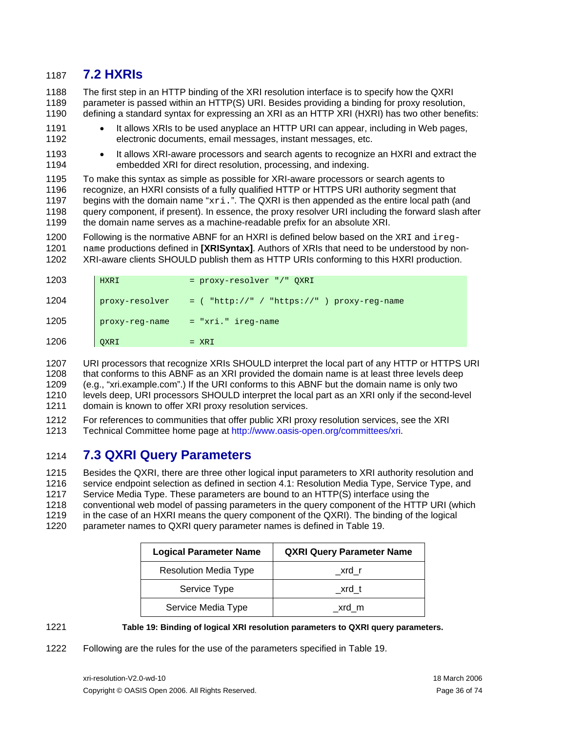## 7.2 HXRIs

The first step in an HTTP binding of the XRI resolution interface is to specify how the QXRI parameter is passed within an HTTP(S) URI. Besides providing a binding for proxy resolution, defining a standard syntax for expressing an XRI as an HTTP XRI (HXRI) has two other benefits:

- It allows XRIs to be used anyplace an HTTP URI can appear, including in Web pages, electronic documents, email messages, instant messages, etc.
- It allows XRI-aware processors and search agents to recognize an HXRI and extract the embedded XRI for direct resolution, processing, and indexing.

To make this syntax as simple as possible for XRI-aware processors or search agents to recognize, an HXRI consists of a fully qualified HTTP or HTTPS URI authority segment that begins with the domain name "`xri.`". The QXRI is then appended as the entire local path (and query component, if present). In essence, the proxy resolver URI including the forward slash after the domain name serves as a machine-readable prefix for an absolute XRI.

Following is the normative ABNF for an HXRI is defined below based on the `XRI` and `ireg-name` productions defined in **[XRISyntax]**. Authors of XRIs that need to be understood by non-XRI-aware clients SHOULD publish them as HTTP URIs conforming to this HXRI production.

```
HXRI            = proxy-resolver "/" QXRI
proxy-resolver  = ( "http://" / "https://" ) proxy-reg-name
proxy-reg-name  = "xri." ireg-name
QXRI            = XRI
```

URI processors that recognize XRIs SHOULD interpret the local part of any HTTP or HTTPS URI that conforms to this ABNF as an XRI provided the domain name is at least three levels deep (e.g., "xri.example.com".) If the URI conforms to this ABNF but the domain name is only two levels deep, URI processors SHOULD interpret the local part as an XRI only if the second-level domain is known to offer XRI proxy resolution services.

For references to communities that offer public XRI proxy resolution services, see the XRI Technical Committee home page at http://www.oasis-open.org/committees/xri.

## 7.3 QXRI Query Parameters

Besides the QXRI, there are three other logical input parameters to XRI authority resolution and service endpoint selection as defined in section 4.1: Resolution Media Type, Service Type, and Service Media Type. These parameters are bound to an HTTP(S) interface using the conventional web model of passing parameters in the query component of the HTTP URI (which in the case of an HXRI means the query component of the QXRI). The binding of the logical parameter names to QXRI query parameter names is defined in Table 19.

| Logical Parameter Name | QXRI Query Parameter Name |
|---|---|
| Resolution Media Type | _xrd_r |
| Service Type | _xrd_t |
| Service Media Type | _xrd_m |

**Table 19: Binding of logical XRI resolution parameters to QXRI query parameters.**

Following are the rules for the use of the parameters specified in Table 19.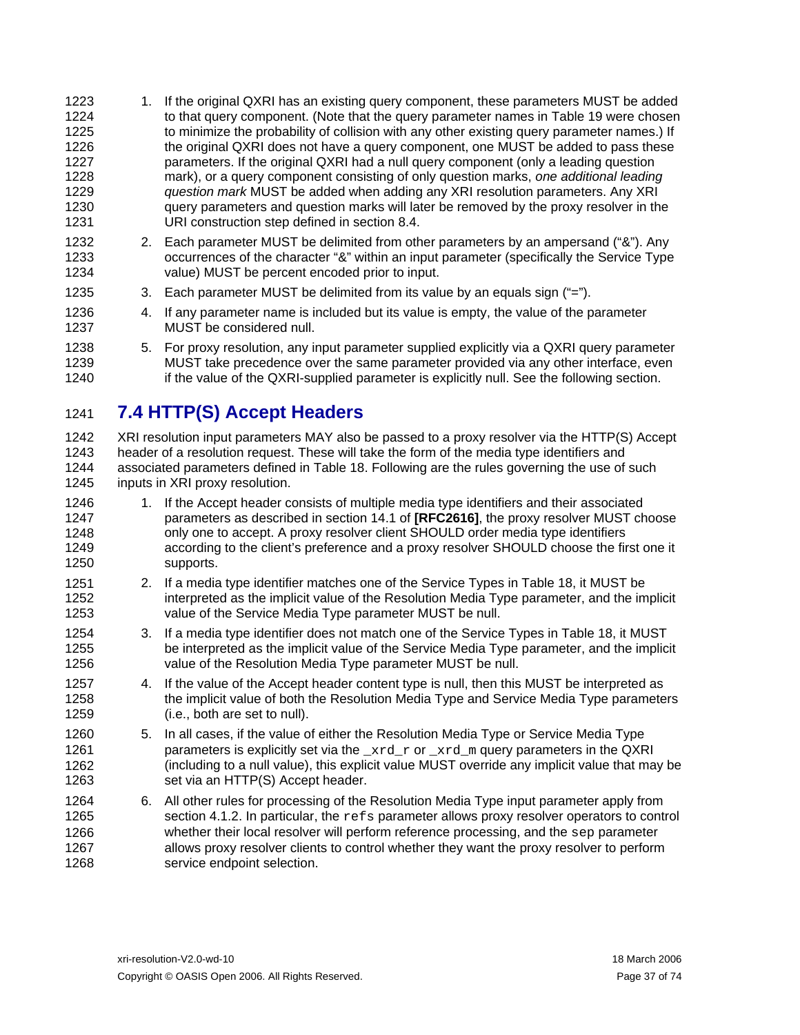1. If the original QXRI has an existing query component, these parameters MUST be added to that query component. (Note that the query parameter names in Table 19 were chosen to minimize the probability of collision with any other existing query parameter names.) If the original QXRI does not have a query component, one MUST be added to pass these parameters. If the original QXRI had a null query component (only a leading question mark), or a query component consisting of only question marks, *one additional leading question mark* MUST be added when adding any XRI resolution parameters. Any XRI query parameters and question marks will later be removed by the proxy resolver in the URI construction step defined in section 8.4.
2. Each parameter MUST be delimited from other parameters by an ampersand ("&"). Any occurrences of the character "&" within an input parameter (specifically the Service Type value) MUST be percent encoded prior to input.
3. Each parameter MUST be delimited from its value by an equals sign ("=").
4. If any parameter name is included but its value is empty, the value of the parameter MUST be considered null.
5. For proxy resolution, any input parameter supplied explicitly via a QXRI query parameter MUST take precedence over the same parameter provided via any other interface, even if the value of the QXRI-supplied parameter is explicitly null. See the following section.

## 7.4 HTTP(S) Accept Headers

XRI resolution input parameters MAY also be passed to a proxy resolver via the HTTP(S) Accept header of a resolution request. These will take the form of the media type identifiers and associated parameters defined in Table 18. Following are the rules governing the use of such inputs in XRI proxy resolution.

1. If the Accept header consists of multiple media type identifiers and their associated parameters as described in section 14.1 of **[RFC2616]**, the proxy resolver MUST choose only one to accept. A proxy resolver client SHOULD order media type identifiers according to the client's preference and a proxy resolver SHOULD choose the first one it supports.
2. If a media type identifier matches one of the Service Types in Table 18, it MUST be interpreted as the implicit value of the Resolution Media Type parameter, and the implicit value of the Service Media Type parameter MUST be null.
3. If a media type identifier does not match one of the Service Types in Table 18, it MUST be interpreted as the implicit value of the Service Media Type parameter, and the implicit value of the Resolution Media Type parameter MUST be null.
4. If the value of the Accept header content type is null, then this MUST be interpreted as the implicit value of both the Resolution Media Type and Service Media Type parameters (i.e., both are set to null).
5. In all cases, if the value of either the Resolution Media Type or Service Media Type parameters is explicitly set via the `_xrd_r` or `_xrd_m` query parameters in the QXRI (including to a null value), this explicit value MUST override any implicit value that may be set via an HTTP(S) Accept header.
6. All other rules for processing of the Resolution Media Type input parameter apply from section 4.1.2. In particular, the `refs` parameter allows proxy resolver operators to control whether their local resolver will perform reference processing, and the `sep` parameter allows proxy resolver clients to control whether they want the proxy resolver to perform service endpoint selection.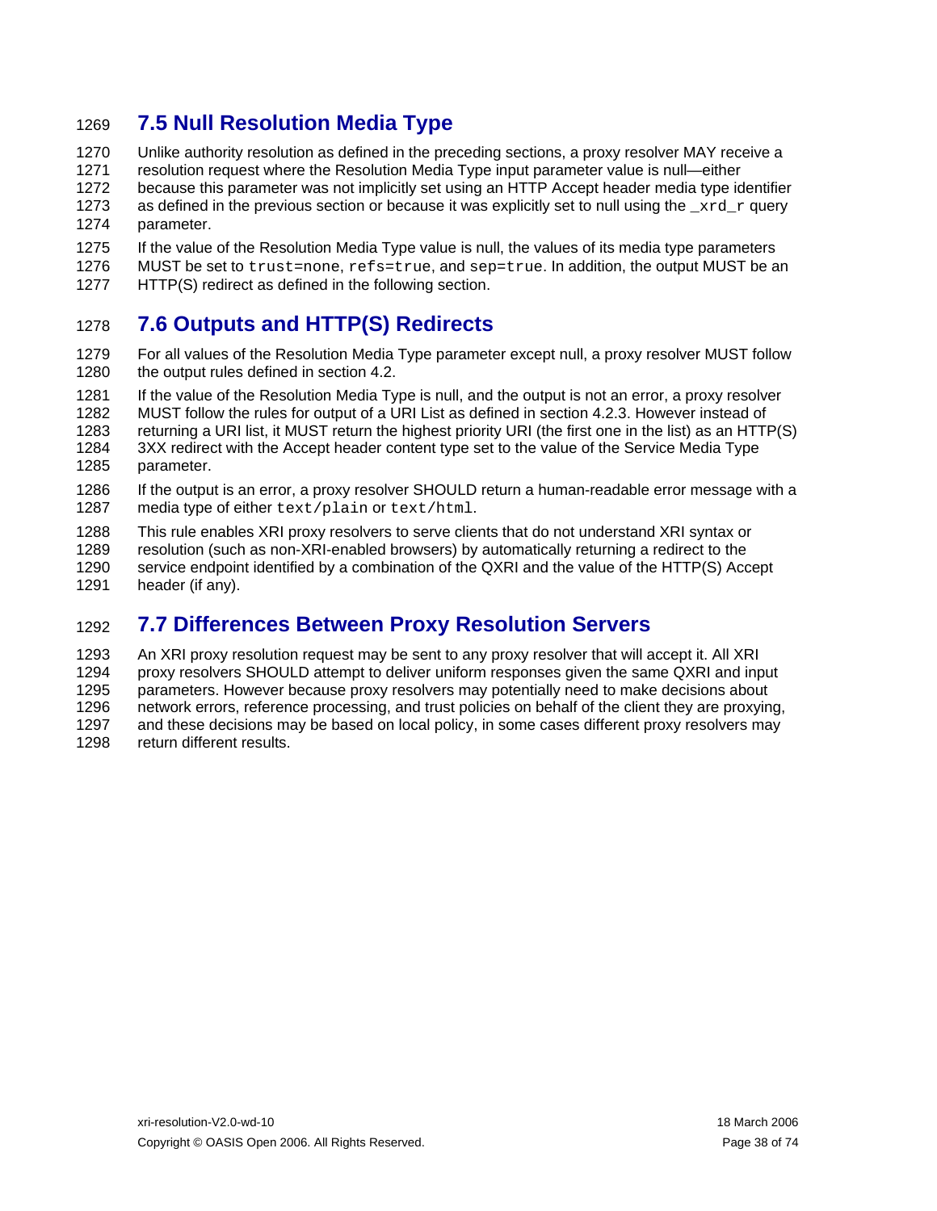## 7.5 Null Resolution Media Type

Unlike authority resolution as defined in the preceding sections, a proxy resolver MAY receive a resolution request where the Resolution Media Type input parameter value is null—either because this parameter was not implicitly set using an HTTP Accept header media type identifier as defined in the previous section or because it was explicitly set to null using the `_xrd_r` query parameter.

If the value of the Resolution Media Type value is null, the values of its media type parameters MUST be set to `trust=none`, `refs=true`, and `sep=true`. In addition, the output MUST be an HTTP(S) redirect as defined in the following section.

## 7.6 Outputs and HTTP(S) Redirects

For all values of the Resolution Media Type parameter except null, a proxy resolver MUST follow the output rules defined in section 4.2.

If the value of the Resolution Media Type is null, and the output is not an error, a proxy resolver MUST follow the rules for output of a URI List as defined in section 4.2.3. However instead of returning a URI list, it MUST return the highest priority URI (the first one in the list) as an HTTP(S) 3XX redirect with the Accept header content type set to the value of the Service Media Type parameter.

If the output is an error, a proxy resolver SHOULD return a human-readable error message with a media type of either `text/plain` or `text/html`.

This rule enables XRI proxy resolvers to serve clients that do not understand XRI syntax or resolution (such as non-XRI-enabled browsers) by automatically returning a redirect to the service endpoint identified by a combination of the QXRI and the value of the HTTP(S) Accept header (if any).

## 7.7 Differences Between Proxy Resolution Servers

An XRI proxy resolution request may be sent to any proxy resolver that will accept it. All XRI proxy resolvers SHOULD attempt to deliver uniform responses given the same QXRI and input parameters. However because proxy resolvers may potentially need to make decisions about network errors, reference processing, and trust policies on behalf of the client they are proxying, and these decisions may be based on local policy, in some cases different proxy resolvers may return different results.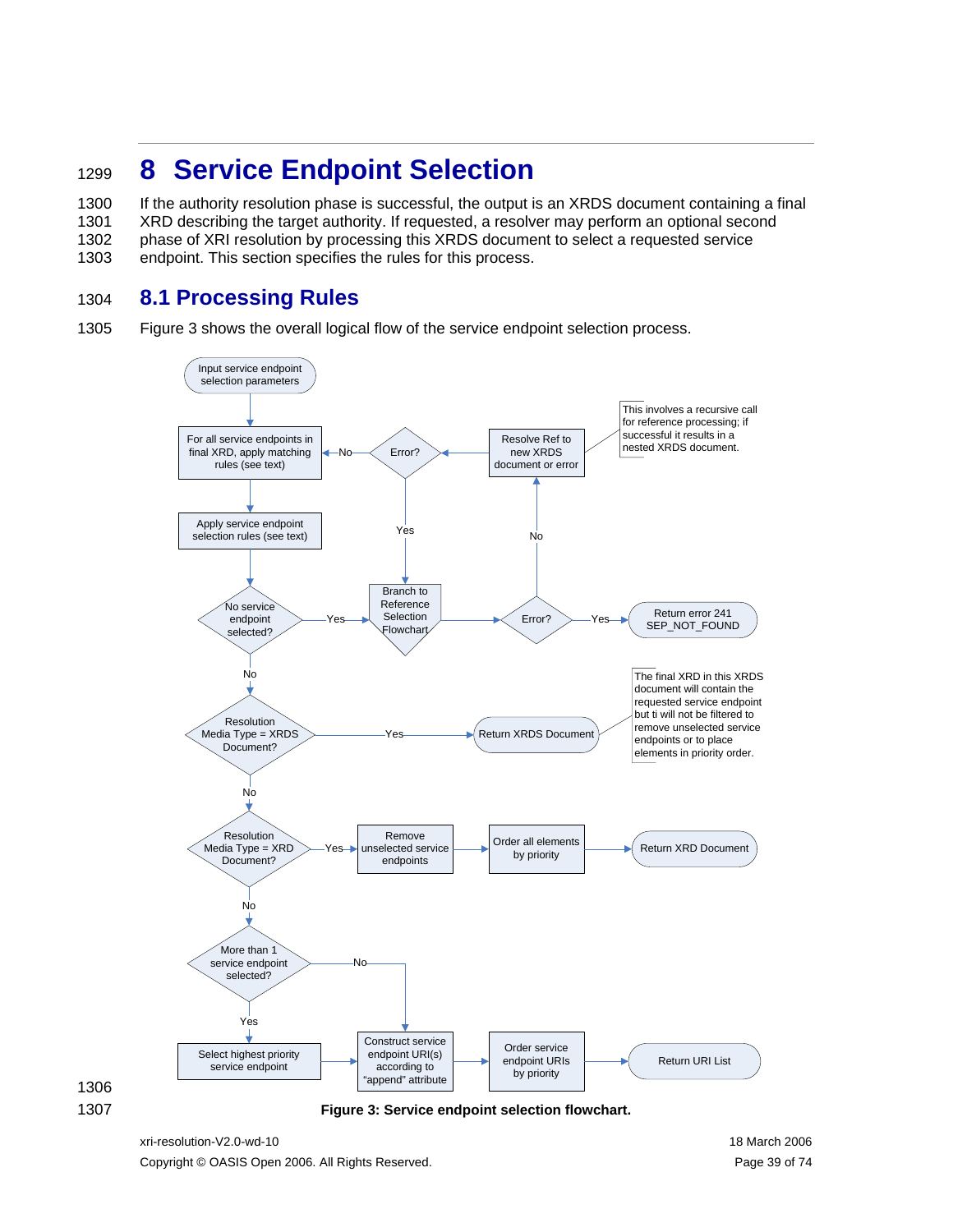# 8 Service Endpoint Selection

If the authority resolution phase is successful, the output is an XRDS document containing a final XRD describing the target authority. If requested, a resolver may perform an optional second phase of XRI resolution by processing this XRDS document to select a requested service endpoint. This section specifies the rules for this process.

## 8.1 Processing Rules

Figure 3 shows the overall logical flow of the service endpoint selection process.

**Figure 3: Service endpoint selection flowchart.**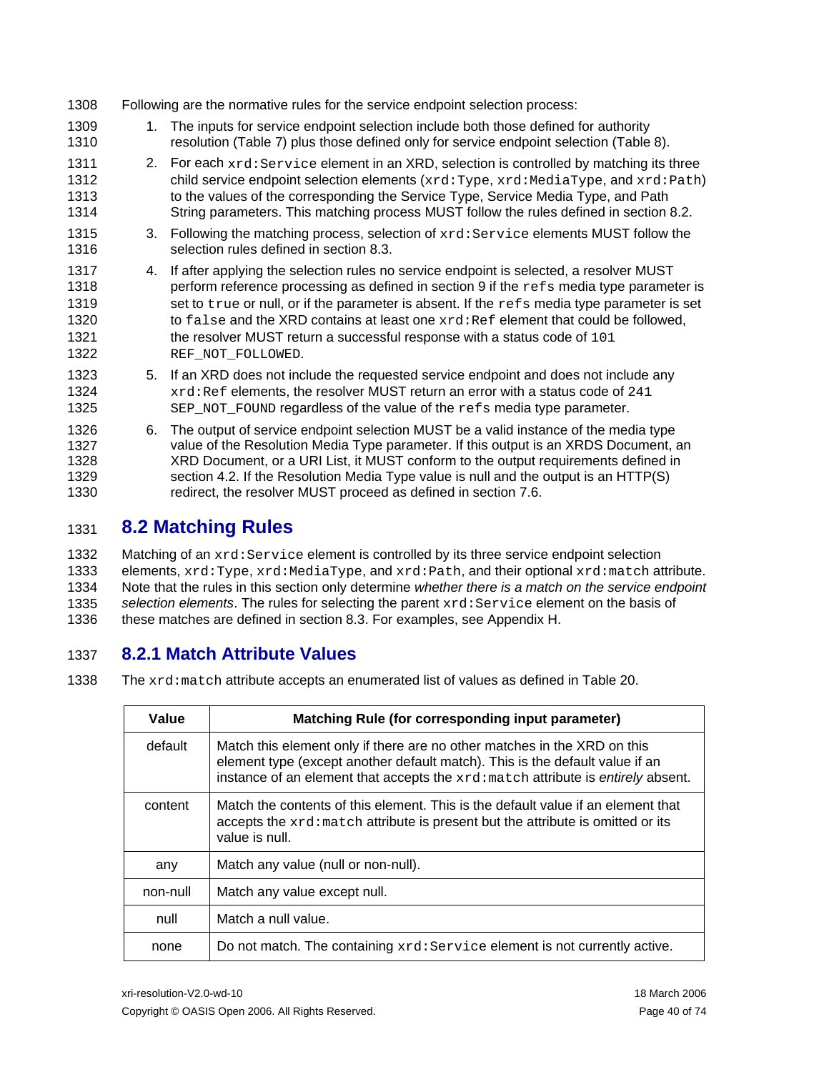Following are the normative rules for the service endpoint selection process:

1. The inputs for service endpoint selection include both those defined for authority resolution (Table 7) plus those defined only for service endpoint selection (Table 8).
2. For each `xrd:Service` element in an XRD, selection is controlled by matching its three child service endpoint selection elements (`xrd:Type`, `xrd:MediaType`, and `xrd:Path`) to the values of the corresponding the Service Type, Service Media Type, and Path String parameters. This matching process MUST follow the rules defined in section 8.2.
3. Following the matching process, selection of `xrd:Service` elements MUST follow the selection rules defined in section 8.3.
4. If after applying the selection rules no service endpoint is selected, a resolver MUST perform reference processing as defined in section 9 if the `refs` media type parameter is set to `true` or null, or if the parameter is absent. If the `refs` media type parameter is set to `false` and the XRD contains at least one `xrd:Ref` element that could be followed, the resolver MUST return a successful response with a status code of `101 REF_NOT_FOLLOWED`.
5. If an XRD does not include the requested service endpoint and does not include any `xrd:Ref` elements, the resolver MUST return an error with a status code of `241 SEP_NOT_FOUND` regardless of the value of the `refs` media type parameter.
6. The output of service endpoint selection MUST be a valid instance of the media type value of the Resolution Media Type parameter. If this output is an XRDS Document, an XRD Document, or a URI List, it MUST conform to the output requirements defined in section 4.2. If the Resolution Media Type value is null and the output is an HTTP(S) redirect, the resolver MUST proceed as defined in section 7.6.

## 8.2 Matching Rules

Matching of an `xrd:Service` element is controlled by its three service endpoint selection elements, `xrd:Type`, `xrd:MediaType`, and `xrd:Path`, and their optional `xrd:match` attribute. Note that the rules in this section only determine *whether there is a match on the service endpoint selection elements*. The rules for selecting the parent `xrd:Service` element on the basis of these matches are defined in section 8.3. For examples, see Appendix H.

### 8.2.1 Match Attribute Values

The `xrd:match` attribute accepts an enumerated list of values as defined in Table 20.

| Value | Matching Rule (for corresponding input parameter) |
|---|---|
| default | Match this element only if there are no other matches in the XRD on this element type (except another default match). This is the default value if an instance of an element that accepts the `xrd:match` attribute is *entirely* absent. |
| content | Match the contents of this element. This is the default value if an element that accepts the `xrd:match` attribute is present but the attribute is omitted or its value is null. |
| any | Match any value (null or non-null). |
| non-null | Match any value except null. |
| null | Match a null value. |
| none | Do not match. The containing `xrd:Service` element is not currently active. |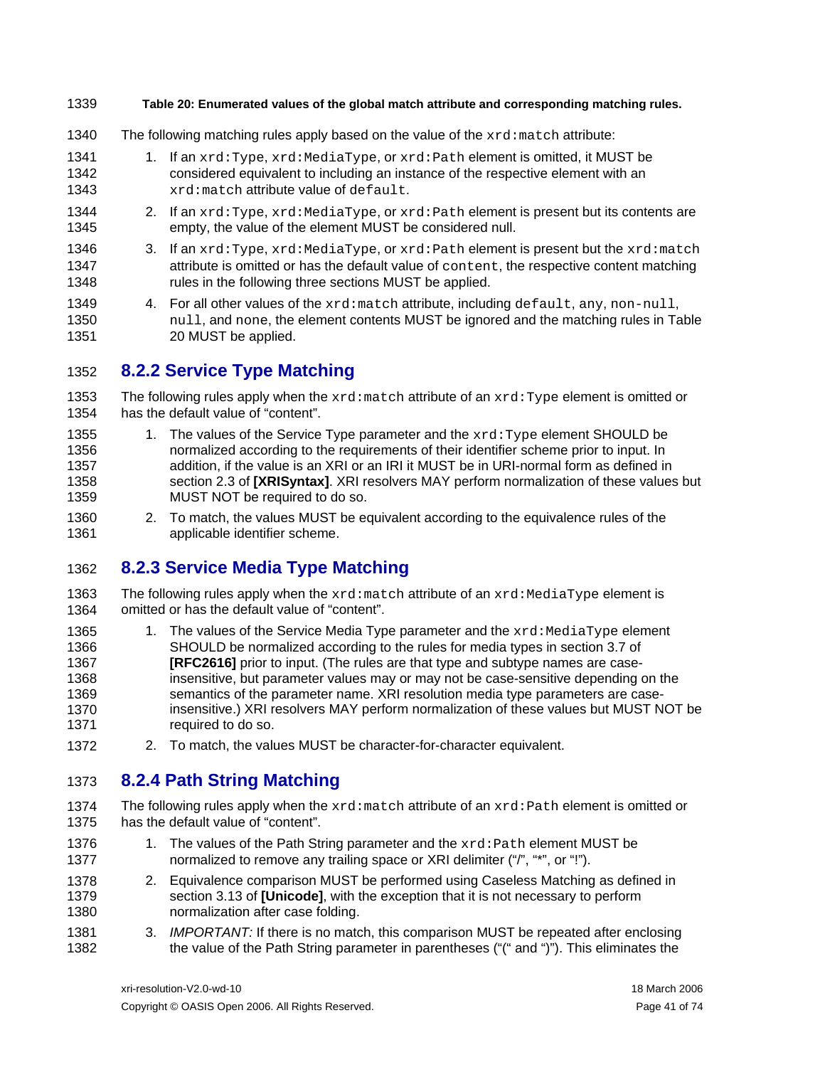**Table 20: Enumerated values of the global match attribute and corresponding matching rules.**

The following matching rules apply based on the value of the `xrd:match` attribute:

1. If an `xrd:Type`, `xrd:MediaType`, or `xrd:Path` element is omitted, it MUST be considered equivalent to including an instance of the respective element with an `xrd:match` attribute value of `default`.
2. If an `xrd:Type`, `xrd:MediaType`, or `xrd:Path` element is present but its contents are empty, the value of the element MUST be considered null.
3. If an `xrd:Type`, `xrd:MediaType`, or `xrd:Path` element is present but the `xrd:match` attribute is omitted or has the default value of `content`, the respective content matching rules in the following three sections MUST be applied.
4. For all other values of the `xrd:match` attribute, including `default`, `any`, `non-null`, `null`, and `none`, the element contents MUST be ignored and the matching rules in Table 20 MUST be applied.

## 8.2.2 Service Type Matching

The following rules apply when the `xrd:match` attribute of an `xrd:Type` element is omitted or has the default value of "content".

1. The values of the Service Type parameter and the `xrd:Type` element SHOULD be normalized according to the requirements of their identifier scheme prior to input. In addition, if the value is an XRI or an IRI it MUST be in URI-normal form as defined in section 2.3 of **[XRISyntax]**. XRI resolvers MAY perform normalization of these values but MUST NOT be required to do so.
2. To match, the values MUST be equivalent according to the equivalence rules of the applicable identifier scheme.

## 8.2.3 Service Media Type Matching

The following rules apply when the `xrd:match` attribute of an `xrd:MediaType` element is omitted or has the default value of "content".

1. The values of the Service Media Type parameter and the `xrd:MediaType` element SHOULD be normalized according to the rules for media types in section 3.7 of **[RFC2616]** prior to input. (The rules are that type and subtype names are case-insensitive, but parameter values may or may not be case-sensitive depending on the semantics of the parameter name. XRI resolution media type parameters are case-insensitive.) XRI resolvers MAY perform normalization of these values but MUST NOT be required to do so.
2. To match, the values MUST be character-for-character equivalent.

## 8.2.4 Path String Matching

The following rules apply when the `xrd:match` attribute of an `xrd:Path` element is omitted or has the default value of "content".

1. The values of the Path String parameter and the `xrd:Path` element MUST be normalized to remove any trailing space or XRI delimiter ("/", "*", or "!").
2. Equivalence comparison MUST be performed using Caseless Matching as defined in section 3.13 of **[Unicode]**, with the exception that it is not necessary to perform normalization after case folding.
3. *IMPORTANT:* If there is no match, this comparison MUST be repeated after enclosing the value of the Path String parameter in parentheses ("(" and ")"). This eliminates the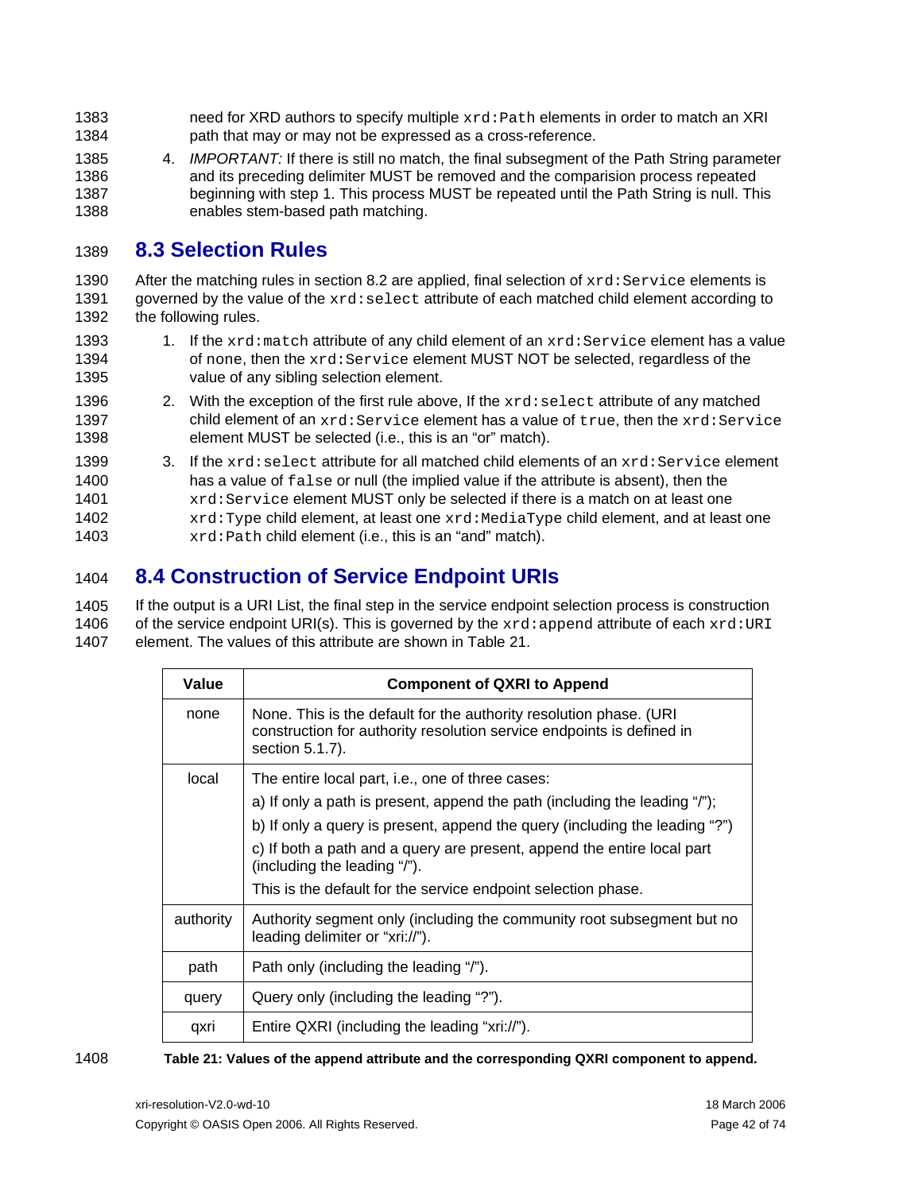need for XRD authors to specify multiple `xrd:Path` elements in order to match an XRI path that may or may not be expressed as a cross-reference.

4. *IMPORTANT:* If there is still no match, the final subsegment of the Path String parameter and its preceding delimiter MUST be removed and the comparision process repeated beginning with step 1. This process MUST be repeated until the Path String is null. This enables stem-based path matching.

## 8.3 Selection Rules

After the matching rules in section 8.2 are applied, final selection of `xrd:Service` elements is governed by the value of the `xrd:select` attribute of each matched child element according to the following rules.

1. If the `xrd:match` attribute of any child element of an `xrd:Service` element has a value of `none`, then the `xrd:Service` element MUST NOT be selected, regardless of the value of any sibling selection element.
2. With the exception of the first rule above, If the `xrd:select` attribute of any matched child element of an `xrd:Service` element has a value of `true`, then the `xrd:Service` element MUST be selected (i.e., this is an "or" match).
3. If the `xrd:select` attribute for all matched child elements of an `xrd:Service` element has a value of `false` or null (the implied value if the attribute is absent), then the `xrd:Service` element MUST only be selected if there is a match on at least one `xrd:Type` child element, at least one `xrd:MediaType` child element, and at least one `xrd:Path` child element (i.e., this is an "and" match).

## 8.4 Construction of Service Endpoint URIs

If the output is a URI List, the final step in the service endpoint selection process is construction of the service endpoint URI(s). This is governed by the `xrd:append` attribute of each `xrd:URI` element. The values of this attribute are shown in Table 21.

| Value | Component of QXRI to Append |
|---|---|
| none | None. This is the default for the authority resolution phase. (URI construction for authority resolution service endpoints is defined in section 5.1.7). |
| local | The entire local part, i.e., one of three cases:<br>a) If only a path is present, append the path (including the leading "/");<br>b) If only a query is present, append the query (including the leading "?")<br>c) If both a path and a query are present, append the entire local part (including the leading "/").<br>This is the default for the service endpoint selection phase. |
| authority | Authority segment only (including the community root subsegment but no leading delimiter or "xri://"). |
| path | Path only (including the leading "/"). |
| query | Query only (including the leading "?"). |
| qxri | Entire QXRI (including the leading "xri://"). |

**Table 21: Values of the append attribute and the corresponding QXRI component to append.**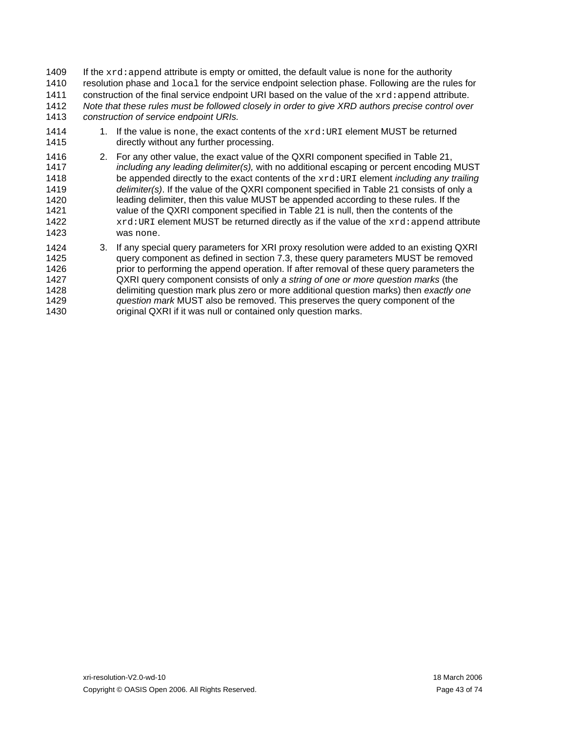If the `xrd:append` attribute is empty or omitted, the default value is `none` for the authority resolution phase and `local` for the service endpoint selection phase. Following are the rules for construction of the final service endpoint URI based on the value of the `xrd:append` attribute. *Note that these rules must be followed closely in order to give XRD authors precise control over construction of service endpoint URIs.*

1. If the value is `none`, the exact contents of the `xrd:URI` element MUST be returned directly without any further processing.
2. For any other value, the exact value of the QXRI component specified in Table 21, *including any leading delimiter(s),* with no additional escaping or percent encoding MUST be appended directly to the exact contents of the `xrd:URI` element *including any trailing delimiter(s)*. If the value of the QXRI component specified in Table 21 consists of only a leading delimiter, then this value MUST be appended according to these rules. If the value of the QXRI component specified in Table 21 is null, then the contents of the `xrd:URI` element MUST be returned directly as if the value of the `xrd:append` attribute was `none`.
3. If any special query parameters for XRI proxy resolution were added to an existing QXRI query component as defined in section 7.3, these query parameters MUST be removed prior to performing the append operation. If after removal of these query parameters the QXRI query component consists of only *a string of one or more question marks* (the delimiting question mark plus zero or more additional question marks) then *exactly one question mark* MUST also be removed. This preserves the query component of the original QXRI if it was null or contained only question marks.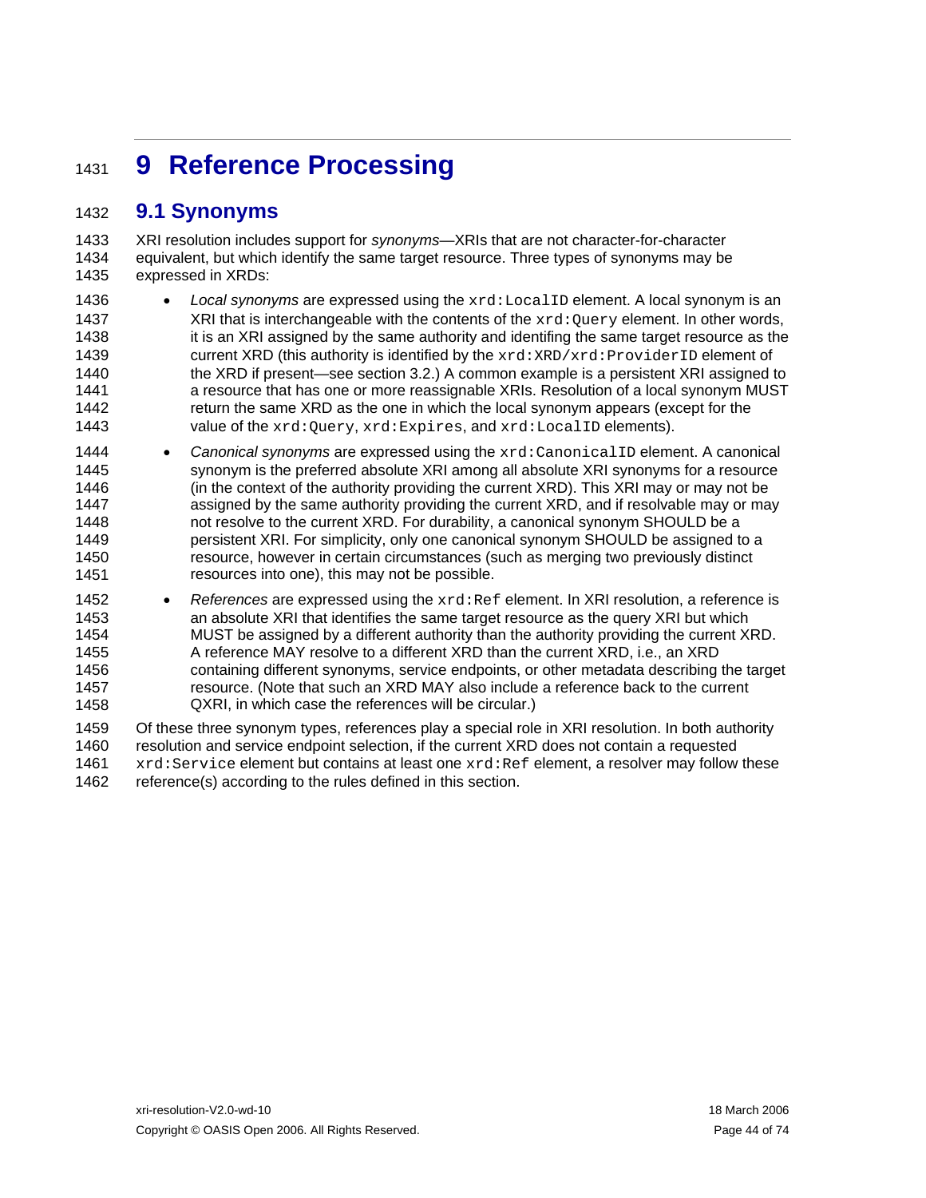# 9 Reference Processing

## 9.1 Synonyms

XRI resolution includes support for *synonyms*—XRIs that are not character-for-character equivalent, but which identify the same target resource. Three types of synonyms may be expressed in XRDs:

- *Local synonyms* are expressed using the `xrd:LocalID` element. A local synonym is an XRI that is interchangeable with the contents of the `xrd:Query` element. In other words, it is an XRI assigned by the same authority and identifing the same target resource as the current XRD (this authority is identified by the `xrd:XRD/xrd:ProviderID` element of the XRD if present—see section 3.2.) A common example is a persistent XRI assigned to a resource that has one or more reassignable XRIs. Resolution of a local synonym MUST return the same XRD as the one in which the local synonym appears (except for the value of the `xrd:Query`, `xrd:Expires`, and `xrd:LocalID` elements).
- *Canonical synonyms* are expressed using the `xrd:CanonicalID` element. A canonical synonym is the preferred absolute XRI among all absolute XRI synonyms for a resource (in the context of the authority providing the current XRD). This XRI may or may not be assigned by the same authority providing the current XRD, and if resolvable may or may not resolve to the current XRD. For durability, a canonical synonym SHOULD be a persistent XRI. For simplicity, only one canonical synonym SHOULD be assigned to a resource, however in certain circumstances (such as merging two previously distinct resources into one), this may not be possible.
- *References* are expressed using the `xrd:Ref` element. In XRI resolution, a reference is an absolute XRI that identifies the same target resource as the query XRI but which MUST be assigned by a different authority than the authority providing the current XRD. A reference MAY resolve to a different XRD than the current XRD, i.e., an XRD containing different synonyms, service endpoints, or other metadata describing the target resource. (Note that such an XRD MAY also include a reference back to the current QXRI, in which case the references will be circular.)

Of these three synonym types, references play a special role in XRI resolution. In both authority resolution and service endpoint selection, if the current XRD does not contain a requested `xrd:Service` element but contains at least one `xrd:Ref` element, a resolver may follow these reference(s) according to the rules defined in this section.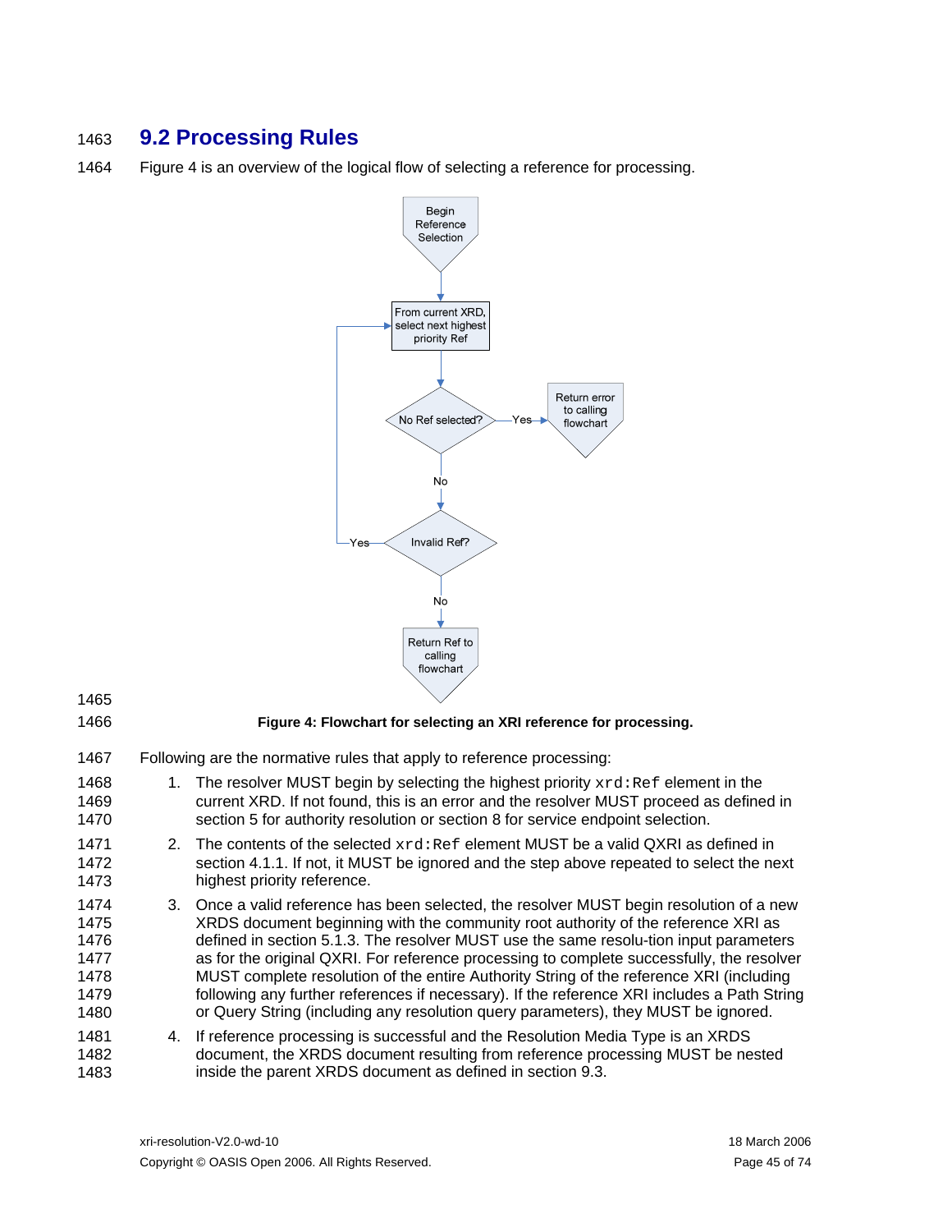## 9.2 Processing Rules

Figure 4 is an overview of the logical flow of selecting a reference for processing.

**Figure 4: Flowchart for selecting an XRI reference for processing.**

Following are the normative rules that apply to reference processing:

1. The resolver MUST begin by selecting the highest priority `xrd:Ref` element in the current XRD. If not found, this is an error and the resolver MUST proceed as defined in section 5 for authority resolution or section 8 for service endpoint selection.
2. The contents of the selected `xrd:Ref` element MUST be a valid QXRI as defined in section 4.1.1. If not, it MUST be ignored and the step above repeated to select the next highest priority reference.
3. Once a valid reference has been selected, the resolver MUST begin resolution of a new XRDS document beginning with the community root authority of the reference XRI as defined in section 5.1.3. The resolver MUST use the same resolu-tion input parameters as for the original QXRI. For reference processing to complete successfully, the resolver MUST complete resolution of the entire Authority String of the reference XRI (including following any further references if necessary). If the reference XRI includes a Path String or Query String (including any resolution query parameters), they MUST be ignored.
4. If reference processing is successful and the Resolution Media Type is an XRDS document, the XRDS document resulting from reference processing MUST be nested inside the parent XRDS document as defined in section 9.3.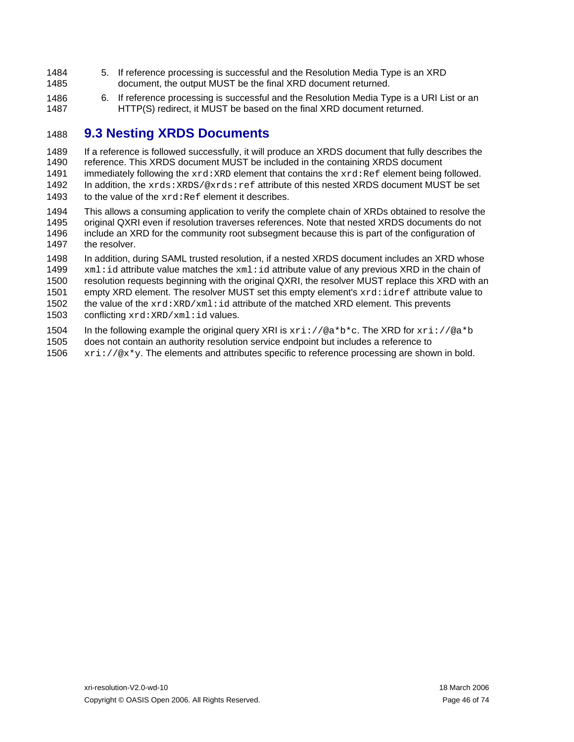5. If reference processing is successful and the Resolution Media Type is an XRD document, the output MUST be the final XRD document returned.
6. If reference processing is successful and the Resolution Media Type is a URI List or an HTTP(S) redirect, it MUST be based on the final XRD document returned.

## 9.3 Nesting XRDS Documents

If a reference is followed successfully, it will produce an XRDS document that fully describes the reference. This XRDS document MUST be included in the containing XRDS document immediately following the `xrd:XRD` element that contains the `xrd:Ref` element being followed. In addition, the `xrds:XRDS/@xrds:ref` attribute of this nested XRDS document MUST be set to the value of the `xrd:Ref` element it describes.

This allows a consuming application to verify the complete chain of XRDs obtained to resolve the original QXRI even if resolution traverses references. Note that nested XRDS documents do not include an XRD for the community root subsegment because this is part of the configuration of the resolver.

In addition, during SAML trusted resolution, if a nested XRDS document includes an XRD whose `xml:id` attribute value matches the `xml:id` attribute value of any previous XRD in the chain of resolution requests beginning with the original QXRI, the resolver MUST replace this XRD with an empty XRD element. The resolver MUST set this empty element's `xrd:idref` attribute value to the value of the `xrd:XRD/xml:id` attribute of the matched XRD element. This prevents conflicting `xrd:XRD/xml:id` values.

In the following example the original query XRI is `xri://@a*b*c`. The XRD for `xri://@a*b` does not contain an authority resolution service endpoint but includes a reference to `xri://@x*y`. The elements and attributes specific to reference processing are shown in bold.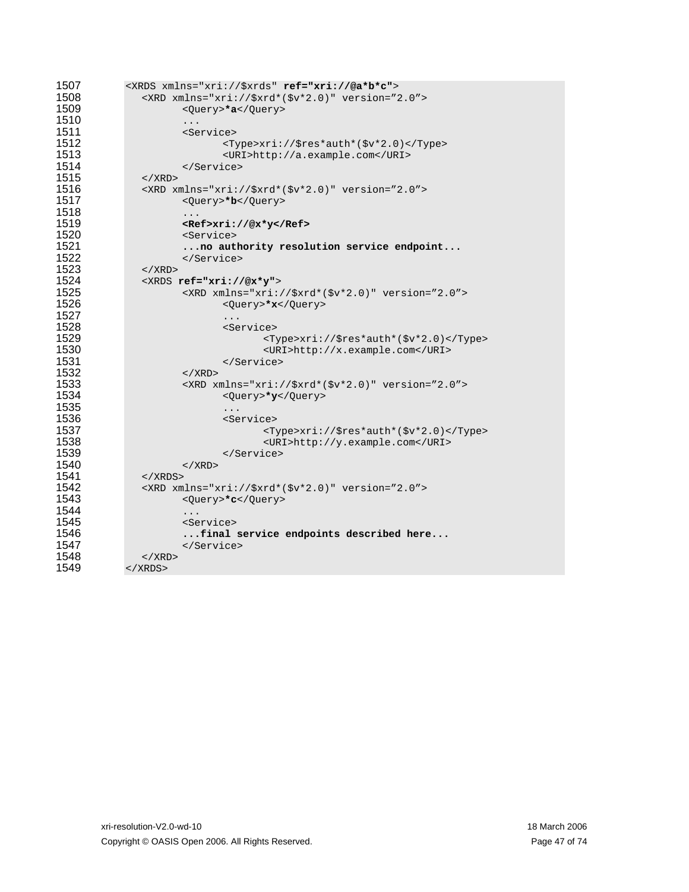```
<XRDS xmlns="xri://$xrds" ref="xri://@a*b*c">
   <XRD xmlns="xri://$xrd*($v*2.0)" version="2.0">
         <Query>*a</Query>
         ...
         <Service>
               <Type>xri://$res*auth*($v*2.0)</Type>
               <URI>http://a.example.com</URI>
         </Service>
   </XRD>
   <XRD xmlns="xri://$xrd*($v*2.0)" version="2.0">
         <Query>*b</Query>
         ...
         <Ref>xri://@x*y</Ref>
         <Service>
         ...no authority resolution service endpoint...
         </Service>
   </XRD>
   <XRDS ref="xri://@x*y">
         <XRD xmlns="xri://$xrd*($v*2.0)" version="2.0">
               <Query>*x</Query>
               ...
               <Service>
                     <Type>xri://$res*auth*($v*2.0)</Type>
                     <URI>http://x.example.com</URI>
               </Service>
         </XRD>
         <XRD xmlns="xri://$xrd*($v*2.0)" version="2.0">
               <Query>*y</Query>
               ...
               <Service>
                     <Type>xri://$res*auth*($v*2.0)</Type>
                     <URI>http://y.example.com</URI>
               </Service>
         </XRD>
   </XRDS>
   <XRD xmlns="xri://$xrd*($v*2.0)" version="2.0">
         <Query>*c</Query>
         ...
         <Service>
         ...final service endpoints described here...
         </Service>
   </XRD>
</XRDS>
```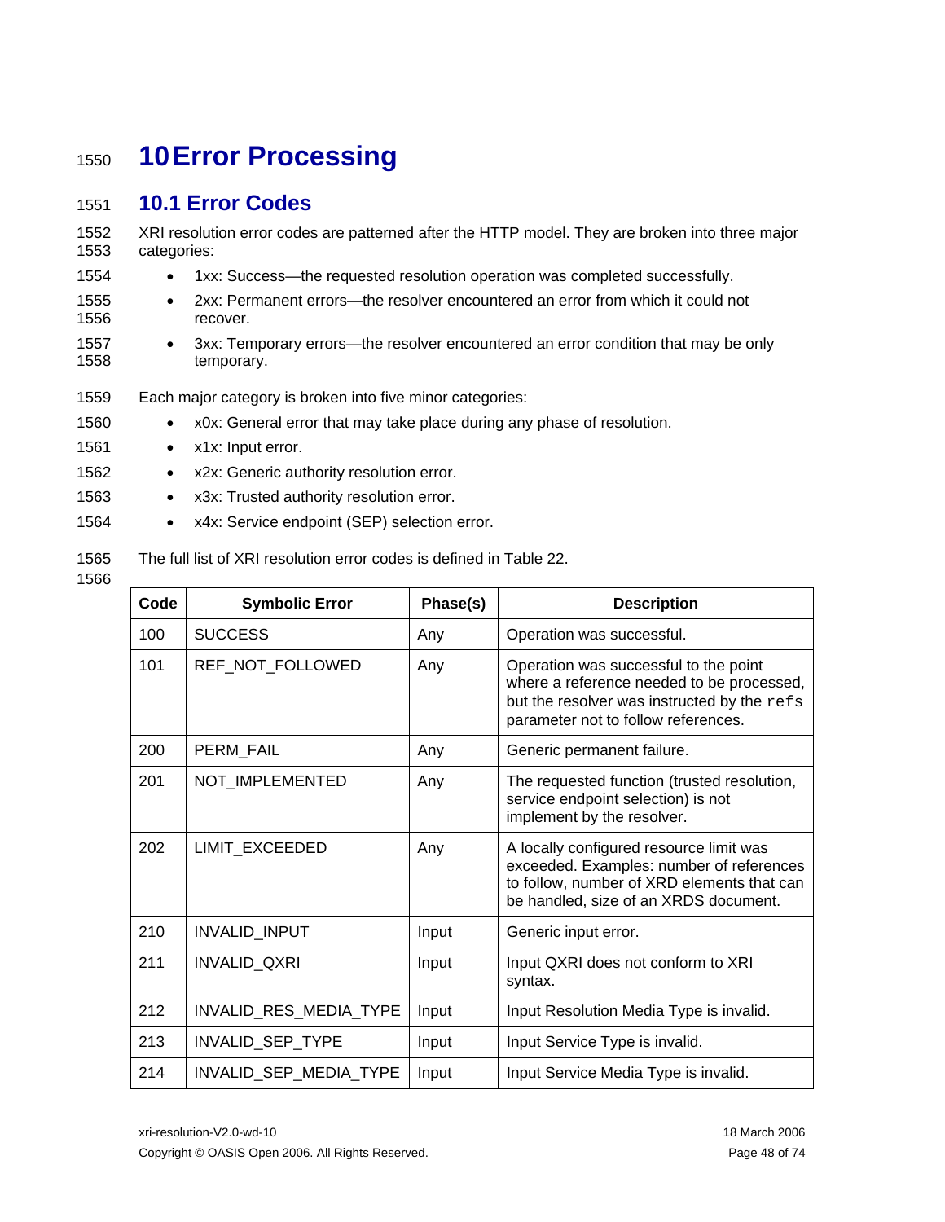# 10 Error Processing

## 10.1 Error Codes

XRI resolution error codes are patterned after the HTTP model. They are broken into three major categories:

- 1xx: Success—the requested resolution operation was completed successfully.
- 2xx: Permanent errors—the resolver encountered an error from which it could not recover.
- 3xx: Temporary errors—the resolver encountered an error condition that may be only temporary.

Each major category is broken into five minor categories:

- x0x: General error that may take place during any phase of resolution.
- x1x: Input error.
- x2x: Generic authority resolution error.
- x3x: Trusted authority resolution error.
- x4x: Service endpoint (SEP) selection error.

The full list of XRI resolution error codes is defined in Table 22.

| Code | Symbolic Error | Phase(s) | Description |
|---|---|---|---|
| 100 | SUCCESS | Any | Operation was successful. |
| 101 | REF_NOT_FOLLOWED | Any | Operation was successful to the point where a reference needed to be processed, but the resolver was instructed by the `refs` parameter not to follow references. |
| 200 | PERM_FAIL | Any | Generic permanent failure. |
| 201 | NOT_IMPLEMENTED | Any | The requested function (trusted resolution, service endpoint selection) is not implement by the resolver. |
| 202 | LIMIT_EXCEEDED | Any | A locally configured resource limit was exceeded. Examples: number of references to follow, number of XRD elements that can be handled, size of an XRDS document. |
| 210 | INVALID_INPUT | Input | Generic input error. |
| 211 | INVALID_QXRI | Input | Input QXRI does not conform to XRI syntax. |
| 212 | INVALID_RES_MEDIA_TYPE | Input | Input Resolution Media Type is invalid. |
| 213 | INVALID_SEP_TYPE | Input | Input Service Type is invalid. |
| 214 | INVALID_SEP_MEDIA_TYPE | Input | Input Service Media Type is invalid. |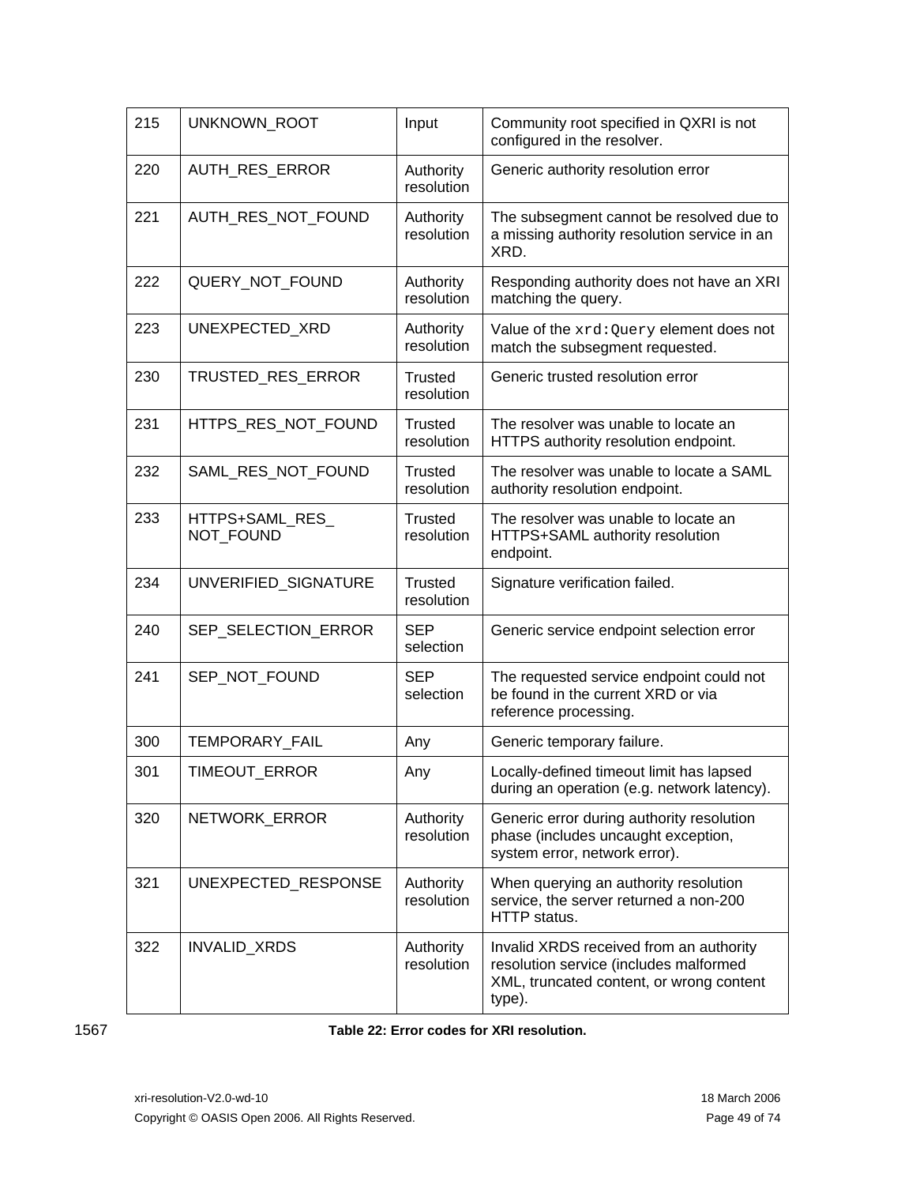| 215 | UNKNOWN_ROOT | Input | Community root specified in QXRI is not configured in the resolver. |
|---|---|---|---|
| 220 | AUTH_RES_ERROR | Authority resolution | Generic authority resolution error |
| 221 | AUTH_RES_NOT_FOUND | Authority resolution | The subsegment cannot be resolved due to a missing authority resolution service in an XRD. |
| 222 | QUERY_NOT_FOUND | Authority resolution | Responding authority does not have an XRI matching the query. |
| 223 | UNEXPECTED_XRD | Authority resolution | Value of the `xrd:Query` element does not match the subsegment requested. |
| 230 | TRUSTED_RES_ERROR | Trusted resolution | Generic trusted resolution error |
| 231 | HTTPS_RES_NOT_FOUND | Trusted resolution | The resolver was unable to locate an HTTPS authority resolution endpoint. |
| 232 | SAML_RES_NOT_FOUND | Trusted resolution | The resolver was unable to locate a SAML authority resolution endpoint. |
| 233 | HTTPS+SAML_RES_NOT_FOUND | Trusted resolution | The resolver was unable to locate an HTTPS+SAML authority resolution endpoint. |
| 234 | UNVERIFIED_SIGNATURE | Trusted resolution | Signature verification failed. |
| 240 | SEP_SELECTION_ERROR | SEP selection | Generic service endpoint selection error |
| 241 | SEP_NOT_FOUND | SEP selection | The requested service endpoint could not be found in the current XRD or via reference processing. |
| 300 | TEMPORARY_FAIL | Any | Generic temporary failure. |
| 301 | TIMEOUT_ERROR | Any | Locally-defined timeout limit has lapsed during an operation (e.g. network latency). |
| 320 | NETWORK_ERROR | Authority resolution | Generic error during authority resolution phase (includes uncaught exception, system error, network error). |
| 321 | UNEXPECTED_RESPONSE | Authority resolution | When querying an authority resolution service, the server returned a non-200 HTTP status. |
| 322 | INVALID_XRDS | Authority resolution | Invalid XRDS received from an authority resolution service (includes malformed XML, truncated content, or wrong content type). |

**Table 22: Error codes for XRI resolution.**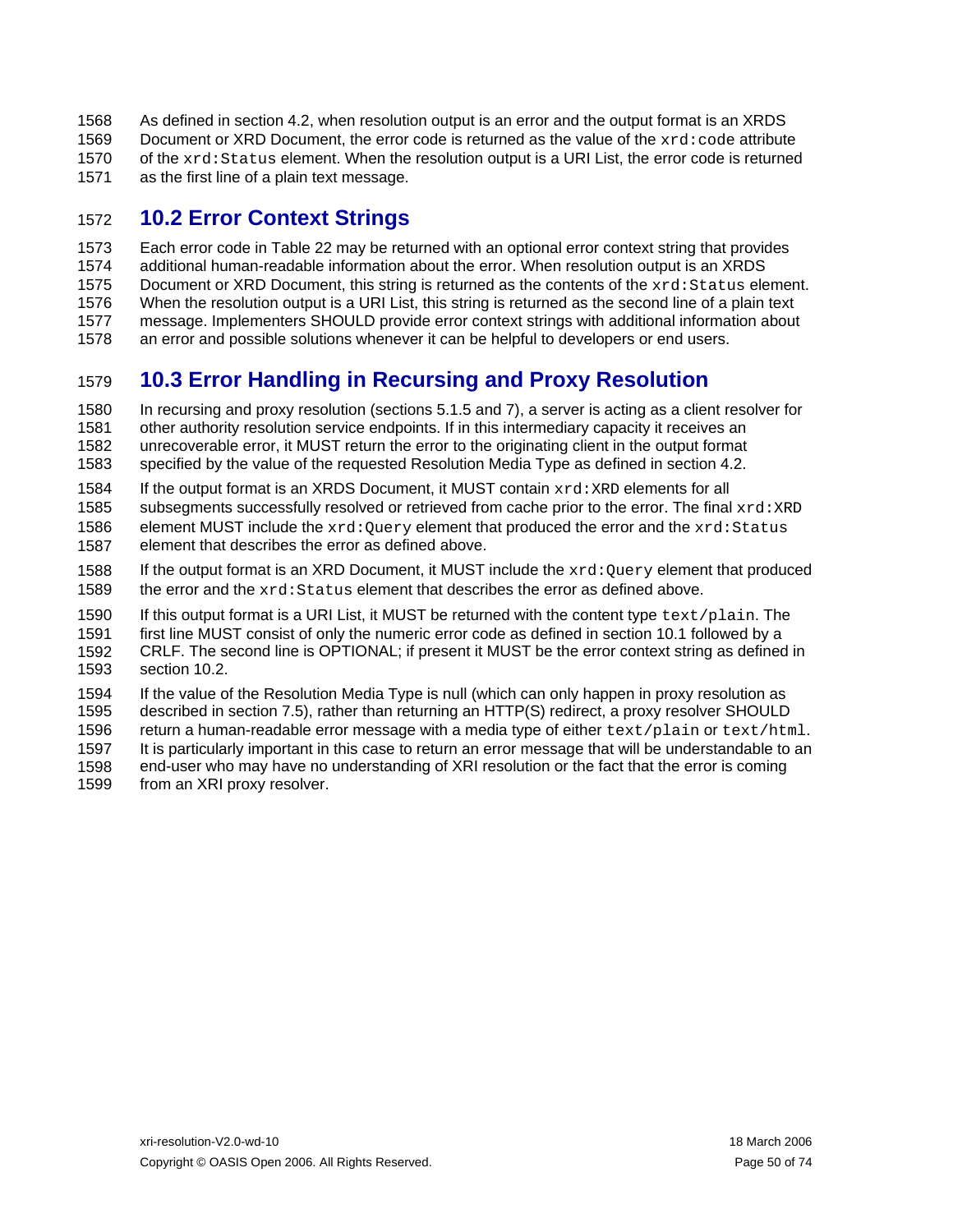As defined in section 4.2, when resolution output is an error and the output format is an XRDS Document or XRD Document, the error code is returned as the value of the `xrd:code` attribute of the `xrd:Status` element. When the resolution output is a URI List, the error code is returned as the first line of a plain text message.

## 10.2 Error Context Strings

Each error code in Table 22 may be returned with an optional error context string that provides additional human-readable information about the error. When resolution output is an XRDS Document or XRD Document, this string is returned as the contents of the `xrd:Status` element. When the resolution output is a URI List, this string is returned as the second line of a plain text message. Implementers SHOULD provide error context strings with additional information about an error and possible solutions whenever it can be helpful to developers or end users.

## 10.3 Error Handling in Recursing and Proxy Resolution

In recursing and proxy resolution (sections 5.1.5 and 7), a server is acting as a client resolver for other authority resolution service endpoints. If in this intermediary capacity it receives an unrecoverable error, it MUST return the error to the originating client in the output format specified by the value of the requested Resolution Media Type as defined in section 4.2.

If the output format is an XRDS Document, it MUST contain `xrd:XRD` elements for all subsegments successfully resolved or retrieved from cache prior to the error. The final `xrd:XRD` element MUST include the `xrd:Query` element that produced the error and the `xrd:Status` element that describes the error as defined above.

If the output format is an XRD Document, it MUST include the `xrd:Query` element that produced the error and the `xrd:Status` element that describes the error as defined above.

If this output format is a URI List, it MUST be returned with the content type `text/plain`. The first line MUST consist of only the numeric error code as defined in section 10.1 followed by a CRLF. The second line is OPTIONAL; if present it MUST be the error context string as defined in section 10.2.

If the value of the Resolution Media Type is null (which can only happen in proxy resolution as described in section 7.5), rather than returning an HTTP(S) redirect, a proxy resolver SHOULD return a human-readable error message with a media type of either `text/plain` or `text/html`. It is particularly important in this case to return an error message that will be understandable to an end-user who may have no understanding of XRI resolution or the fact that the error is coming from an XRI proxy resolver.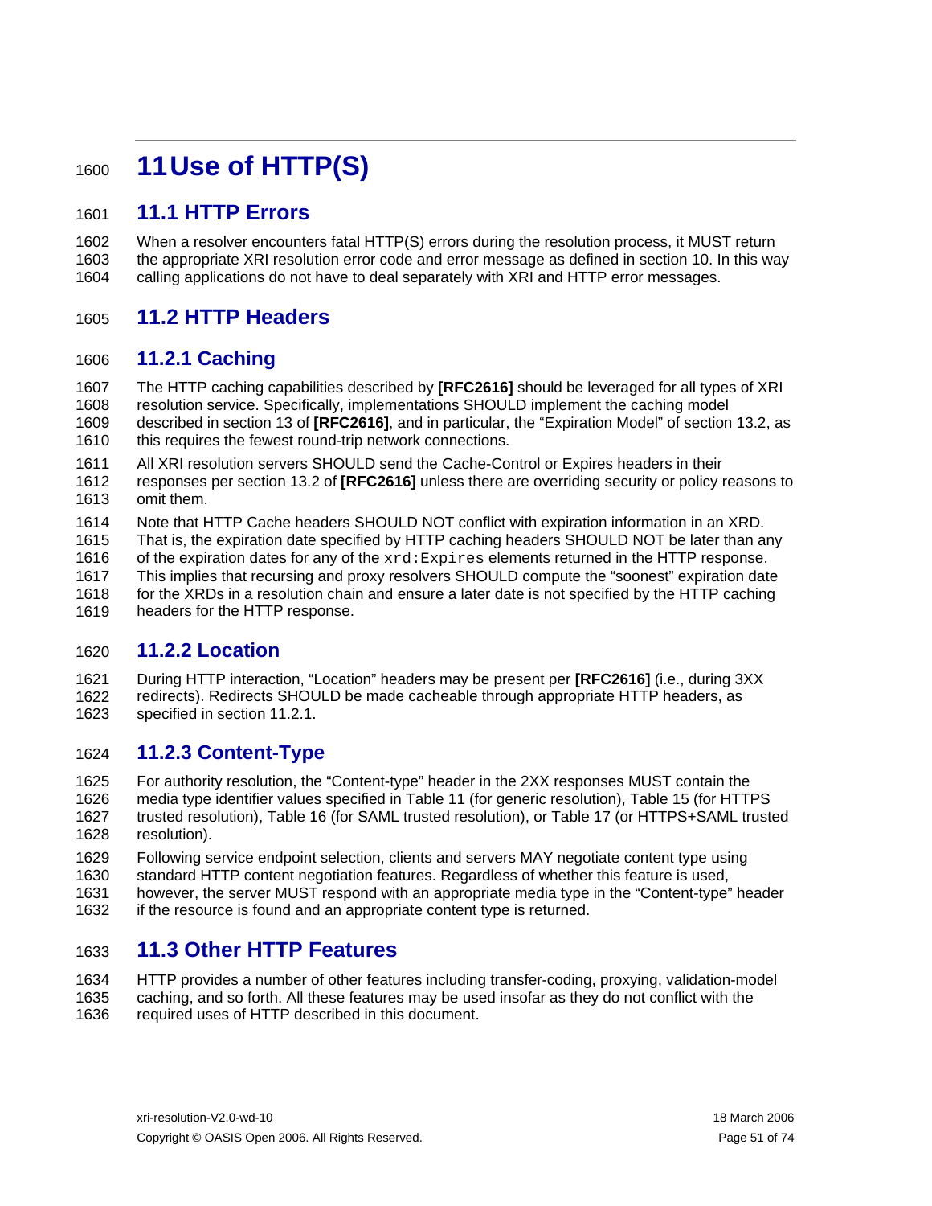# 11 Use of HTTP(S)

## 11.1 HTTP Errors

When a resolver encounters fatal HTTP(S) errors during the resolution process, it MUST return the appropriate XRI resolution error code and error message as defined in section 10. In this way calling applications do not have to deal separately with XRI and HTTP error messages.

## 11.2 HTTP Headers

### 11.2.1 Caching

The HTTP caching capabilities described by **[RFC2616]** should be leveraged for all types of XRI resolution service. Specifically, implementations SHOULD implement the caching model described in section 13 of **[RFC2616]**, and in particular, the "Expiration Model" of section 13.2, as this requires the fewest round-trip network connections.

All XRI resolution servers SHOULD send the Cache-Control or Expires headers in their responses per section 13.2 of **[RFC2616]** unless there are overriding security or policy reasons to omit them.

Note that HTTP Cache headers SHOULD NOT conflict with expiration information in an XRD. That is, the expiration date specified by HTTP caching headers SHOULD NOT be later than any of the expiration dates for any of the `xrd:Expires` elements returned in the HTTP response. This implies that recursing and proxy resolvers SHOULD compute the "soonest" expiration date for the XRDs in a resolution chain and ensure a later date is not specified by the HTTP caching headers for the HTTP response.

### 11.2.2 Location

During HTTP interaction, "Location" headers may be present per **[RFC2616]** (i.e., during 3XX redirects). Redirects SHOULD be made cacheable through appropriate HTTP headers, as specified in section 11.2.1.

### 11.2.3 Content-Type

For authority resolution, the "Content-type" header in the 2XX responses MUST contain the media type identifier values specified in Table 11 (for generic resolution), Table 15 (for HTTPS trusted resolution), Table 16 (for SAML trusted resolution), or Table 17 (or HTTPS+SAML trusted resolution).

Following service endpoint selection, clients and servers MAY negotiate content type using standard HTTP content negotiation features. Regardless of whether this feature is used, however, the server MUST respond with an appropriate media type in the "Content-type" header if the resource is found and an appropriate content type is returned.

## 11.3 Other HTTP Features

HTTP provides a number of other features including transfer-coding, proxying, validation-model caching, and so forth. All these features may be used insofar as they do not conflict with the required uses of HTTP described in this document.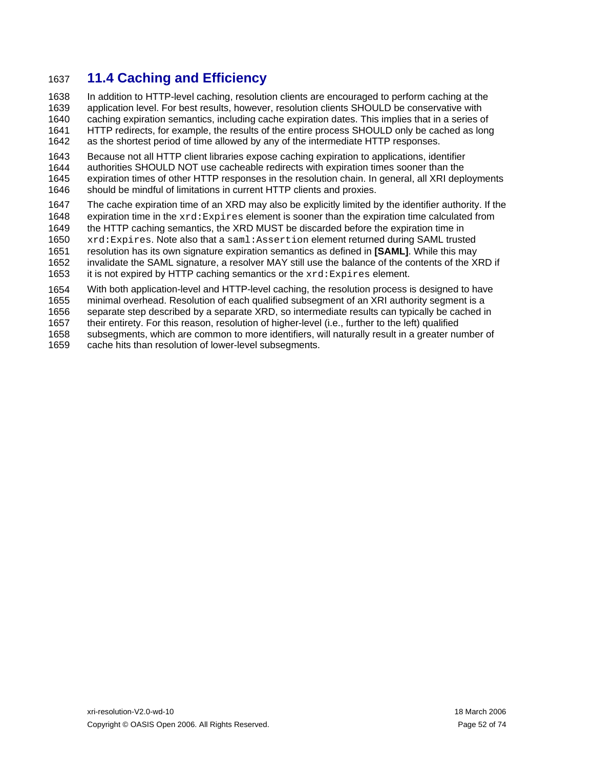## 11.4 Caching and Efficiency

In addition to HTTP-level caching, resolution clients are encouraged to perform caching at the application level. For best results, however, resolution clients SHOULD be conservative with caching expiration semantics, including cache expiration dates. This implies that in a series of HTTP redirects, for example, the results of the entire process SHOULD only be cached as long as the shortest period of time allowed by any of the intermediate HTTP responses.

Because not all HTTP client libraries expose caching expiration to applications, identifier authorities SHOULD NOT use cacheable redirects with expiration times sooner than the expiration times of other HTTP responses in the resolution chain. In general, all XRI deployments should be mindful of limitations in current HTTP clients and proxies.

The cache expiration time of an XRD may also be explicitly limited by the identifier authority. If the expiration time in the `xrd:Expires` element is sooner than the expiration time calculated from the HTTP caching semantics, the XRD MUST be discarded before the expiration time in `xrd:Expires`. Note also that a `saml:Assertion` element returned during SAML trusted resolution has its own signature expiration semantics as defined in **[SAML]**. While this may invalidate the SAML signature, a resolver MAY still use the balance of the contents of the XRD if it is not expired by HTTP caching semantics or the `xrd:Expires` element.

With both application-level and HTTP-level caching, the resolution process is designed to have minimal overhead. Resolution of each qualified subsegment of an XRI authority segment is a separate step described by a separate XRD, so intermediate results can typically be cached in their entirety. For this reason, resolution of higher-level (i.e., further to the left) qualified subsegments, which are common to more identifiers, will naturally result in a greater number of cache hits than resolution of lower-level subsegments.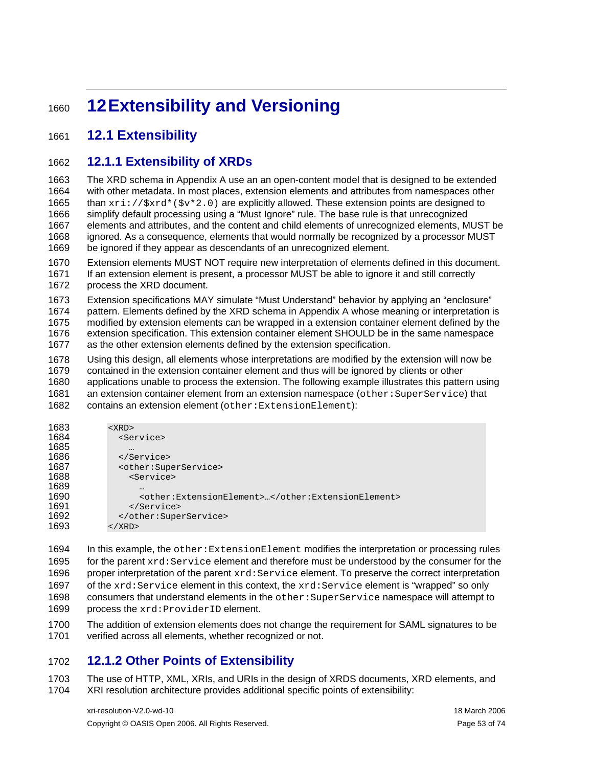# 12 Extensibility and Versioning

## 12.1 Extensibility

### 12.1.1 Extensibility of XRDs

The XRD schema in Appendix A use an an open-content model that is designed to be extended with other metadata. In most places, extension elements and attributes from namespaces other than `xri://$xrd*($v*2.0)` are explicitly allowed. These extension points are designed to simplify default processing using a "Must Ignore" rule. The base rule is that unrecognized elements and attributes, and the content and child elements of unrecognized elements, MUST be ignored. As a consequence, elements that would normally be recognized by a processor MUST be ignored if they appear as descendants of an unrecognized element.

Extension elements MUST NOT require new interpretation of elements defined in this document. If an extension element is present, a processor MUST be able to ignore it and still correctly process the XRD document.

Extension specifications MAY simulate "Must Understand" behavior by applying an "enclosure" pattern. Elements defined by the XRD schema in Appendix A whose meaning or interpretation is modified by extension elements can be wrapped in a extension container element defined by the extension specification. This extension container element SHOULD be in the same namespace as the other extension elements defined by the extension specification.

Using this design, all elements whose interpretations are modified by the extension will now be contained in the extension container element and thus will be ignored by clients or other applications unable to process the extension. The following example illustrates this pattern using an extension container element from an extension namespace (`other:SuperService`) that contains an extension element (`other:ExtensionElement`):

```
<XRD>
  <Service>
    …
  </Service>
  <other:SuperService>
    <Service>
      …
      <other:ExtensionElement>…</other:ExtensionElement>
    </Service>
  </other:SuperService>
</XRD>
```

In this example, the `other:ExtensionElement` modifies the interpretation or processing rules for the parent `xrd:Service` element and therefore must be understood by the consumer for the proper interpretation of the parent `xrd:Service` element. To preserve the correct interpretation of the `xrd:Service` element in this context, the `xrd:Service` element is "wrapped" so only consumers that understand elements in the `other:SuperService` namespace will attempt to process the `xrd:ProviderID` element.

The addition of extension elements does not change the requirement for SAML signatures to be verified across all elements, whether recognized or not.

### 12.1.2 Other Points of Extensibility

The use of HTTP, XML, XRIs, and URIs in the design of XRDS documents, XRD elements, and XRI resolution architecture provides additional specific points of extensibility: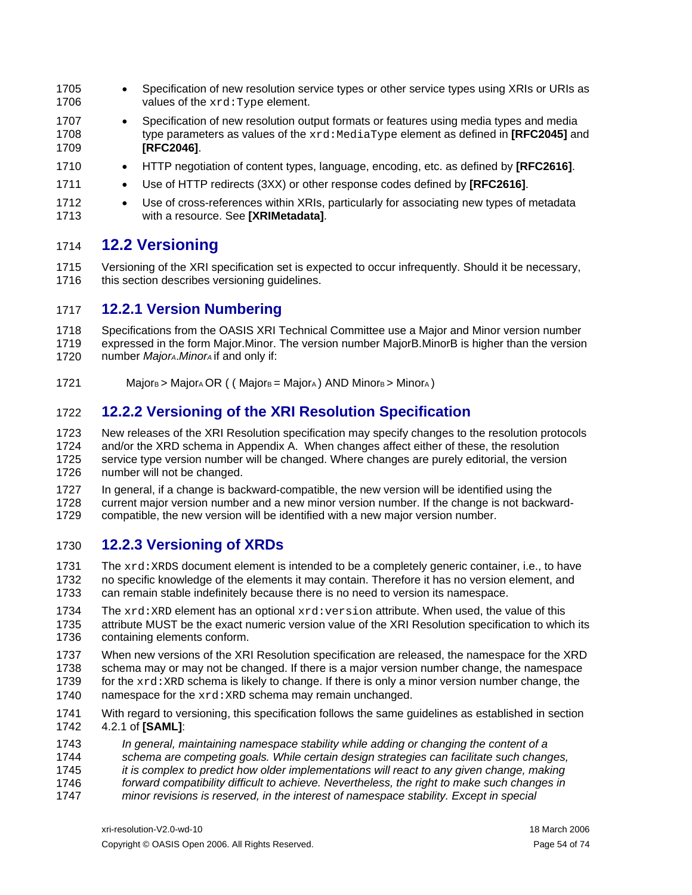- Specification of new resolution service types or other service types using XRIs or URIs as values of the `xrd:Type` element.
- Specification of new resolution output formats or features using media types and media type parameters as values of the `xrd:MediaType` element as defined in **[RFC2045]** and **[RFC2046]**.
- HTTP negotiation of content types, language, encoding, etc. as defined by **[RFC2616]**.
- Use of HTTP redirects (3XX) or other response codes defined by **[RFC2616]**.
- Use of cross-references within XRIs, particularly for associating new types of metadata with a resource. See **[XRIMetadata]**.

## 12.2 Versioning

Versioning of the XRI specification set is expected to occur infrequently. Should it be necessary, this section describes versioning guidelines.

### 12.2.1 Version Numbering

Specifications from the OASIS XRI Technical Committee use a Major and Minor version number expressed in the form Major.Minor. The version number MajorB.MinorB is higher than the version number $Major_A.Minor_A$ if and only if:

$$Major_B > Major_A \text{ OR } ( ( Major_B = Major_A ) \text{ AND } Minor_B > Minor_A )$$

### 12.2.2 Versioning of the XRI Resolution Specification

New releases of the XRI Resolution specification may specify changes to the resolution protocols and/or the XRD schema in Appendix A. When changes affect either of these, the resolution service type version number will be changed. Where changes are purely editorial, the version number will not be changed.

In general, if a change is backward-compatible, the new version will be identified using the current major version number and a new minor version number. If the change is not backward-compatible, the new version will be identified with a new major version number.

### 12.2.3 Versioning of XRDs

The `xrd:XRDS` document element is intended to be a completely generic container, i.e., to have no specific knowledge of the elements it may contain. Therefore it has no version element, and can remain stable indefinitely because there is no need to version its namespace.

The `xrd:XRD` element has an optional `xrd:version` attribute. When used, the value of this attribute MUST be the exact numeric version value of the XRI Resolution specification to which its containing elements conform.

When new versions of the XRI Resolution specification are released, the namespace for the XRD schema may or may not be changed. If there is a major version number change, the namespace for the `xrd:XRD` schema is likely to change. If there is only a minor version number change, the namespace for the `xrd:XRD` schema may remain unchanged.

With regard to versioning, this specification follows the same guidelines as established in section 4.2.1 of **[SAML]**:

> *In general, maintaining namespace stability while adding or changing the content of a schema are competing goals. While certain design strategies can facilitate such changes, it is complex to predict how older implementations will react to any given change, making forward compatibility difficult to achieve. Nevertheless, the right to make such changes in minor revisions is reserved, in the interest of namespace stability. Except in special*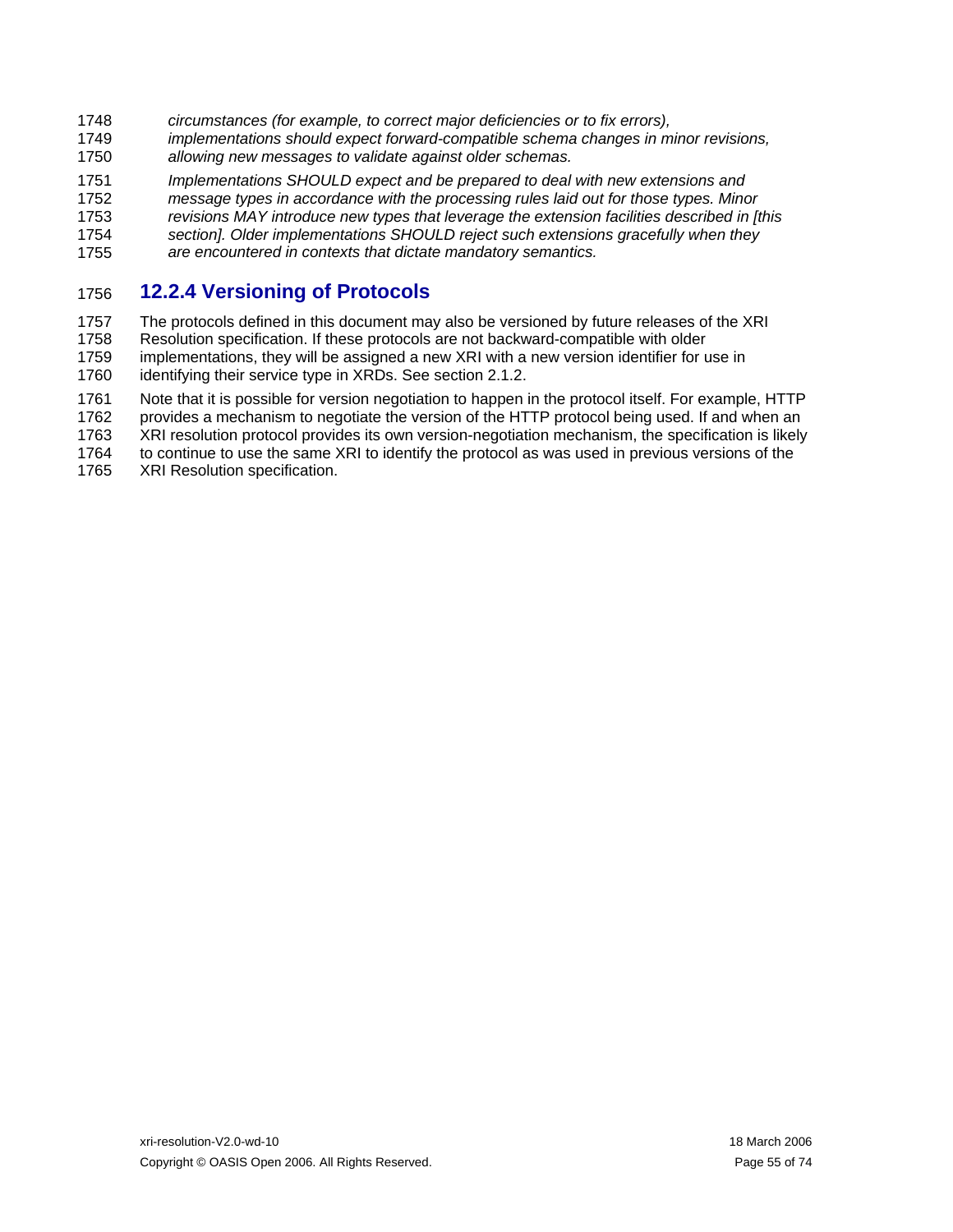*circumstances (for example, to correct major deficiencies or to fix errors), implementations should expect forward-compatible schema changes in minor revisions, allowing new messages to validate against older schemas.*

*Implementations SHOULD expect and be prepared to deal with new extensions and message types in accordance with the processing rules laid out for those types. Minor revisions MAY introduce new types that leverage the extension facilities described in [this section]. Older implementations SHOULD reject such extensions gracefully when they are encountered in contexts that dictate mandatory semantics.*

### 12.2.4 Versioning of Protocols

The protocols defined in this document may also be versioned by future releases of the XRI Resolution specification. If these protocols are not backward-compatible with older implementations, they will be assigned a new XRI with a new version identifier for use in identifying their service type in XRDs. See section 2.1.2.

Note that it is possible for version negotiation to happen in the protocol itself. For example, HTTP provides a mechanism to negotiate the version of the HTTP protocol being used. If and when an XRI resolution protocol provides its own version-negotiation mechanism, the specification is likely to continue to use the same XRI to identify the protocol as was used in previous versions of the XRI Resolution specification.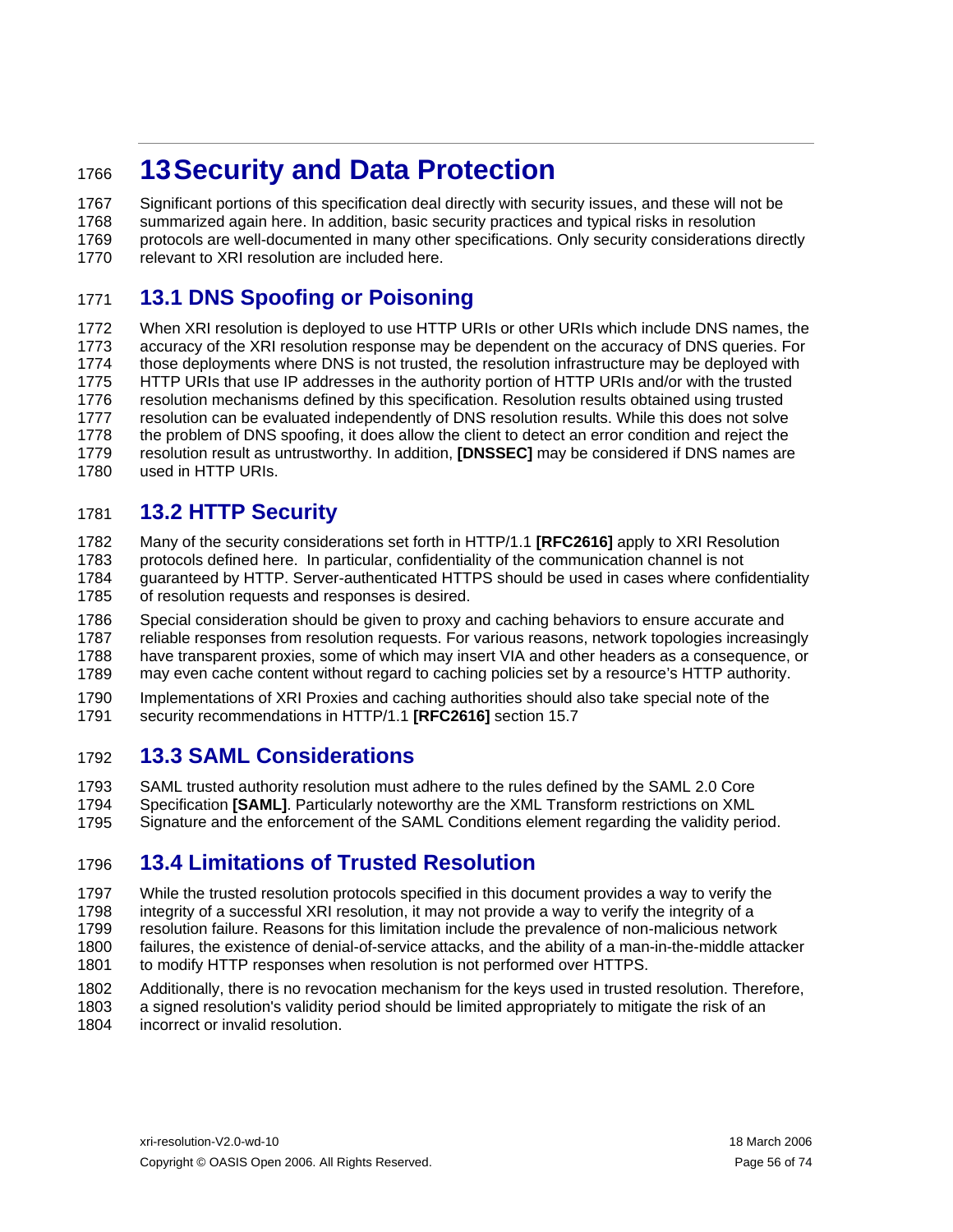# 13 Security and Data Protection

Significant portions of this specification deal directly with security issues, and these will not be summarized again here. In addition, basic security practices and typical risks in resolution protocols are well-documented in many other specifications. Only security considerations directly relevant to XRI resolution are included here.

## 13.1 DNS Spoofing or Poisoning

When XRI resolution is deployed to use HTTP URIs or other URIs which include DNS names, the accuracy of the XRI resolution response may be dependent on the accuracy of DNS queries. For those deployments where DNS is not trusted, the resolution infrastructure may be deployed with HTTP URIs that use IP addresses in the authority portion of HTTP URIs and/or with the trusted resolution mechanisms defined by this specification. Resolution results obtained using trusted resolution can be evaluated independently of DNS resolution results. While this does not solve the problem of DNS spoofing, it does allow the client to detect an error condition and reject the resolution result as untrustworthy. In addition, **[DNSSEC]** may be considered if DNS names are used in HTTP URIs.

## 13.2 HTTP Security

Many of the security considerations set forth in HTTP/1.1 **[RFC2616]** apply to XRI Resolution protocols defined here. In particular, confidentiality of the communication channel is not guaranteed by HTTP. Server-authenticated HTTPS should be used in cases where confidentiality of resolution requests and responses is desired.

Special consideration should be given to proxy and caching behaviors to ensure accurate and reliable responses from resolution requests. For various reasons, network topologies increasingly have transparent proxies, some of which may insert VIA and other headers as a consequence, or may even cache content without regard to caching policies set by a resource's HTTP authority.

Implementations of XRI Proxies and caching authorities should also take special note of the security recommendations in HTTP/1.1 **[RFC2616]** section 15.7

## 13.3 SAML Considerations

SAML trusted authority resolution must adhere to the rules defined by the SAML 2.0 Core Specification **[SAML]**. Particularly noteworthy are the XML Transform restrictions on XML Signature and the enforcement of the SAML Conditions element regarding the validity period.

## 13.4 Limitations of Trusted Resolution

While the trusted resolution protocols specified in this document provides a way to verify the integrity of a successful XRI resolution, it may not provide a way to verify the integrity of a resolution failure. Reasons for this limitation include the prevalence of non-malicious network failures, the existence of denial-of-service attacks, and the ability of a man-in-the-middle attacker to modify HTTP responses when resolution is not performed over HTTPS.

Additionally, there is no revocation mechanism for the keys used in trusted resolution. Therefore, a signed resolution's validity period should be limited appropriately to mitigate the risk of an incorrect or invalid resolution.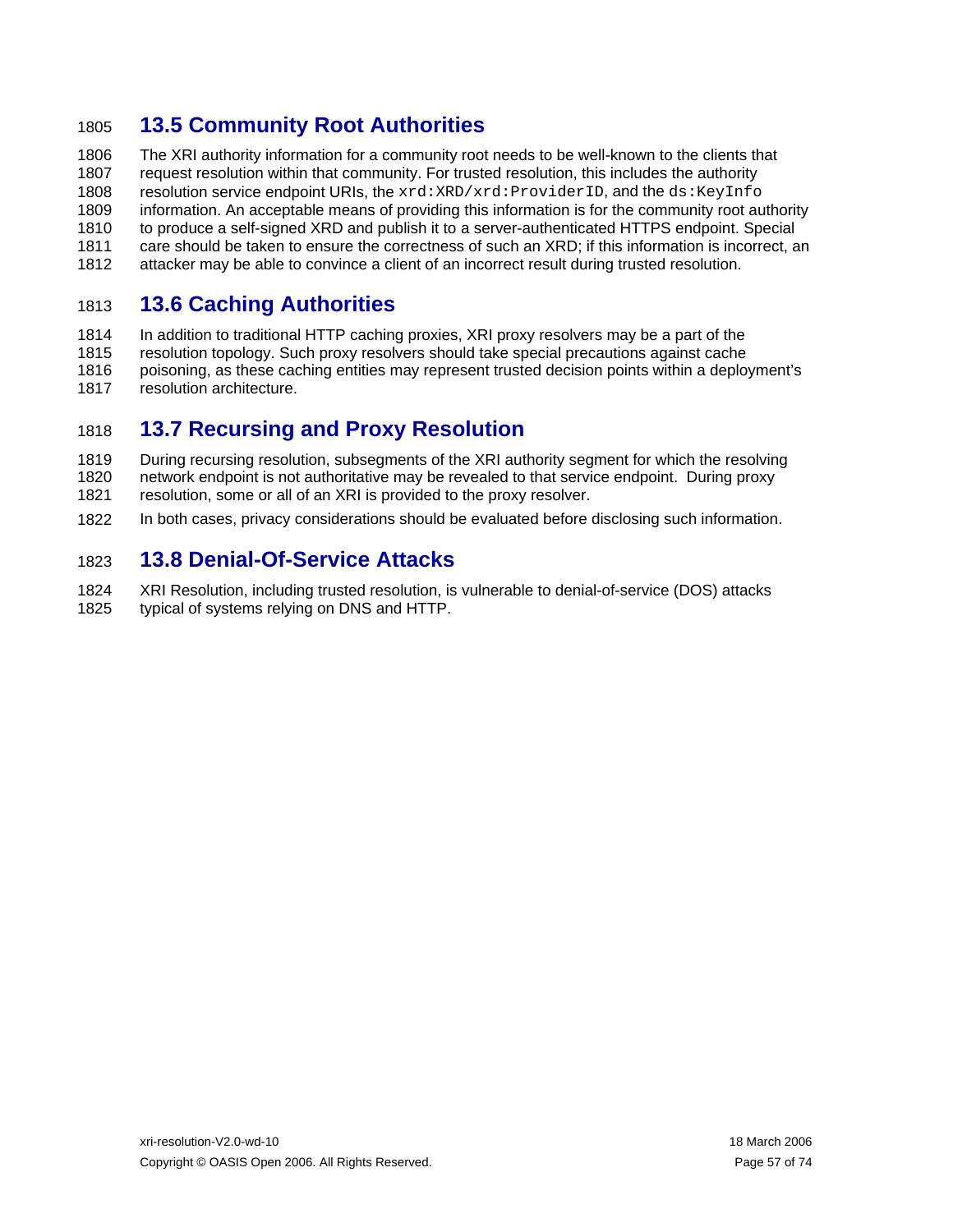## 13.5 Community Root Authorities

The XRI authority information for a community root needs to be well-known to the clients that request resolution within that community. For trusted resolution, this includes the authority resolution service endpoint URIs, the `xrd:XRD/xrd:ProviderID`, and the `ds:KeyInfo` information. An acceptable means of providing this information is for the community root authority to produce a self-signed XRD and publish it to a server-authenticated HTTPS endpoint. Special care should be taken to ensure the correctness of such an XRD; if this information is incorrect, an attacker may be able to convince a client of an incorrect result during trusted resolution.

## 13.6 Caching Authorities

In addition to traditional HTTP caching proxies, XRI proxy resolvers may be a part of the resolution topology. Such proxy resolvers should take special precautions against cache poisoning, as these caching entities may represent trusted decision points within a deployment's resolution architecture.

## 13.7 Recursing and Proxy Resolution

During recursing resolution, subsegments of the XRI authority segment for which the resolving network endpoint is not authoritative may be revealed to that service endpoint. During proxy resolution, some or all of an XRI is provided to the proxy resolver.

In both cases, privacy considerations should be evaluated before disclosing such information.

## 13.8 Denial-Of-Service Attacks

XRI Resolution, including trusted resolution, is vulnerable to denial-of-service (DOS) attacks typical of systems relying on DNS and HTTP.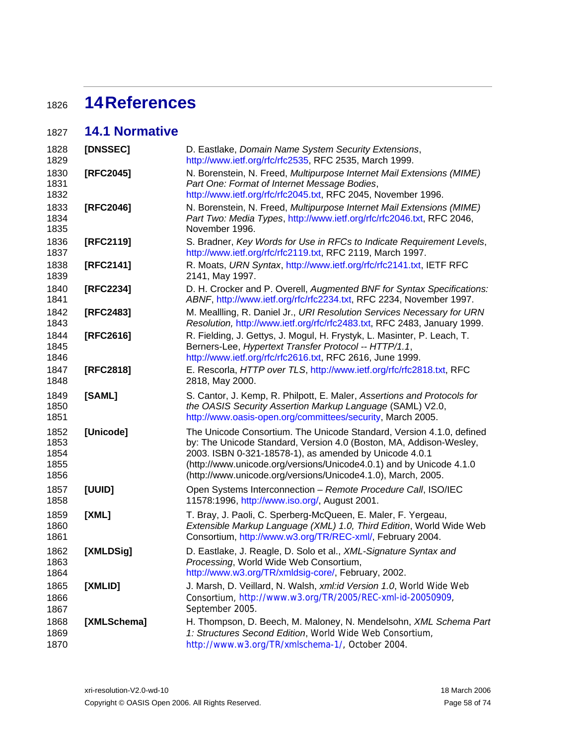# 14 References

## 14.1 Normative

**[DNSSEC]** D. Eastlake, *Domain Name System Security Extensions*, http://www.ietf.org/rfc/rfc2535, RFC 2535, March 1999.

**[RFC2045]** N. Borenstein, N. Freed, *Multipurpose Internet Mail Extensions (MIME) Part One: Format of Internet Message Bodies*, http://www.ietf.org/rfc/rfc2045.txt, RFC 2045, November 1996.

**[RFC2046]** N. Borenstein, N. Freed, *Multipurpose Internet Mail Extensions (MIME) Part Two: Media Types*, http://www.ietf.org/rfc/rfc2046.txt, RFC 2046, November 1996.

**[RFC2119]** S. Bradner, *Key Words for Use in RFCs to Indicate Requirement Levels*, http://www.ietf.org/rfc/rfc2119.txt, RFC 2119, March 1997.

**[RFC2141]** R. Moats, *URN Syntax*, http://www.ietf.org/rfc/rfc2141.txt, IETF RFC 2141, May 1997.

**[RFC2234]** D. H. Crocker and P. Overell, *Augmented BNF for Syntax Specifications: ABNF*, http://www.ietf.org/rfc/rfc2234.txt, RFC 2234, November 1997.

**[RFC2483]** M. Mealling, R. Daniel Jr., *URI Resolution Services Necessary for URN Resolution,* http://www.ietf.org/rfc/rfc2483.txt, RFC 2483, January 1999.

**[RFC2616]** R. Fielding, J. Gettys, J. Mogul, H. Frystyk, L. Masinter, P. Leach, T. Berners-Lee, *Hypertext Transfer Protocol -- HTTP/1.1*, http://www.ietf.org/rfc/rfc2616.txt, RFC 2616, June 1999.

**[RFC2818]** E. Rescorla, *HTTP over TLS*, http://www.ietf.org/rfc/rfc2818.txt, RFC 2818, May 2000.

**[SAML]** S. Cantor, J. Kemp, R. Philpott, E. Maler, *Assertions and Protocols for the OASIS Security Assertion Markup Language* (SAML) V2.0, http://www.oasis-open.org/committees/security, March 2005.

**[Unicode]** The Unicode Consortium. The Unicode Standard, Version 4.1.0, defined by: The Unicode Standard, Version 4.0 (Boston, MA, Addison-Wesley, 2003. ISBN 0-321-18578-1), as amended by Unicode 4.0.1 (http://www.unicode.org/versions/Unicode4.0.1) and by Unicode 4.1.0 (http://www.unicode.org/versions/Unicode4.1.0), March, 2005.

**[UUID]** Open Systems Interconnection – *Remote Procedure Call*, ISO/IEC 11578:1996, http://www.iso.org/, August 2001.

**[XML]** T. Bray, J. Paoli, C. Sperberg-McQueen, E. Maler, F. Yergeau, *Extensible Markup Language (XML) 1.0, Third Edition*, World Wide Web Consortium, http://www.w3.org/TR/REC-xml/, February 2004.

**[XMLDSig]** D. Eastlake, J. Reagle, D. Solo et al., *XML-Signature Syntax and Processing*, World Wide Web Consortium, http://www.w3.org/TR/xmldsig-core/, February, 2002.

**[XMLID]** J. Marsh, D. Veillard, N. Walsh, *xml:id Version 1.0*, World Wide Web Consortium, http://www.w3.org/TR/2005/REC-xml-id-20050909, September 2005.

**[XMLSchema]** H. Thompson, D. Beech, M. Maloney, N. Mendelsohn, *XML Schema Part 1: Structures Second Edition*, World Wide Web Consortium, http://www.w3.org/TR/xmlschema-1/, October 2004.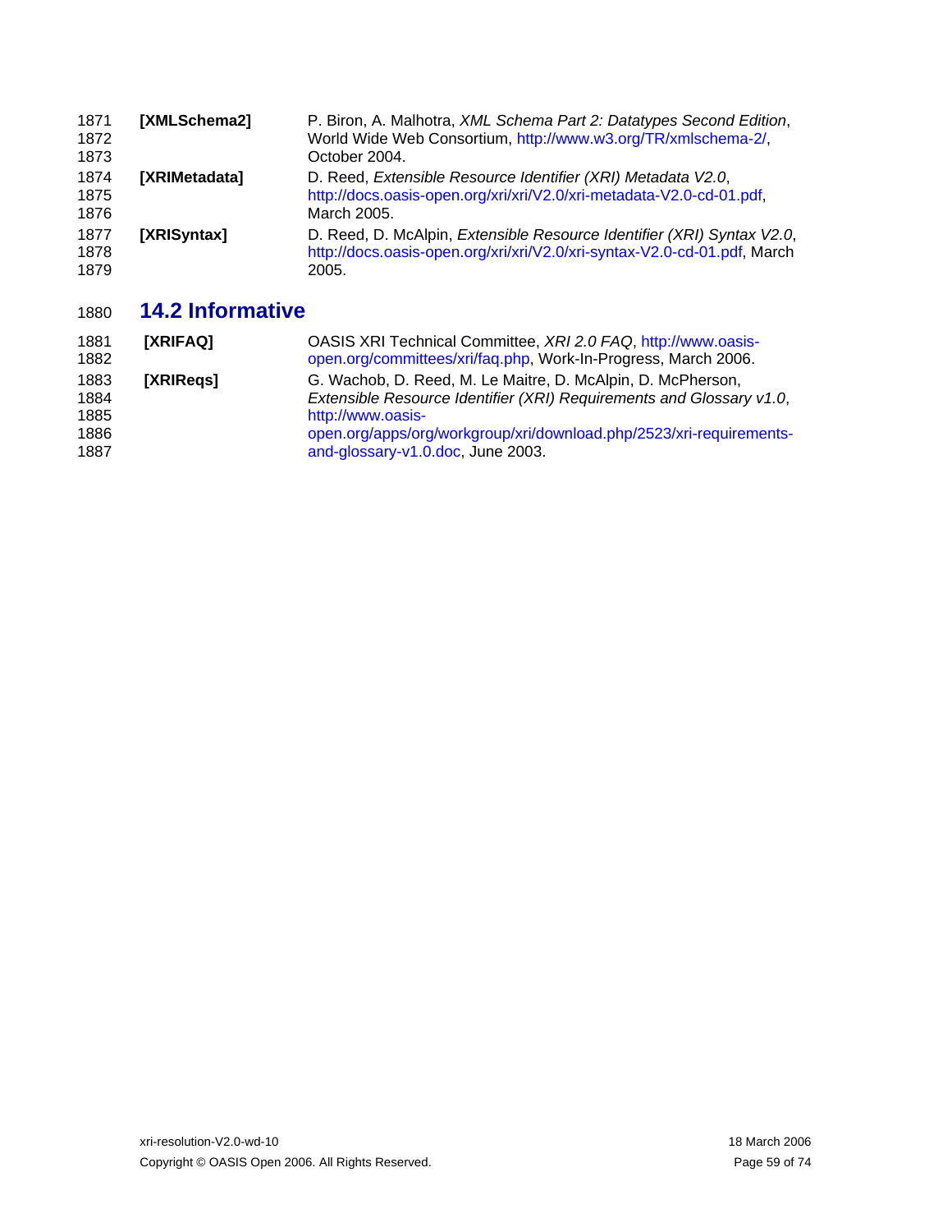**[XMLSchema2]** P. Biron, A. Malhotra, *XML Schema Part 2: Datatypes Second Edition*, World Wide Web Consortium, http://www.w3.org/TR/xmlschema-2/, October 2004.

**[XRIMetadata]** D. Reed, *Extensible Resource Identifier (XRI) Metadata V2.0*, http://docs.oasis-open.org/xri/xri/V2.0/xri-metadata-V2.0-cd-01.pdf, March 2005.

**[XRISyntax]** D. Reed, D. McAlpin, *Extensible Resource Identifier (XRI) Syntax V2.0*, http://docs.oasis-open.org/xri/xri/V2.0/xri-syntax-V2.0-cd-01.pdf, March 2005.

## 14.2 Informative

**[XRIFAQ]** OASIS XRI Technical Committee, *XRI 2.0 FAQ*, http://www.oasis-open.org/committees/xri/faq.php, Work-In-Progress, March 2006.

**[XRIReqs]** G. Wachob, D. Reed, M. Le Maitre, D. McAlpin, D. McPherson, *Extensible Resource Identifier (XRI) Requirements and Glossary v1.0*, http://www.oasis-open.org/apps/org/workgroup/xri/download.php/2523/xri-requirements-and-glossary-v1.0.doc, June 2003.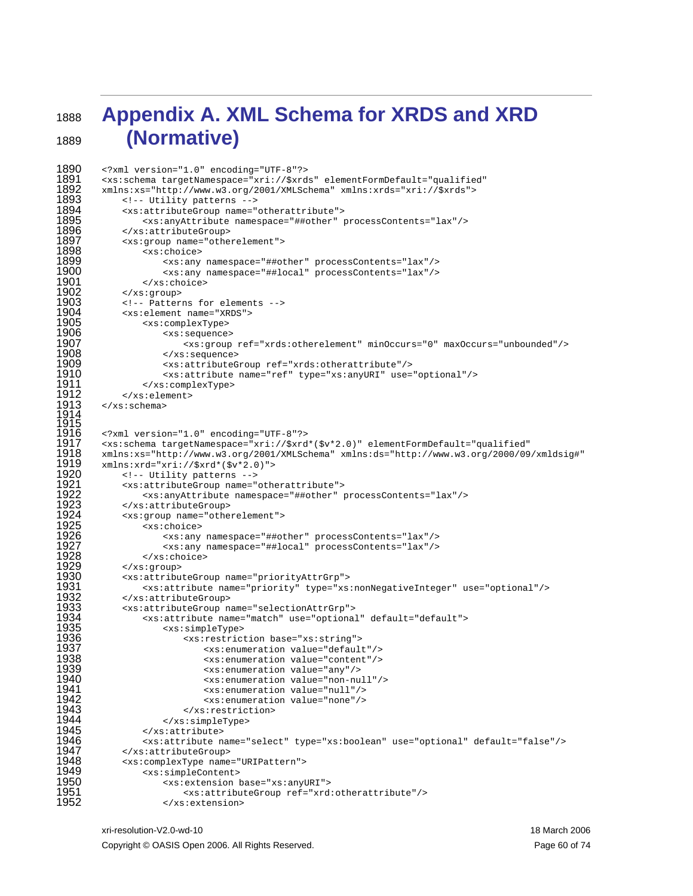# Appendix A. XML Schema for XRDS and XRD (Normative)

```
<?xml version="1.0" encoding="UTF-8"?>
<xs:schema targetNamespace="xri://$xrds" elementFormDefault="qualified"
xmlns:xs="http://www.w3.org/2001/XMLSchema" xmlns:xrds="xri://$xrds">
    <!-- Utility patterns -->
    <xs:attributeGroup name="otherattribute">
        <xs:anyAttribute namespace="##other" processContents="lax"/>
    </xs:attributeGroup>
    <xs:group name="otherelement">
        <xs:choice>
            <xs:any namespace="##other" processContents="lax"/>
            <xs:any namespace="##local" processContents="lax"/>
        </xs:choice>
    </xs:group>
    <!-- Patterns for elements -->
    <xs:element name="XRDS">
        <xs:complexType>
            <xs:sequence>
                <xs:group ref="xrds:otherelement" minOccurs="0" maxOccurs="unbounded"/>
            </xs:sequence>
            <xs:attributeGroup ref="xrds:otherattribute"/>
            <xs:attribute name="ref" type="xs:anyURI" use="optional"/>
        </xs:complexType>
    </xs:element>
</xs:schema>


<?xml version="1.0" encoding="UTF-8"?>
<xs:schema targetNamespace="xri://$xrd*($v*2.0)" elementFormDefault="qualified"
xmlns:xs="http://www.w3.org/2001/XMLSchema" xmlns:ds="http://www.w3.org/2000/09/xmldsig#"
xmlns:xrd="xri://$xrd*($v*2.0)">
    <!-- Utility patterns -->
    <xs:attributeGroup name="otherattribute">
        <xs:anyAttribute namespace="##other" processContents="lax"/>
    </xs:attributeGroup>
    <xs:group name="otherelement">
        <xs:choice>
            <xs:any namespace="##other" processContents="lax"/>
            <xs:any namespace="##local" processContents="lax"/>
        </xs:choice>
    </xs:group>
    <xs:attributeGroup name="priorityAttrGrp">
        <xs:attribute name="priority" type="xs:nonNegativeInteger" use="optional"/>
    </xs:attributeGroup>
    <xs:attributeGroup name="selectionAttrGrp">
        <xs:attribute name="match" use="optional" default="default">
            <xs:simpleType>
                <xs:restriction base="xs:string">
                    <xs:enumeration value="default"/>
                    <xs:enumeration value="content"/>
                    <xs:enumeration value="any"/>
                    <xs:enumeration value="non-null"/>
                    <xs:enumeration value="null"/>
                    <xs:enumeration value="none"/>
                </xs:restriction>
            </xs:simpleType>
        </xs:attribute>
        <xs:attribute name="select" type="xs:boolean" use="optional" default="false"/>
    </xs:attributeGroup>
    <xs:complexType name="URIPattern">
        <xs:simpleContent>
            <xs:extension base="xs:anyURI">
                <xs:attributeGroup ref="xrd:otherattribute"/>
            </xs:extension>
```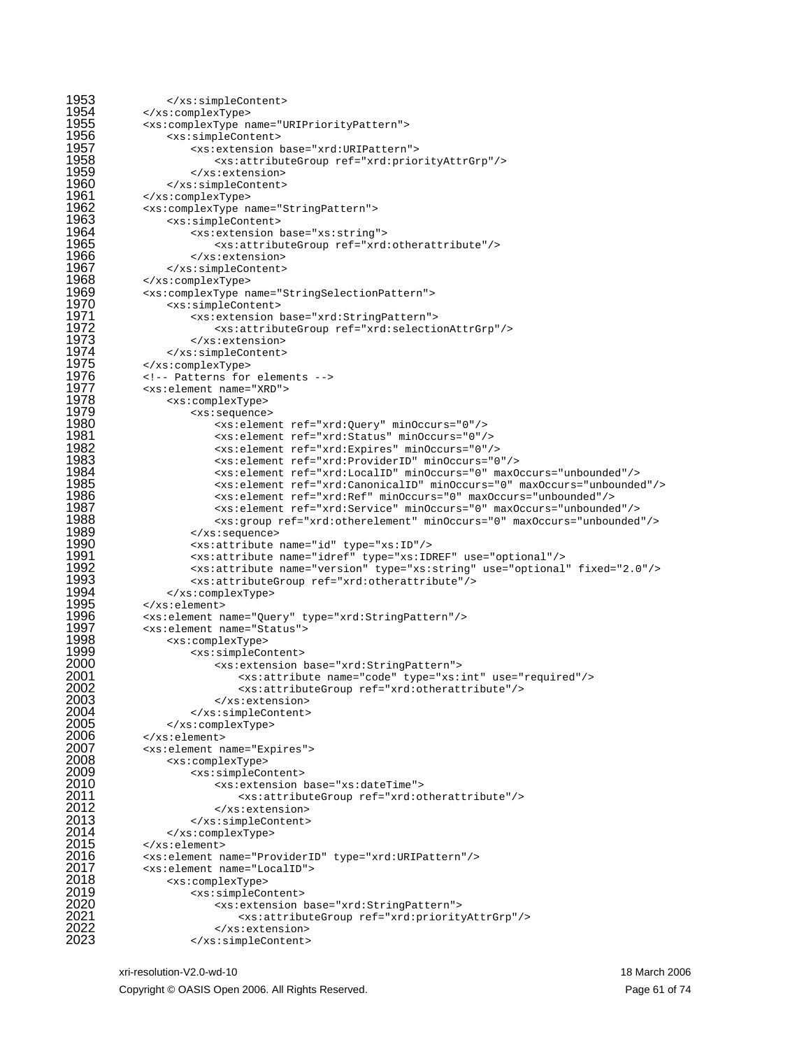```
1953            </xs:simpleContent>
1954        </xs:complexType>
1955        <xs:complexType name="URIPriorityPattern">
1956            <xs:simpleContent>
1957                <xs:extension base="xrd:URIPattern">
1958                    <xs:attributeGroup ref="xrd:priorityAttrGrp"/>
1959                </xs:extension>
1960            </xs:simpleContent>
1961        </xs:complexType>
1962        <xs:complexType name="StringPattern">
1963            <xs:simpleContent>
1964                <xs:extension base="xs:string">
1965                    <xs:attributeGroup ref="xrd:otherattribute"/>
1966                </xs:extension>
1967            </xs:simpleContent>
1968        </xs:complexType>
1969        <xs:complexType name="StringSelectionPattern">
1970            <xs:simpleContent>
1971                <xs:extension base="xrd:StringPattern">
1972                    <xs:attributeGroup ref="xrd:selectionAttrGrp"/>
1973                </xs:extension>
1974            </xs:simpleContent>
1975        </xs:complexType>
1976        <!-- Patterns for elements -->
1977        <xs:element name="XRD">
1978            <xs:complexType>
1979                <xs:sequence>
1980                    <xs:element ref="xrd:Query" minOccurs="0"/>
1981                    <xs:element ref="xrd:Status" minOccurs="0"/>
1982                    <xs:element ref="xrd:Expires" minOccurs="0"/>
1983                    <xs:element ref="xrd:ProviderID" minOccurs="0"/>
1984                    <xs:element ref="xrd:LocalID" minOccurs="0" maxOccurs="unbounded"/>
1985                    <xs:element ref="xrd:CanonicalID" minOccurs="0" maxOccurs="unbounded"/>
1986                    <xs:element ref="xrd:Ref" minOccurs="0" maxOccurs="unbounded"/>
1987                    <xs:element ref="xrd:Service" minOccurs="0" maxOccurs="unbounded"/>
1988                    <xs:group ref="xrd:otherelement" minOccurs="0" maxOccurs="unbounded"/>
1989                </xs:sequence>
1990                <xs:attribute name="id" type="xs:ID"/>
1991                <xs:attribute name="idref" type="xs:IDREF" use="optional"/>
1992                <xs:attribute name="version" type="xs:string" use="optional" fixed="2.0"/>
1993                <xs:attributeGroup ref="xrd:otherattribute"/>
1994            </xs:complexType>
1995        </xs:element>
1996        <xs:element name="Query" type="xrd:StringPattern"/>
1997        <xs:element name="Status">
1998            <xs:complexType>
1999                <xs:simpleContent>
2000                    <xs:extension base="xrd:StringPattern">
2001                        <xs:attribute name="code" type="xs:int" use="required"/>
2002                        <xs:attributeGroup ref="xrd:otherattribute"/>
2003                    </xs:extension>
2004                </xs:simpleContent>
2005            </xs:complexType>
2006        </xs:element>
2007        <xs:element name="Expires">
2008            <xs:complexType>
2009                <xs:simpleContent>
2010                    <xs:extension base="xs:dateTime">
2011                        <xs:attributeGroup ref="xrd:otherattribute"/>
2012                    </xs:extension>
2013                </xs:simpleContent>
2014            </xs:complexType>
2015        </xs:element>
2016        <xs:element name="ProviderID" type="xrd:URIPattern"/>
2017        <xs:element name="LocalID">
2018            <xs:complexType>
2019                <xs:simpleContent>
2020                    <xs:extension base="xrd:StringPattern">
2021                        <xs:attributeGroup ref="xrd:priorityAttrGrp"/>
2022                    </xs:extension>
2023                </xs:simpleContent>
```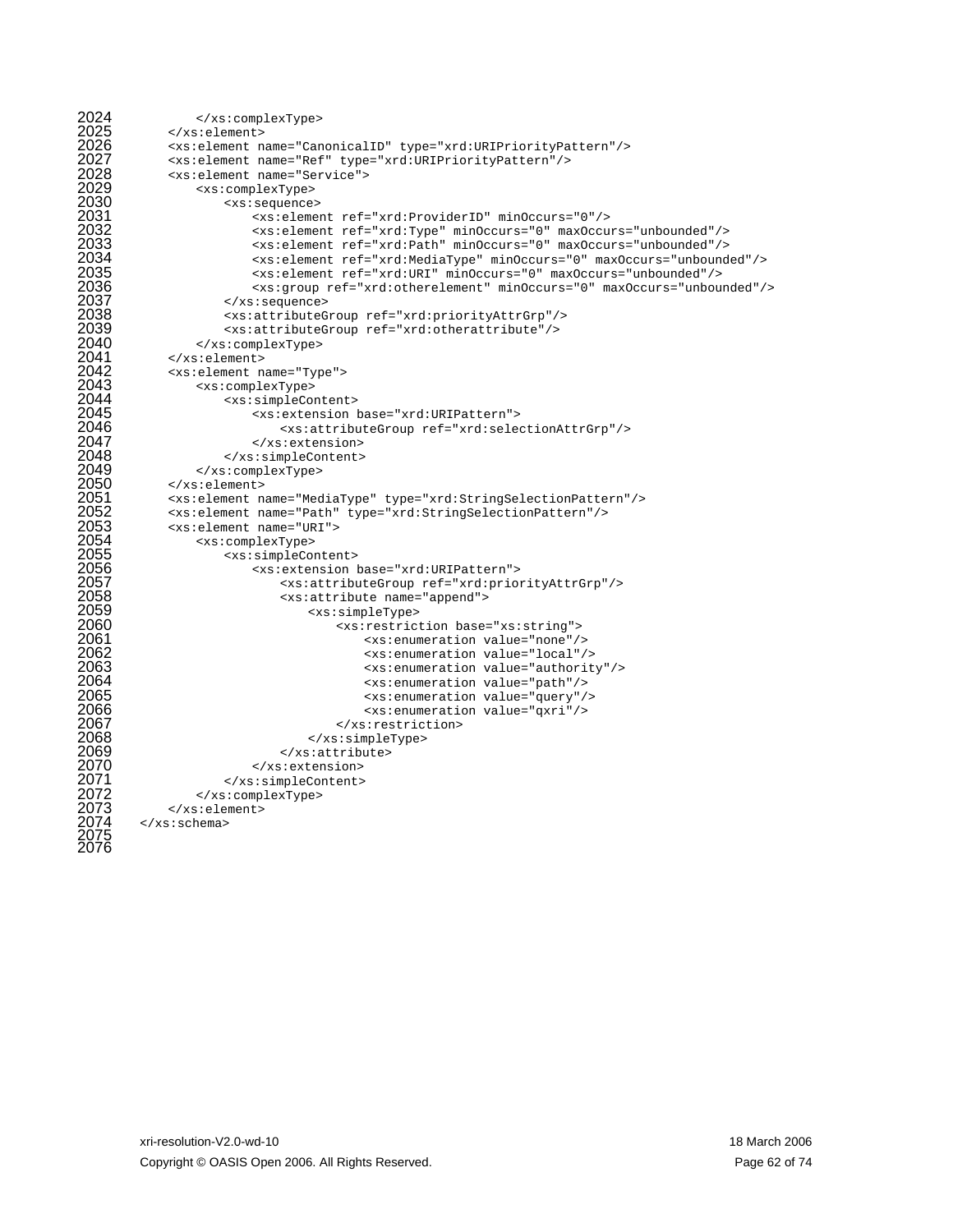```
2024            </xs:complexType>
2025        </xs:element>
2026        <xs:element name="CanonicalID" type="xrd:URIPriorityPattern"/>
2027        <xs:element name="Ref" type="xrd:URIPriorityPattern"/>
2028        <xs:element name="Service">
2029            <xs:complexType>
2030                <xs:sequence>
2031                    <xs:element ref="xrd:ProviderID" minOccurs="0"/>
2032                    <xs:element ref="xrd:Type" minOccurs="0" maxOccurs="unbounded"/>
2033                    <xs:element ref="xrd:Path" minOccurs="0" maxOccurs="unbounded"/>
2034                    <xs:element ref="xrd:MediaType" minOccurs="0" maxOccurs="unbounded"/>
2035                    <xs:element ref="xrd:URI" minOccurs="0" maxOccurs="unbounded"/>
2036                    <xs:group ref="xrd:otherelement" minOccurs="0" maxOccurs="unbounded"/>
2037                </xs:sequence>
2038                <xs:attributeGroup ref="xrd:priorityAttrGrp"/>
2039                <xs:attributeGroup ref="xrd:otherattribute"/>
2040            </xs:complexType>
2041        </xs:element>
2042        <xs:element name="Type">
2043            <xs:complexType>
2044                <xs:simpleContent>
2045                    <xs:extension base="xrd:URIPattern">
2046                        <xs:attributeGroup ref="xrd:selectionAttrGrp"/>
2047                    </xs:extension>
2048                </xs:simpleContent>
2049            </xs:complexType>
2050        </xs:element>
2051        <xs:element name="MediaType" type="xrd:StringSelectionPattern"/>
2052        <xs:element name="Path" type="xrd:StringSelectionPattern"/>
2053        <xs:element name="URI">
2054            <xs:complexType>
2055                <xs:simpleContent>
2056                    <xs:extension base="xrd:URIPattern">
2057                        <xs:attributeGroup ref="xrd:priorityAttrGrp"/>
2058                        <xs:attribute name="append">
2059                            <xs:simpleType>
2060                                <xs:restriction base="xs:string">
2061                                    <xs:enumeration value="none"/>
2062                                    <xs:enumeration value="local"/>
2063                                    <xs:enumeration value="authority"/>
2064                                    <xs:enumeration value="path"/>
2065                                    <xs:enumeration value="query"/>
2066                                    <xs:enumeration value="qxri"/>
2067                                </xs:restriction>
2068                            </xs:simpleType>
2069                        </xs:attribute>
2070                    </xs:extension>
2071                </xs:simpleContent>
2072            </xs:complexType>
2073        </xs:element>
2074    </xs:schema>
2075
2076
```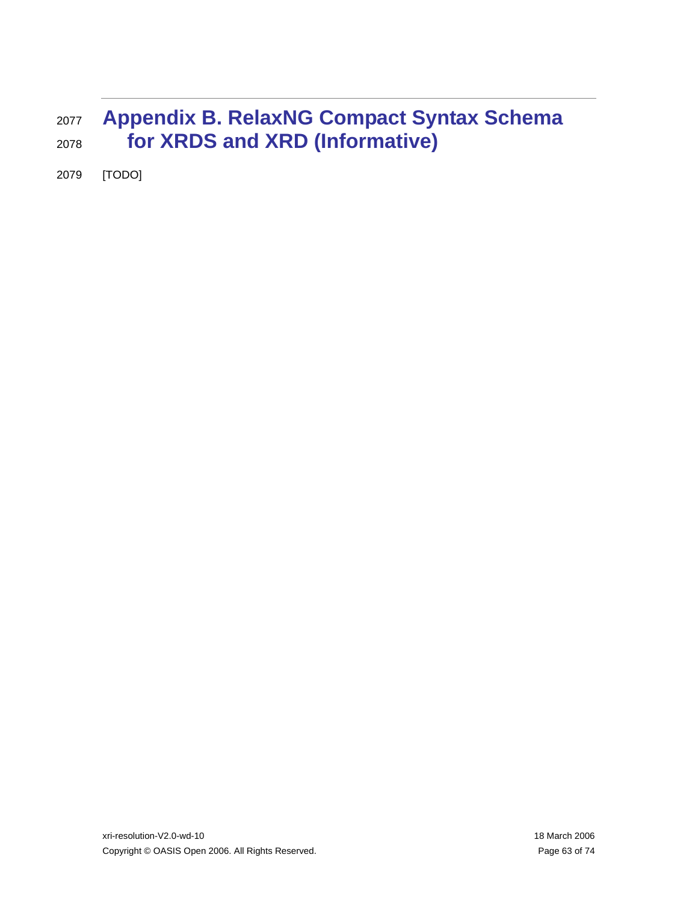# Appendix B. RelaxNG Compact Syntax Schema for XRDS and XRD (Informative)

[TODO]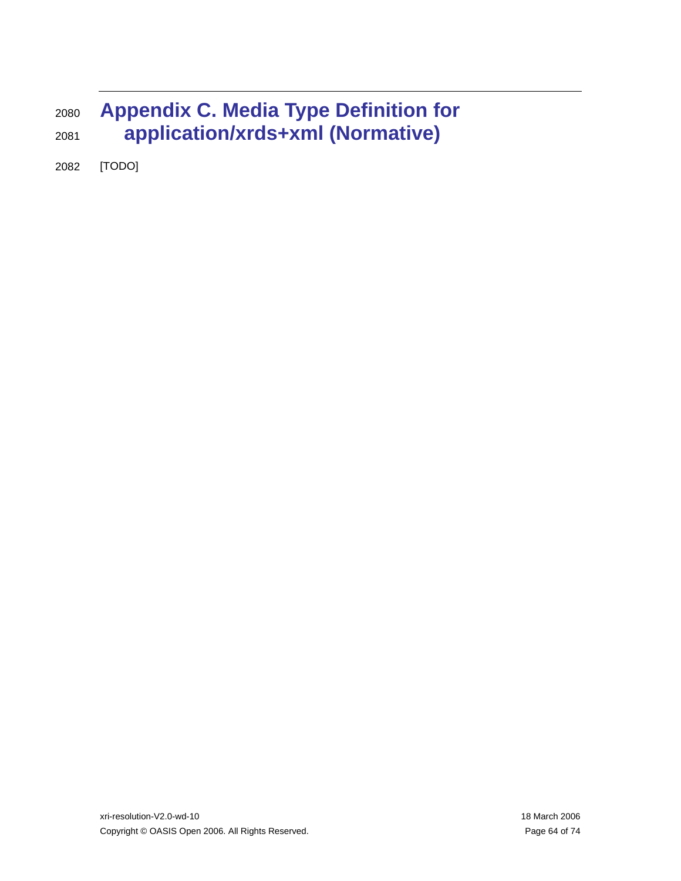# Appendix C. Media Type Definition for application/xrds+xml (Normative)

[TODO]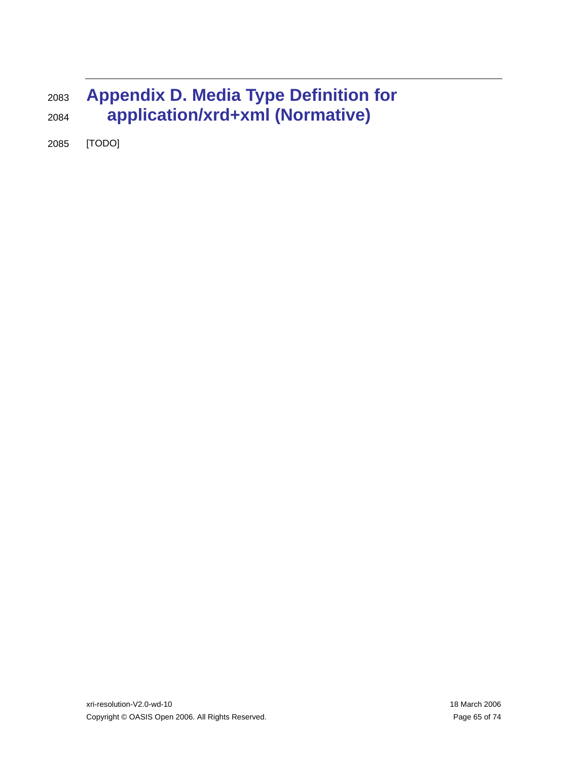# Appendix D. Media Type Definition for application/xrd+xml (Normative)

[TODO]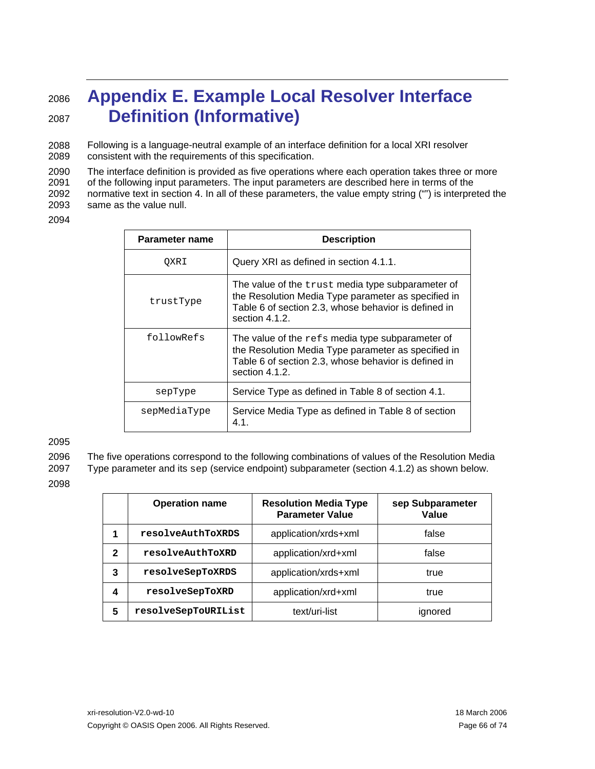# Appendix E. Example Local Resolver Interface Definition (Informative)

Following is a language-neutral example of an interface definition for a local XRI resolver consistent with the requirements of this specification.

The interface definition is provided as five operations where each operation takes three or more of the following input parameters. The input parameters are described here in terms of the normative text in section 4. In all of these parameters, the value empty string ("") is interpreted the same as the value null.

| Parameter name | Description |
|---|---|
| `QXRI` | Query XRI as defined in section 4.1.1. |
| `trustType` | The value of the `trust` media type subparameter of the Resolution Media Type parameter as specified in Table 6 of section 2.3, whose behavior is defined in section 4.1.2. |
| `followRefs` | The value of the `refs` media type subparameter of the Resolution Media Type parameter as specified in Table 6 of section 2.3, whose behavior is defined in section 4.1.2. |
| `sepType` | Service Type as defined in Table 8 of section 4.1. |
| `sepMediaType` | Service Media Type as defined in Table 8 of section 4.1. |

The five operations correspond to the following combinations of values of the Resolution Media Type parameter and its `sep` (service endpoint) subparameter (section 4.1.2) as shown below.

| | Operation name | Resolution Media Type Parameter Value | sep Subparameter Value |
|---|---|---|---|
| **1** | **`resolveAuthToXRDS`** | application/xrds+xml | false |
| **2** | **`resolveAuthToXRD`** | application/xrd+xml | false |
| **3** | **`resolveSepToXRDS`** | application/xrds+xml | true |
| **4** | **`resolveSepToXRD`** | application/xrd+xml | true |
| **5** | **`resolveSepToURIList`** | text/uri-list | ignored |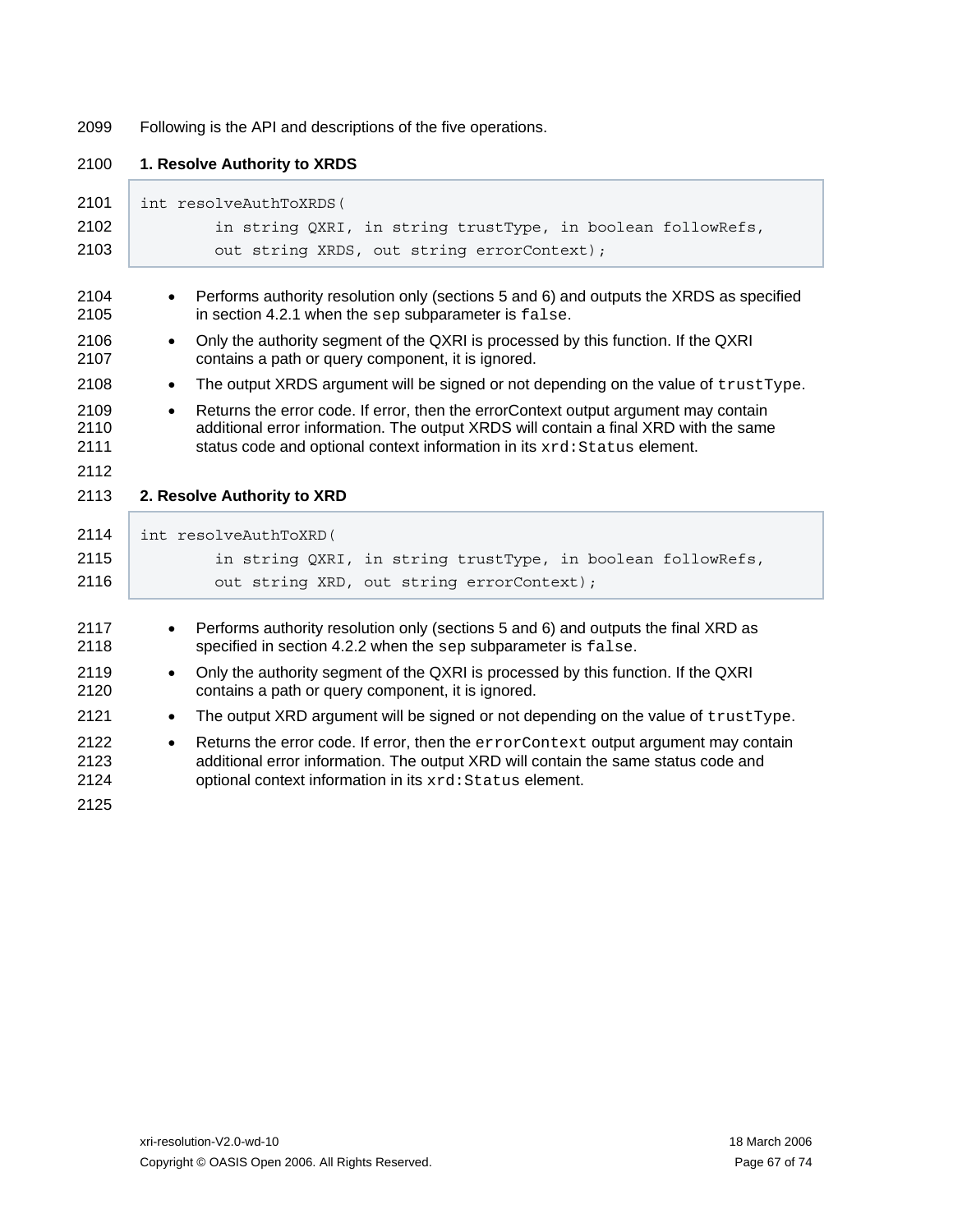Following is the API and descriptions of the five operations.

**1. Resolve Authority to XRDS**

```
int resolveAuthToXRDS(
        in string QXRI, in string trustType, in boolean followRefs,
        out string XRDS, out string errorContext);
```

- Performs authority resolution only (sections 5 and 6) and outputs the XRDS as specified in section 4.2.1 when the `sep` subparameter is `false`.
- Only the authority segment of the QXRI is processed by this function. If the QXRI contains a path or query component, it is ignored.
- The output XRDS argument will be signed or not depending on the value of `trustType`.
- Returns the error code. If error, then the errorContext output argument may contain additional error information. The output XRDS will contain a final XRD with the same status code and optional context information in its `xrd:Status` element.

**2. Resolve Authority to XRD**

```
int resolveAuthToXRD(
        in string QXRI, in string trustType, in boolean followRefs,
        out string XRD, out string errorContext);
```

- Performs authority resolution only (sections 5 and 6) and outputs the final XRD as specified in section 4.2.2 when the `sep` subparameter is `false`.
- Only the authority segment of the QXRI is processed by this function. If the QXRI contains a path or query component, it is ignored.
- The output XRD argument will be signed or not depending on the value of `trustType`.
- Returns the error code. If error, then the `errorContext` output argument may contain additional error information. The output XRD will contain the same status code and optional context information in its `xrd:Status` element.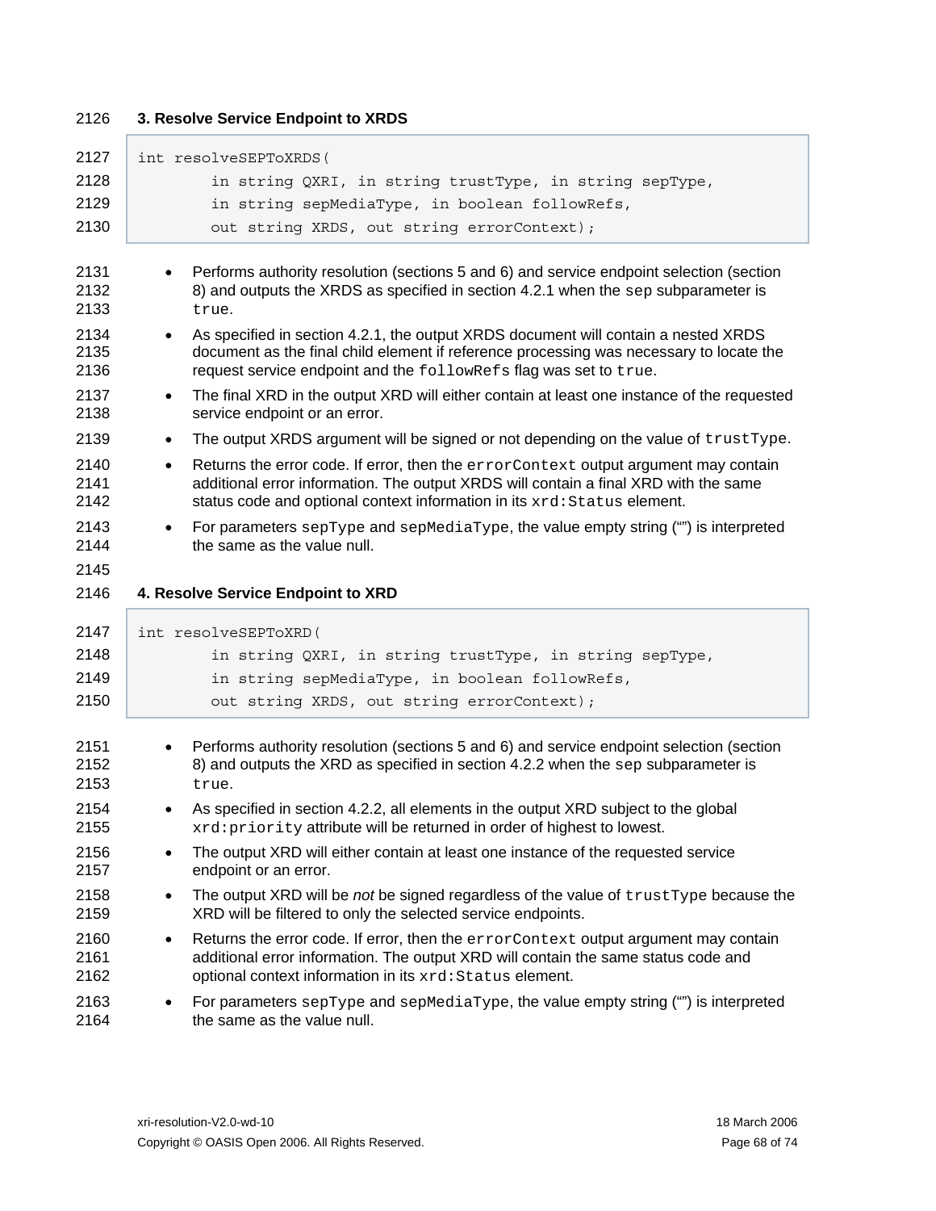**3. Resolve Service Endpoint to XRDS**

```
int resolveSEPToXRDS(
        in string QXRI, in string trustType, in string sepType,
        in string sepMediaType, in boolean followRefs,
        out string XRDS, out string errorContext);
```

- Performs authority resolution (sections 5 and 6) and service endpoint selection (section 8) and outputs the XRDS as specified in section 4.2.1 when the `sep` subparameter is `true`.
- As specified in section 4.2.1, the output XRDS document will contain a nested XRDS document as the final child element if reference processing was necessary to locate the request service endpoint and the `followRefs` flag was set to `true`.
- The final XRD in the output XRD will either contain at least one instance of the requested service endpoint or an error.
- The output XRDS argument will be signed or not depending on the value of `trustType`.
- Returns the error code. If error, then the `errorContext` output argument may contain additional error information. The output XRDS will contain a final XRD with the same status code and optional context information in its `xrd:Status` element.
- For parameters `sepType` and `sepMediaType`, the value empty string ("") is interpreted the same as the value null.

**4. Resolve Service Endpoint to XRD**

```
int resolveSEPToXRD(
        in string QXRI, in string trustType, in string sepType,
        in string sepMediaType, in boolean followRefs,
        out string XRDS, out string errorContext);
```

- Performs authority resolution (sections 5 and 6) and service endpoint selection (section 8) and outputs the XRD as specified in section 4.2.2 when the `sep` subparameter is `true`.
- As specified in section 4.2.2, all elements in the output XRD subject to the global `xrd:priority` attribute will be returned in order of highest to lowest.
- The output XRD will either contain at least one instance of the requested service endpoint or an error.
- The output XRD will be *not* be signed regardless of the value of `trustType` because the XRD will be filtered to only the selected service endpoints.
- Returns the error code. If error, then the `errorContext` output argument may contain additional error information. The output XRD will contain the same status code and optional context information in its `xrd:Status` element.
- For parameters `sepType` and `sepMediaType`, the value empty string ("") is interpreted the same as the value null.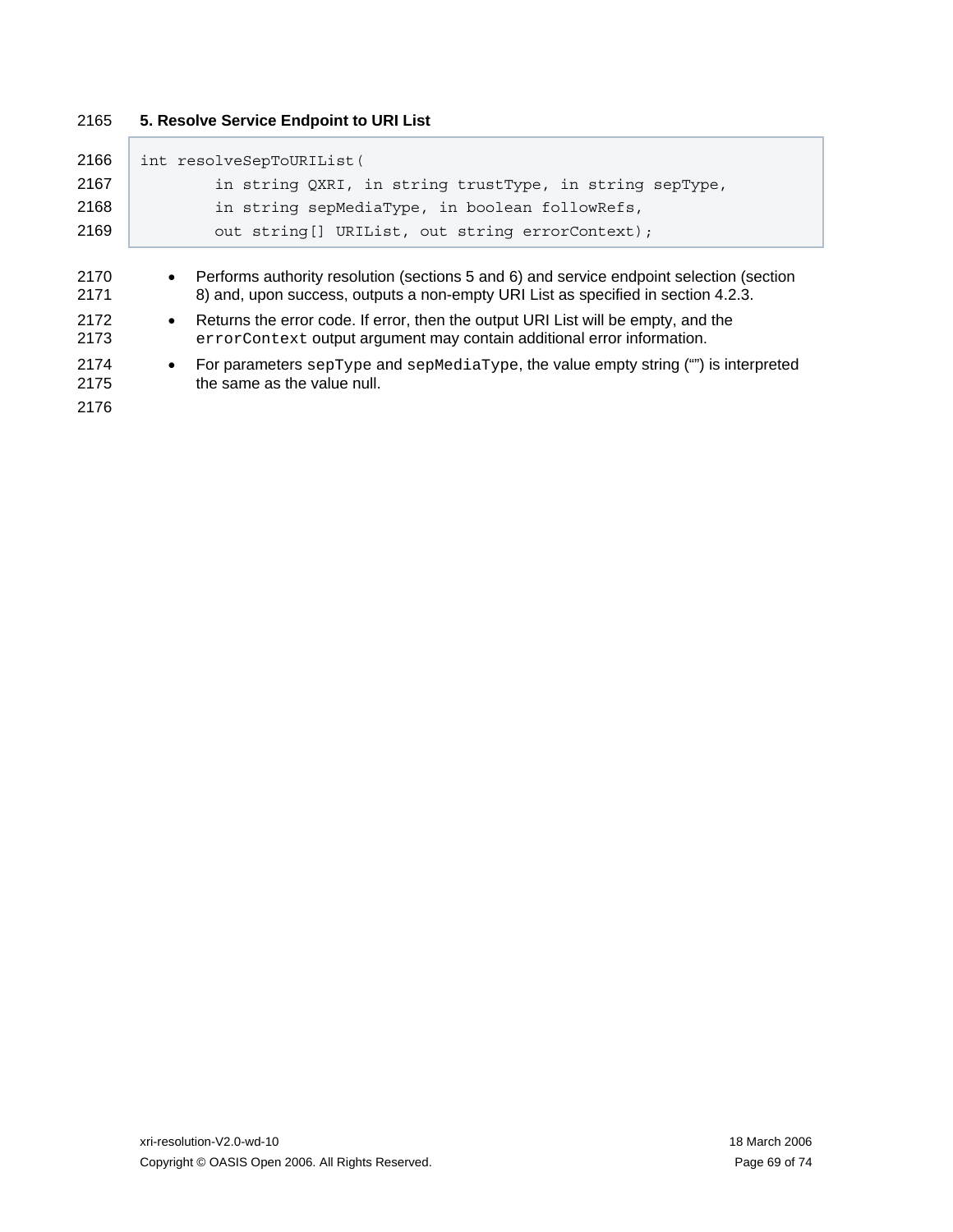**5. Resolve Service Endpoint to URI List**

```
int resolveSepToURIList(
        in string QXRI, in string trustType, in string sepType,
        in string sepMediaType, in boolean followRefs,
        out string[] URIList, out string errorContext);
```

- Performs authority resolution (sections 5 and 6) and service endpoint selection (section 8) and, upon success, outputs a non-empty URI List as specified in section 4.2.3.
- Returns the error code. If error, then the output URI List will be empty, and the `errorContext` output argument may contain additional error information.
- For parameters `sepType` and `sepMediaType`, the value empty string ("") is interpreted the same as the value null.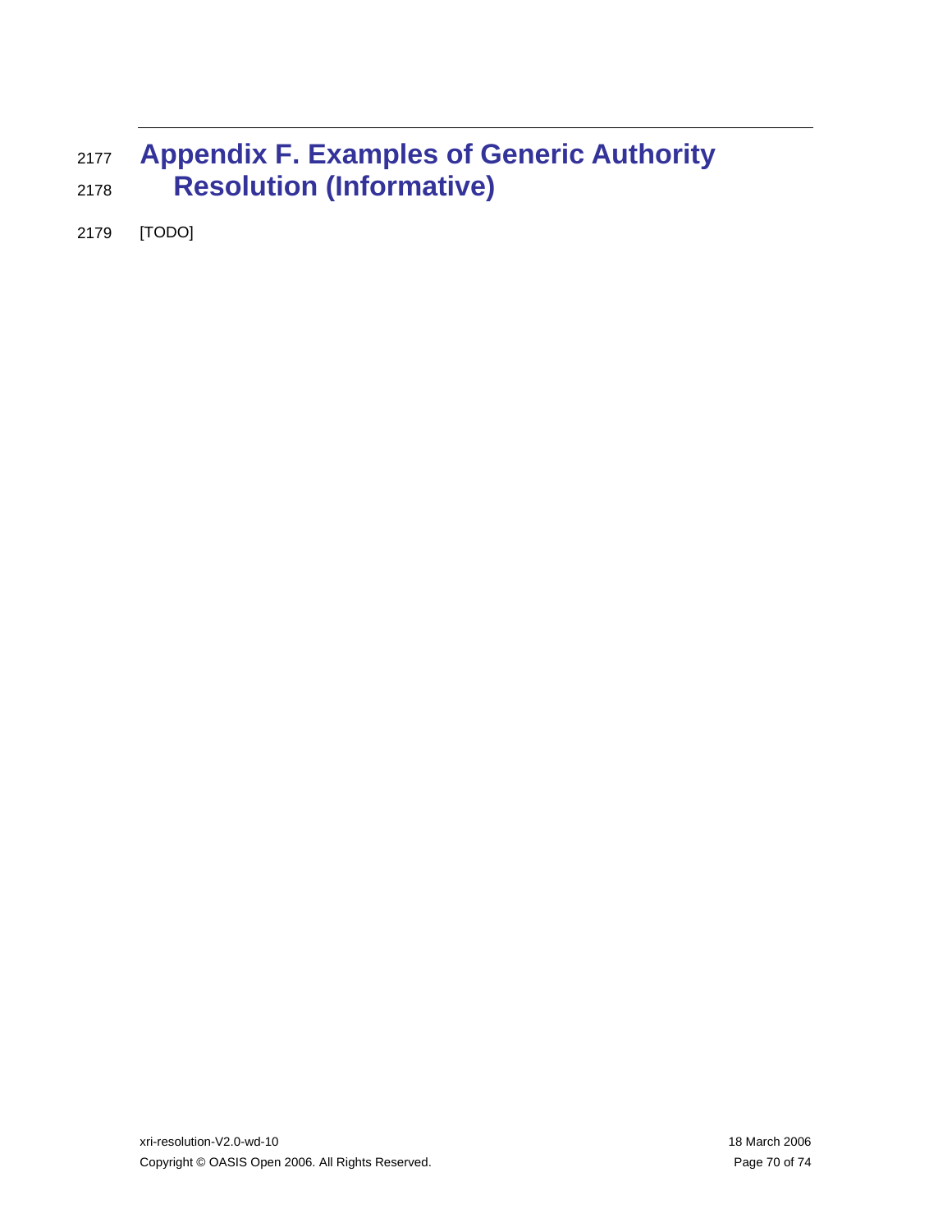# Appendix F. Examples of Generic Authority Resolution (Informative)

[TODO]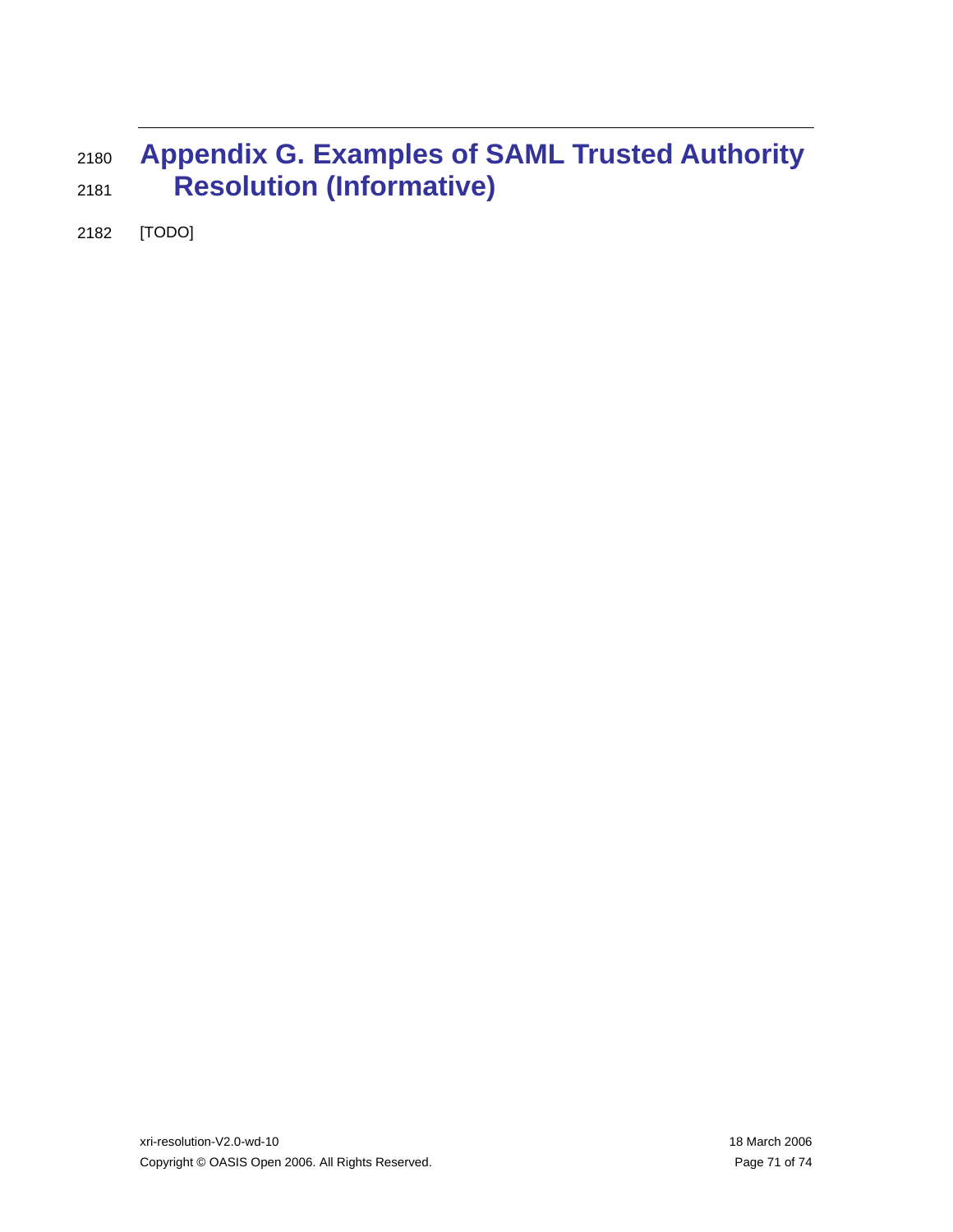# Appendix G. Examples of SAML Trusted Authority Resolution (Informative)

[TODO]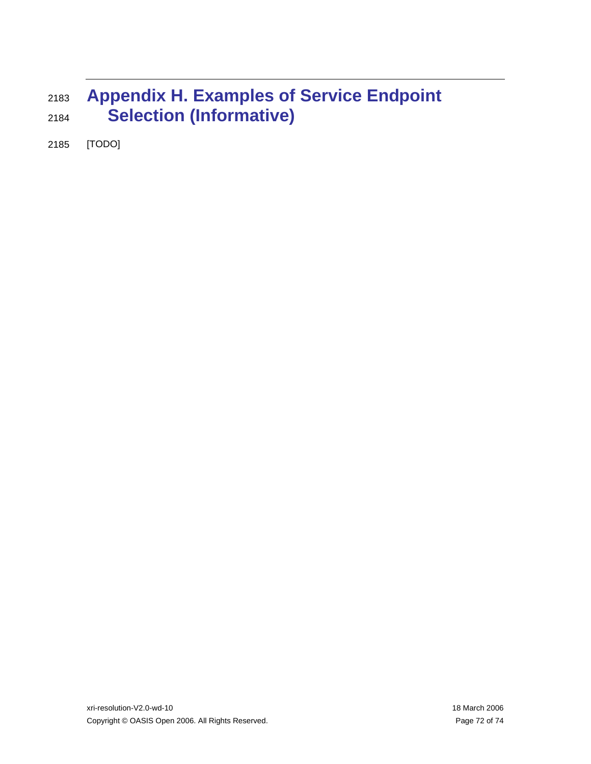# Appendix H. Examples of Service Endpoint Selection (Informative)

[TODO]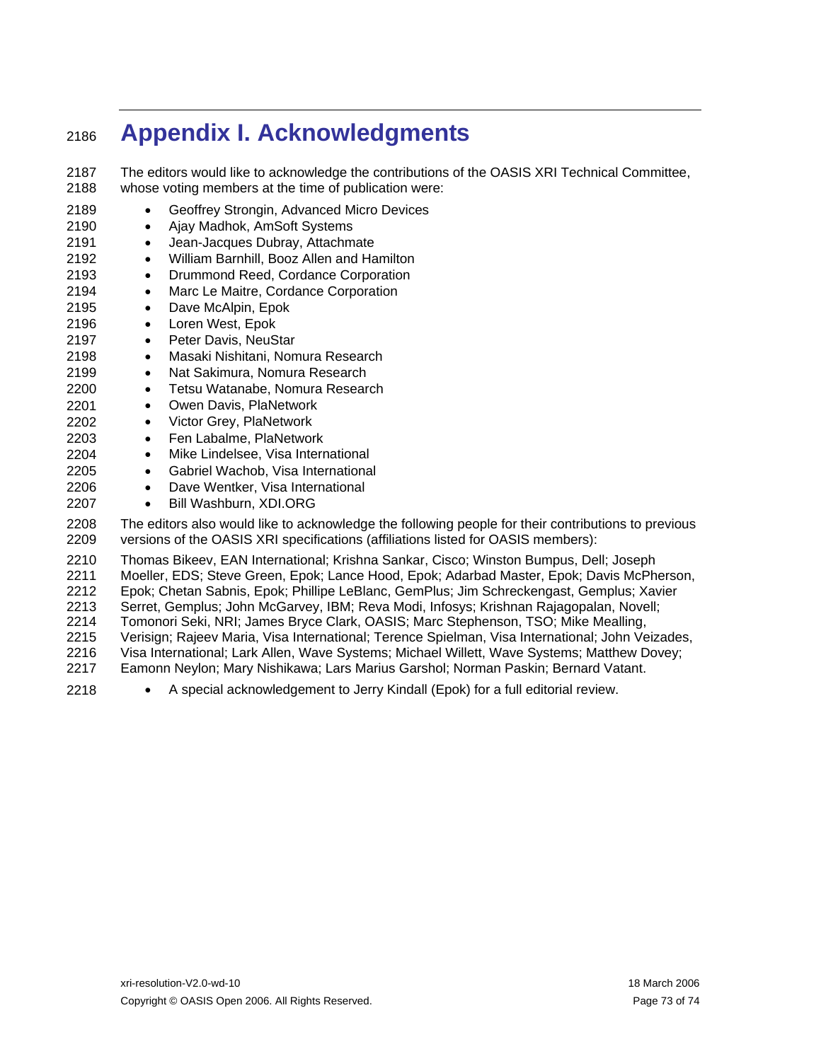# Appendix I. Acknowledgments

The editors would like to acknowledge the contributions of the OASIS XRI Technical Committee, whose voting members at the time of publication were:

- Geoffrey Strongin, Advanced Micro Devices
- Ajay Madhok, AmSoft Systems
- Jean-Jacques Dubray, Attachmate
- William Barnhill, Booz Allen and Hamilton
- Drummond Reed, Cordance Corporation
- Marc Le Maitre, Cordance Corporation
- Dave McAlpin, Epok
- Loren West, Epok
- Peter Davis, NeuStar
- Masaki Nishitani, Nomura Research
- Nat Sakimura, Nomura Research
- Tetsu Watanabe, Nomura Research
- Owen Davis, PlaNetwork
- Victor Grey, PlaNetwork
- Fen Labalme, PlaNetwork
- Mike Lindelsee, Visa International
- Gabriel Wachob, Visa International
- Dave Wentker, Visa International
- Bill Washburn, XDI.ORG

The editors also would like to acknowledge the following people for their contributions to previous versions of the OASIS XRI specifications (affiliations listed for OASIS members):

Thomas Bikeev, EAN International; Krishna Sankar, Cisco; Winston Bumpus, Dell; Joseph Moeller, EDS; Steve Green, Epok; Lance Hood, Epok; Adarbad Master, Epok; Davis McPherson, Epok; Chetan Sabnis, Epok; Phillipe LeBlanc, GemPlus; Jim Schreckengast, Gemplus; Xavier Serret, Gemplus; John McGarvey, IBM; Reva Modi, Infosys; Krishnan Rajagopalan, Novell; Tomonori Seki, NRI; James Bryce Clark, OASIS; Marc Stephenson, TSO; Mike Mealling, Verisign; Rajeev Maria, Visa International; Terence Spielman, Visa International; John Veizades, Visa International; Lark Allen, Wave Systems; Michael Willett, Wave Systems; Matthew Dovey; Eamonn Neylon; Mary Nishikawa; Lars Marius Garshol; Norman Paskin; Bernard Vatant.

- A special acknowledgement to Jerry Kindall (Epok) for a full editorial review.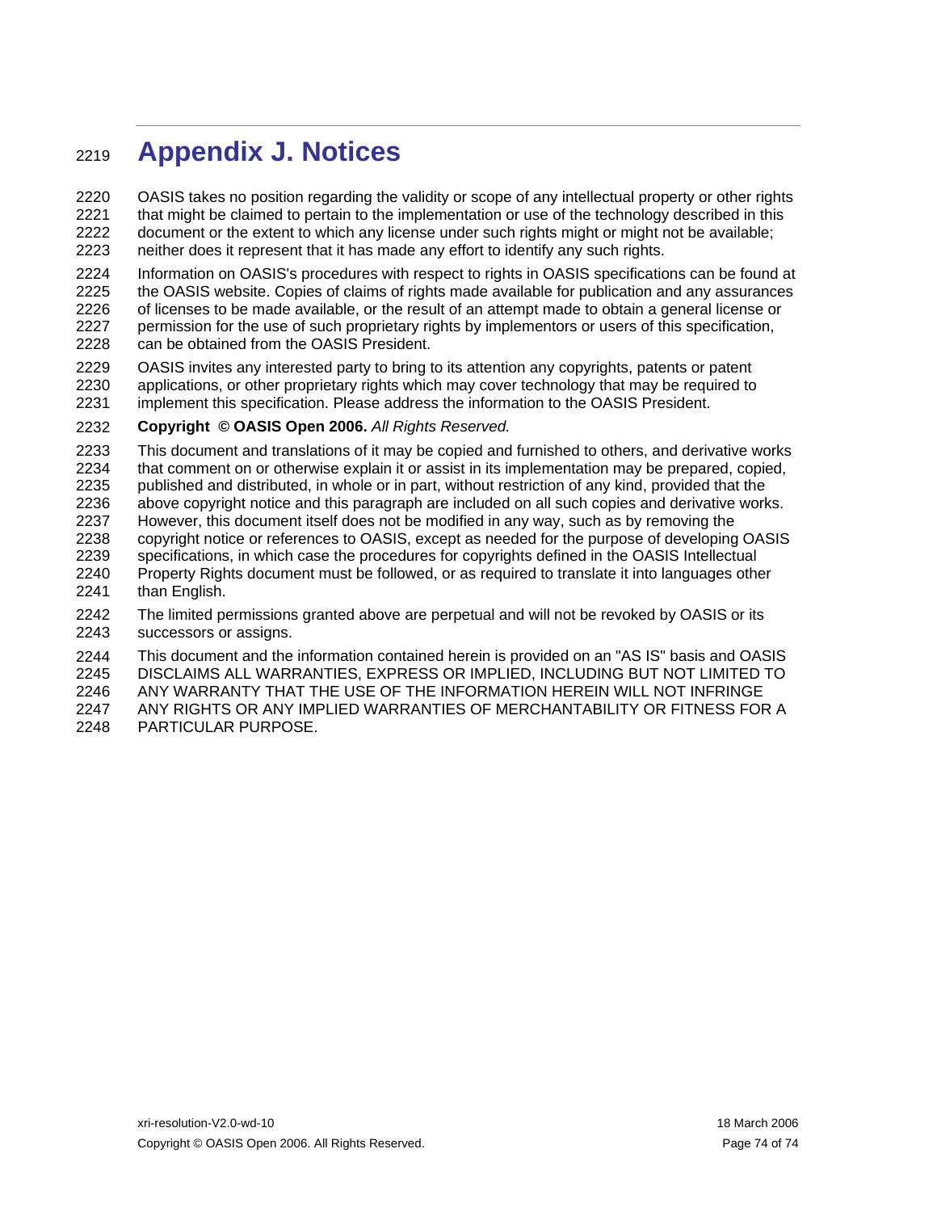# Appendix J. Notices

OASIS takes no position regarding the validity or scope of any intellectual property or other rights that might be claimed to pertain to the implementation or use of the technology described in this document or the extent to which any license under such rights might or might not be available; neither does it represent that it has made any effort to identify any such rights.

Information on OASIS's procedures with respect to rights in OASIS specifications can be found at the OASIS website. Copies of claims of rights made available for publication and any assurances of licenses to be made available, or the result of an attempt made to obtain a general license or permission for the use of such proprietary rights by implementors or users of this specification, can be obtained from the OASIS President.

OASIS invites any interested party to bring to its attention any copyrights, patents or patent applications, or other proprietary rights which may cover technology that may be required to implement this specification. Please address the information to the OASIS President.

**Copyright © OASIS Open 2006.** *All Rights Reserved.*

This document and translations of it may be copied and furnished to others, and derivative works that comment on or otherwise explain it or assist in its implementation may be prepared, copied, published and distributed, in whole or in part, without restriction of any kind, provided that the above copyright notice and this paragraph are included on all such copies and derivative works. However, this document itself does not be modified in any way, such as by removing the copyright notice or references to OASIS, except as needed for the purpose of developing OASIS specifications, in which case the procedures for copyrights defined in the OASIS Intellectual Property Rights document must be followed, or as required to translate it into languages other than English.

The limited permissions granted above are perpetual and will not be revoked by OASIS or its successors or assigns.

This document and the information contained herein is provided on an "AS IS" basis and OASIS DISCLAIMS ALL WARRANTIES, EXPRESS OR IMPLIED, INCLUDING BUT NOT LIMITED TO ANY WARRANTY THAT THE USE OF THE INFORMATION HEREIN WILL NOT INFRINGE ANY RIGHTS OR ANY IMPLIED WARRANTIES OF MERCHANTABILITY OR FITNESS FOR A PARTICULAR PURPOSE.